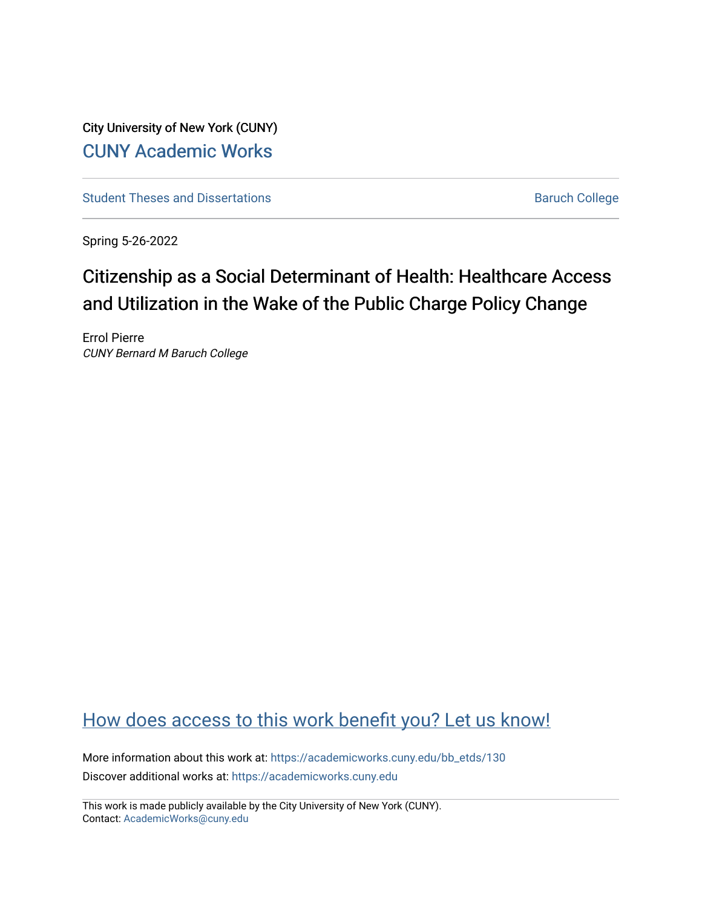City University of New York (CUNY)

CUNY Academic Works

Student Theses and Dissertations

Baruch College

Spring 5-26-2022

# Citizenship as a Social Determinant of Health: Healthcare Access and Utilization in the Wake of the Public Charge Policy Change

Errol Pierre

*CUNY Bernard M Baruch College*

How does access to this work benefit you? Let us know!

More information about this work at: https://academicworks.cuny.edu/bb_etds/130

Discover additional works at: https://academicworks.cuny.edu

This work is made publicly available by the City University of New York (CUNY).
Contact: AcademicWorks@cuny.edu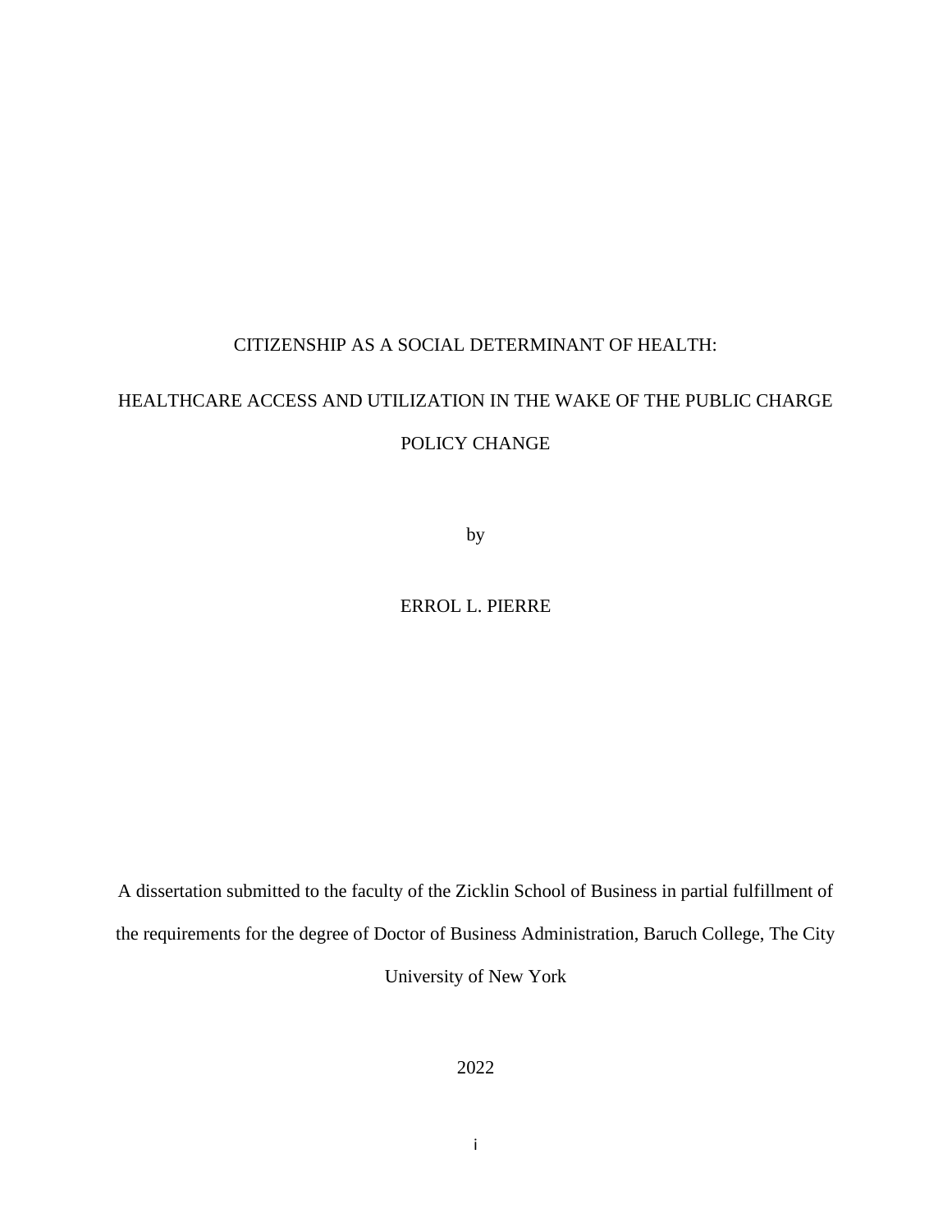# CITIZENSHIP AS A SOCIAL DETERMINANT OF HEALTH:

# HEALTHCARE ACCESS AND UTILIZATION IN THE WAKE OF THE PUBLIC CHARGE POLICY CHANGE

by

ERROL L. PIERRE

A dissertation submitted to the faculty of the Zicklin School of Business in partial fulfillment of the requirements for the degree of Doctor of Business Administration, Baruch College, The City University of New York

2022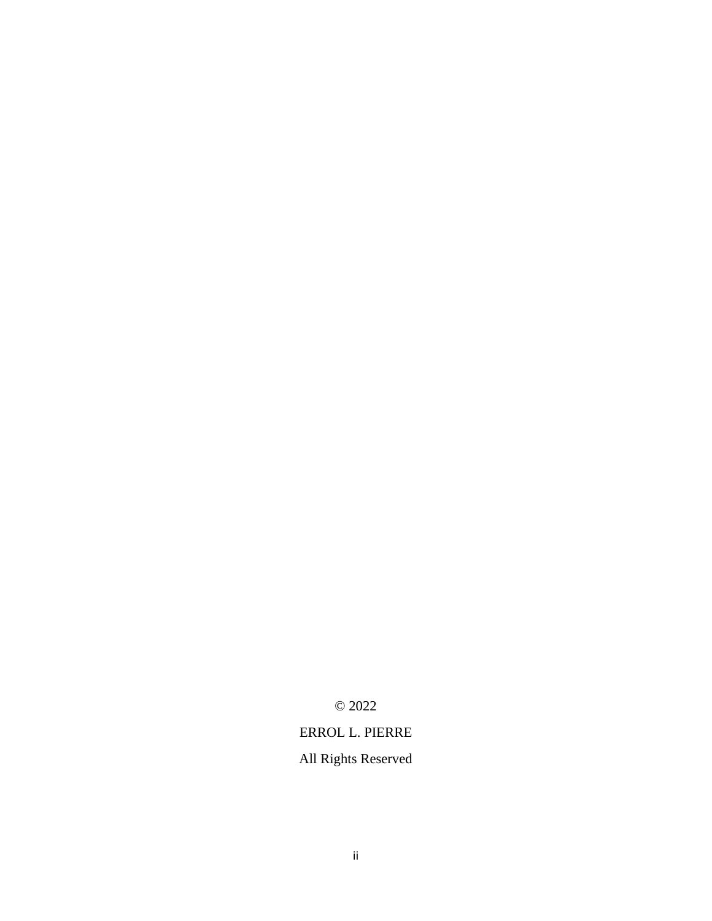© 2022

ERROL L. PIERRE

All Rights Reserved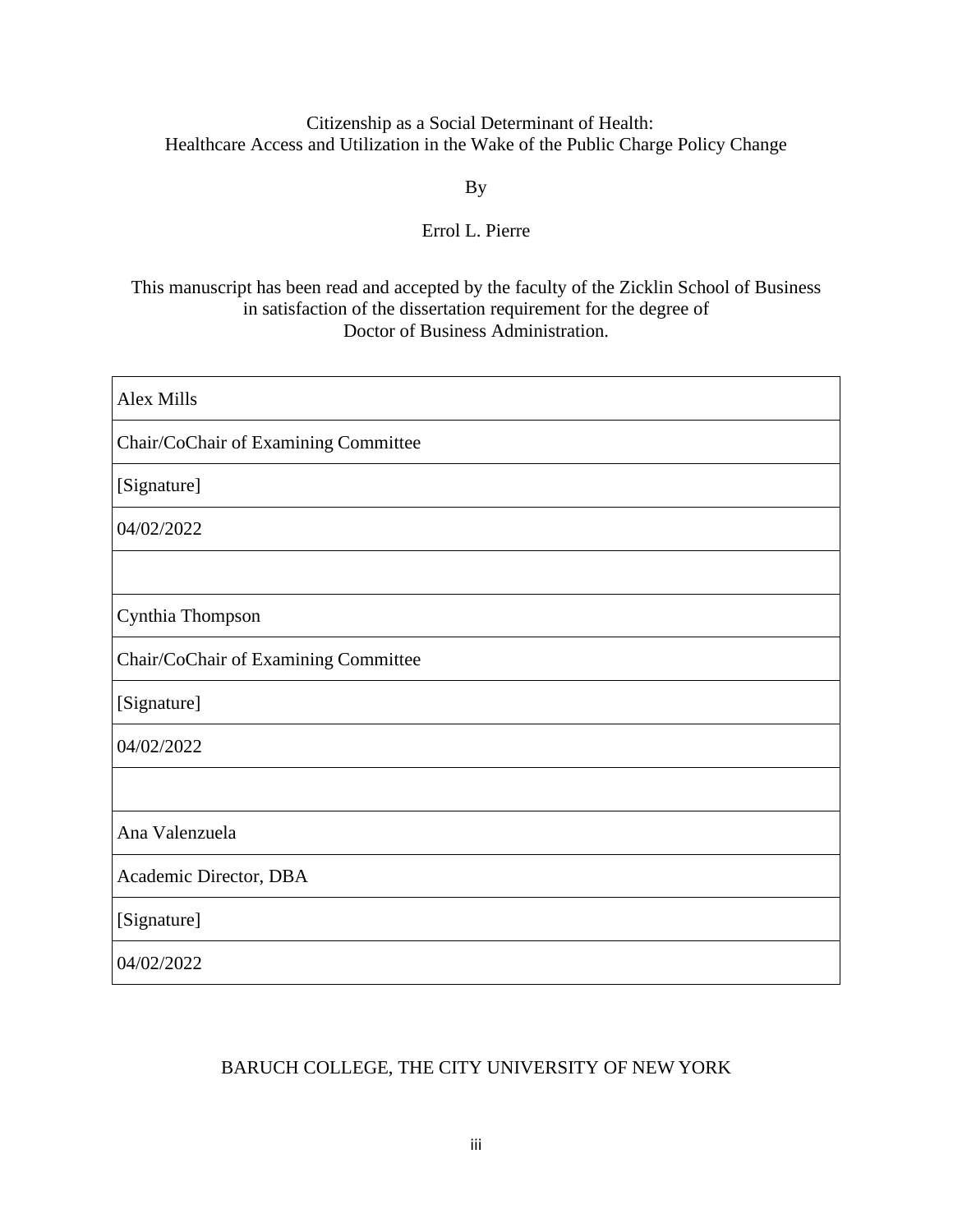Citizenship as a Social Determinant of Health:
Healthcare Access and Utilization in the Wake of the Public Charge Policy Change

By

Errol L. Pierre

This manuscript has been read and accepted by the faculty of the Zicklin School of Business in satisfaction of the dissertation requirement for the degree of Doctor of Business Administration.

| Alex Mills |
|---|
| Chair/CoChair of Examining Committee |
| [Signature] |
| 04/02/2022 |
| |
| Cynthia Thompson |
| Chair/CoChair of Examining Committee |
| [Signature] |
| 04/02/2022 |
| |
| Ana Valenzuela |
| Academic Director, DBA |
| [Signature] |
| 04/02/2022 |

BARUCH COLLEGE, THE CITY UNIVERSITY OF NEW YORK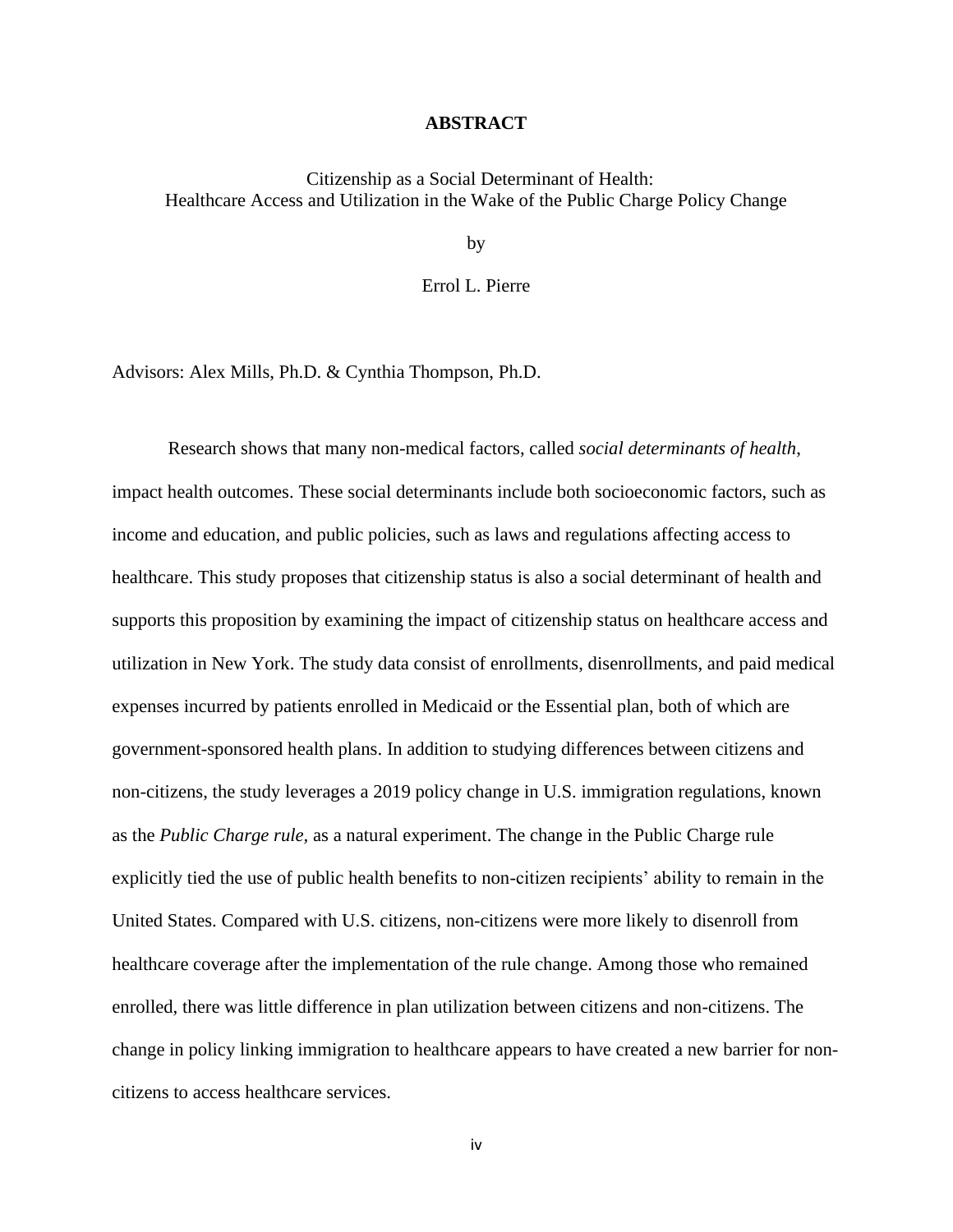# ABSTRACT

Citizenship as a Social Determinant of Health:
Healthcare Access and Utilization in the Wake of the Public Charge Policy Change

by

Errol L. Pierre

Advisors: Alex Mills, Ph.D. & Cynthia Thompson, Ph.D.

Research shows that many non-medical factors, called *social determinants of health*, impact health outcomes. These social determinants include both socioeconomic factors, such as income and education, and public policies, such as laws and regulations affecting access to healthcare. This study proposes that citizenship status is also a social determinant of health and supports this proposition by examining the impact of citizenship status on healthcare access and utilization in New York. The study data consist of enrollments, disenrollments, and paid medical expenses incurred by patients enrolled in Medicaid or the Essential plan, both of which are government-sponsored health plans. In addition to studying differences between citizens and non-citizens, the study leverages a 2019 policy change in U.S. immigration regulations, known as the *Public Charge rule*, as a natural experiment. The change in the Public Charge rule explicitly tied the use of public health benefits to non-citizen recipients' ability to remain in the United States. Compared with U.S. citizens, non-citizens were more likely to disenroll from healthcare coverage after the implementation of the rule change. Among those who remained enrolled, there was little difference in plan utilization between citizens and non-citizens. The change in policy linking immigration to healthcare appears to have created a new barrier for non-citizens to access healthcare services.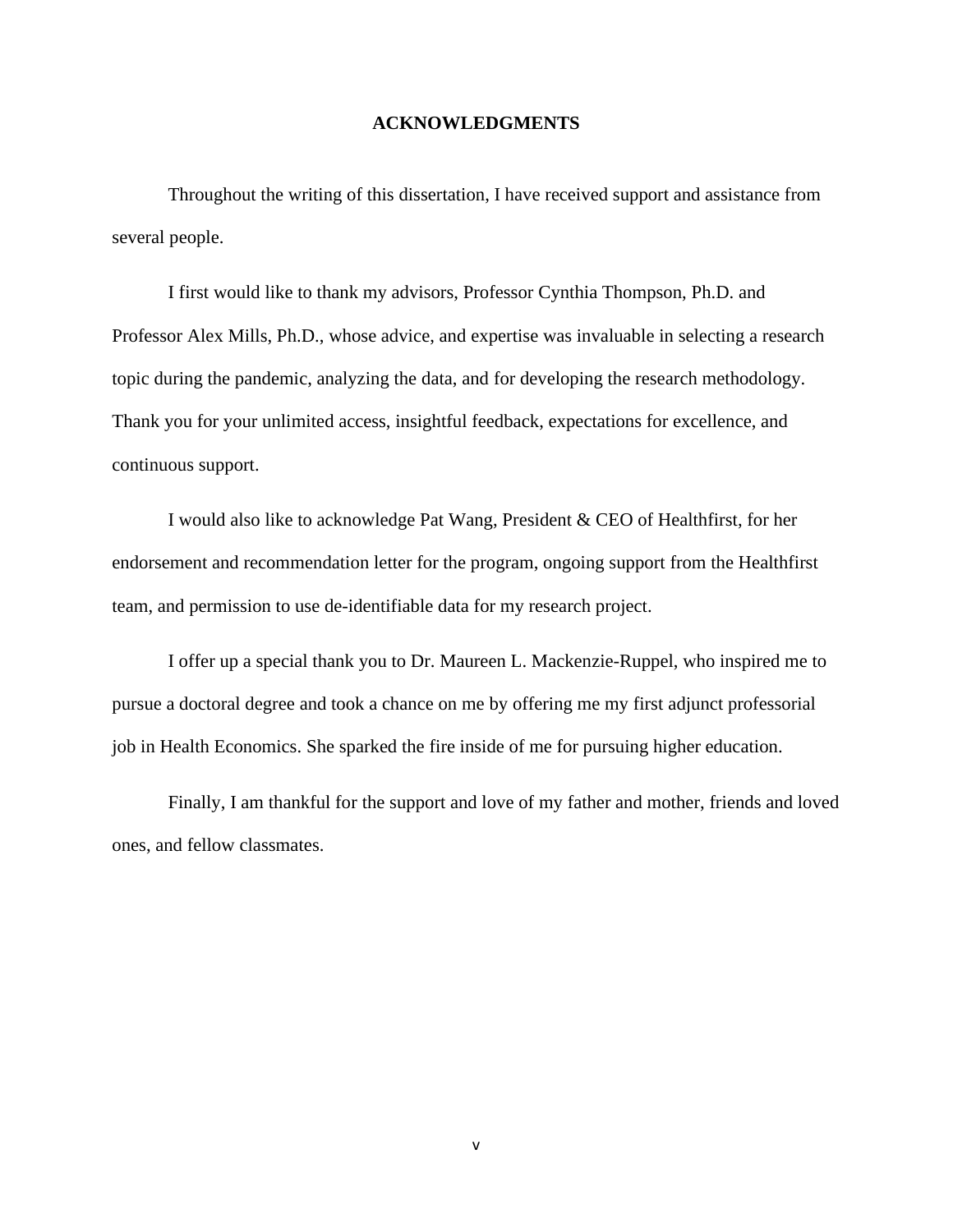# ACKNOWLEDGMENTS

Throughout the writing of this dissertation, I have received support and assistance from several people.

I first would like to thank my advisors, Professor Cynthia Thompson, Ph.D. and Professor Alex Mills, Ph.D., whose advice, and expertise was invaluable in selecting a research topic during the pandemic, analyzing the data, and for developing the research methodology. Thank you for your unlimited access, insightful feedback, expectations for excellence, and continuous support.

I would also like to acknowledge Pat Wang, President & CEO of Healthfirst, for her endorsement and recommendation letter for the program, ongoing support from the Healthfirst team, and permission to use de-identifiable data for my research project.

I offer up a special thank you to Dr. Maureen L. Mackenzie-Ruppel, who inspired me to pursue a doctoral degree and took a chance on me by offering me my first adjunct professorial job in Health Economics. She sparked the fire inside of me for pursuing higher education.

Finally, I am thankful for the support and love of my father and mother, friends and loved ones, and fellow classmates.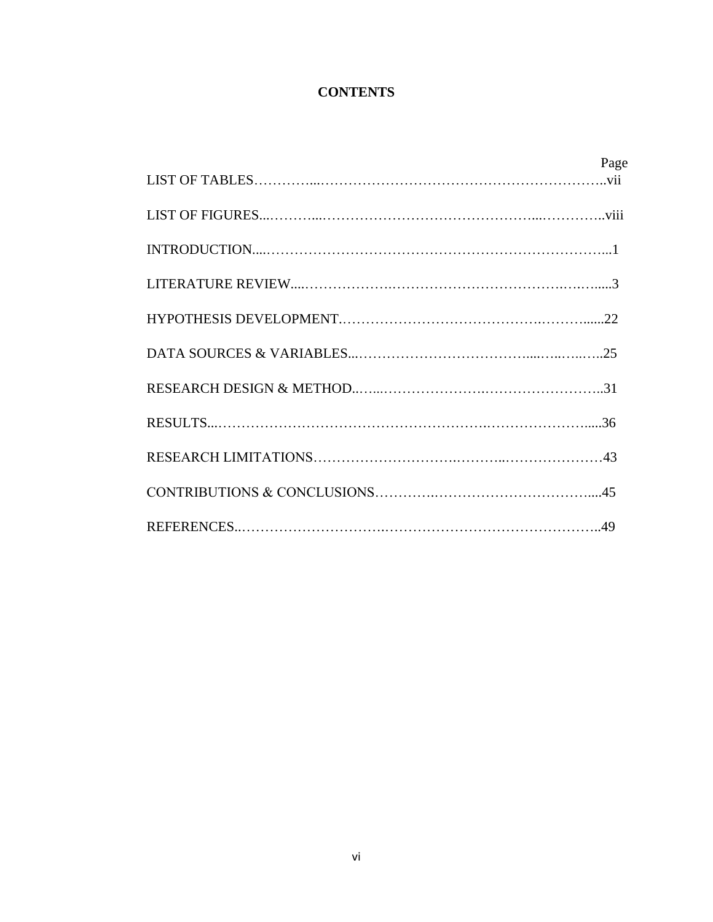# CONTENTS

| | Page |
|---|---|
| LIST OF TABLES | vii |
| LIST OF FIGURES | viii |
| INTRODUCTION | 1 |
| LITERATURE REVIEW | 3 |
| HYPOTHESIS DEVELOPMENT | 22 |
| DATA SOURCES & VARIABLES | 25 |
| RESEARCH DESIGN & METHOD | 31 |
| RESULTS | 36 |
| RESEARCH LIMITATIONS | 43 |
| CONTRIBUTIONS & CONCLUSIONS | 45 |
| REFERENCES | 49 |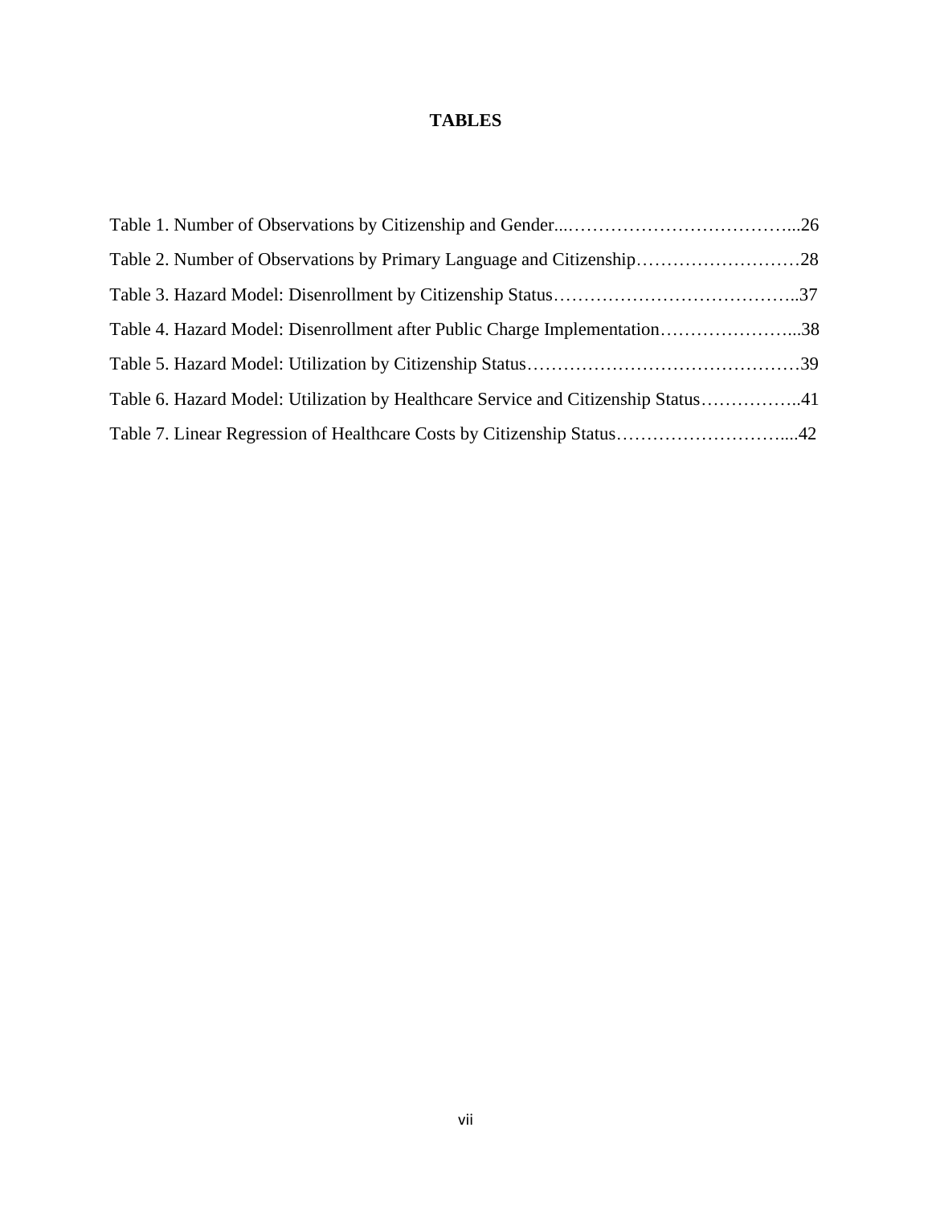# TABLES

Table 1. Number of Observations by Citizenship and Gender...………………………………...26

Table 2. Number of Observations by Primary Language and Citizenship………………………28

Table 3. Hazard Model: Disenrollment by Citizenship Status…………………………………..37

Table 4. Hazard Model: Disenrollment after Public Charge Implementation…………………...38

Table 5. Hazard Model: Utilization by Citizenship Status………………………………………39

Table 6. Hazard Model: Utilization by Healthcare Service and Citizenship Status……………..41

Table 7. Linear Regression of Healthcare Costs by Citizenship Status………………………....42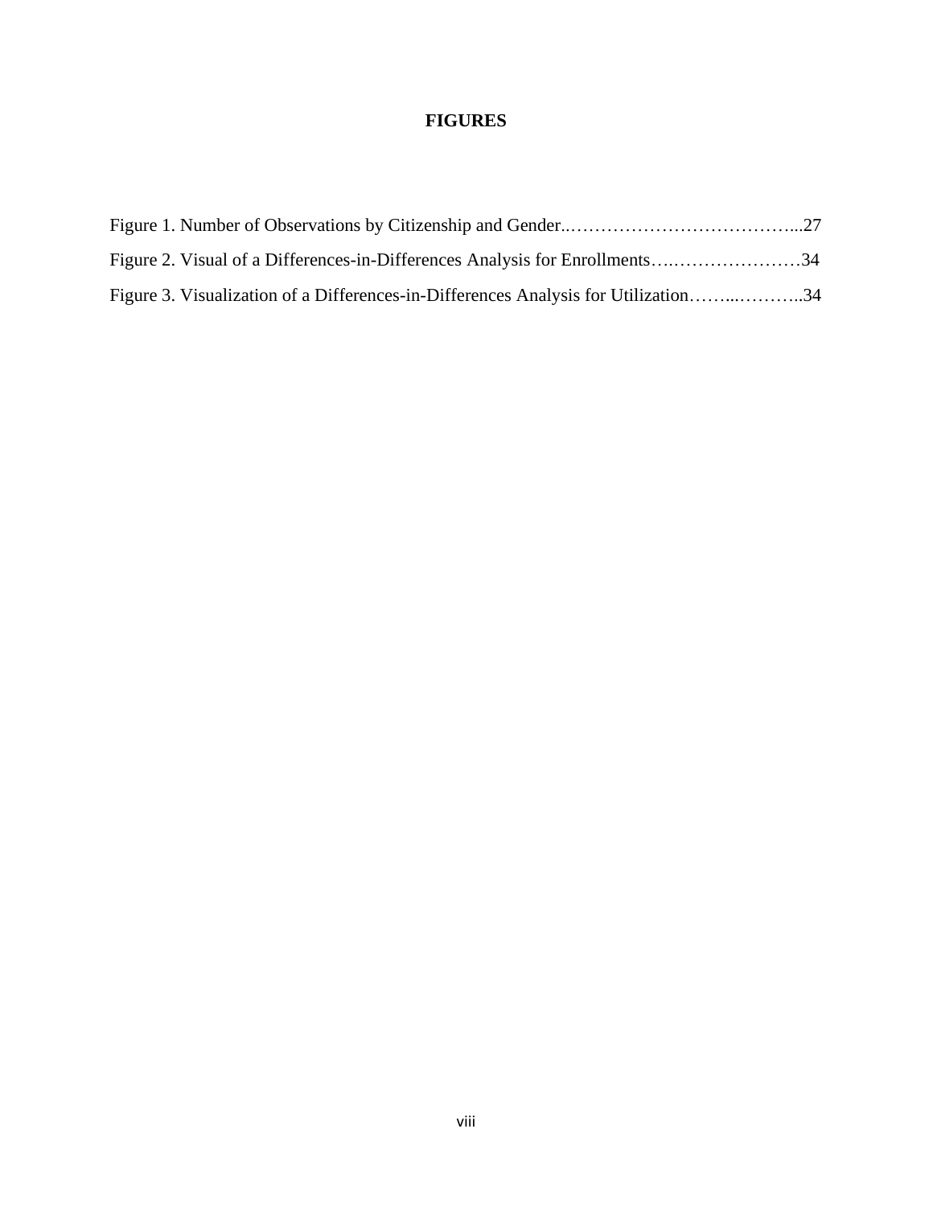# FIGURES

Figure 1. Number of Observations by Citizenship and Gender..………………………………...27

Figure 2. Visual of a Differences-in-Differences Analysis for Enrollments….…………………34

Figure 3. Visualization of a Differences-in-Differences Analysis for Utilization……...………..34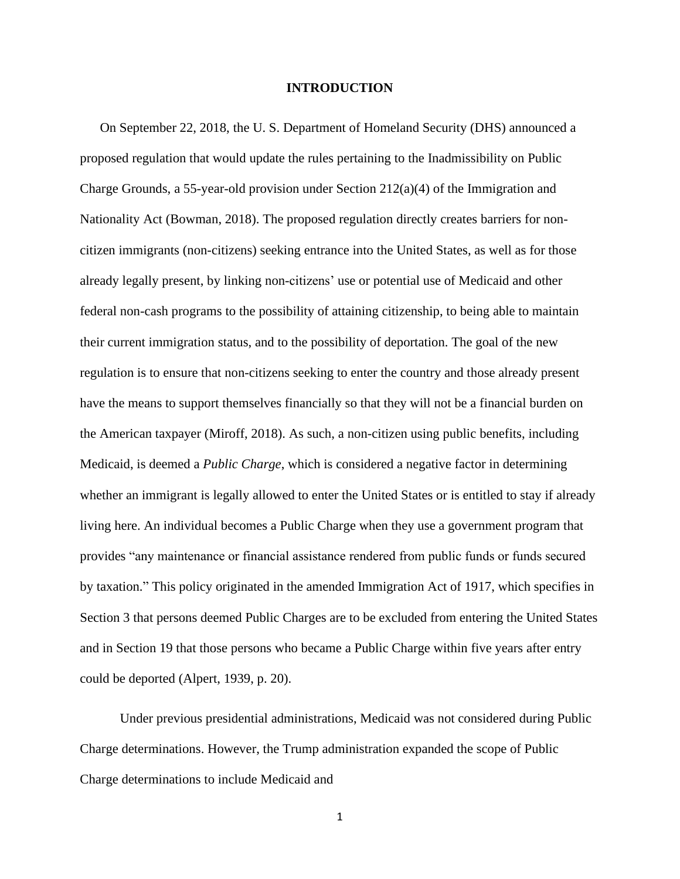# INTRODUCTION

On September 22, 2018, the U. S. Department of Homeland Security (DHS) announced a proposed regulation that would update the rules pertaining to the Inadmissibility on Public Charge Grounds, a 55-year-old provision under Section 212(a)(4) of the Immigration and Nationality Act (Bowman, 2018). The proposed regulation directly creates barriers for non-citizen immigrants (non-citizens) seeking entrance into the United States, as well as for those already legally present, by linking non-citizens' use or potential use of Medicaid and other federal non-cash programs to the possibility of attaining citizenship, to being able to maintain their current immigration status, and to the possibility of deportation. The goal of the new regulation is to ensure that non-citizens seeking to enter the country and those already present have the means to support themselves financially so that they will not be a financial burden on the American taxpayer (Miroff, 2018). As such, a non-citizen using public benefits, including Medicaid, is deemed a *Public Charge*, which is considered a negative factor in determining whether an immigrant is legally allowed to enter the United States or is entitled to stay if already living here. An individual becomes a Public Charge when they use a government program that provides "any maintenance or financial assistance rendered from public funds or funds secured by taxation." This policy originated in the amended Immigration Act of 1917, which specifies in Section 3 that persons deemed Public Charges are to be excluded from entering the United States and in Section 19 that those persons who became a Public Charge within five years after entry could be deported (Alpert, 1939, p. 20).

Under previous presidential administrations, Medicaid was not considered during Public Charge determinations. However, the Trump administration expanded the scope of Public Charge determinations to include Medicaid and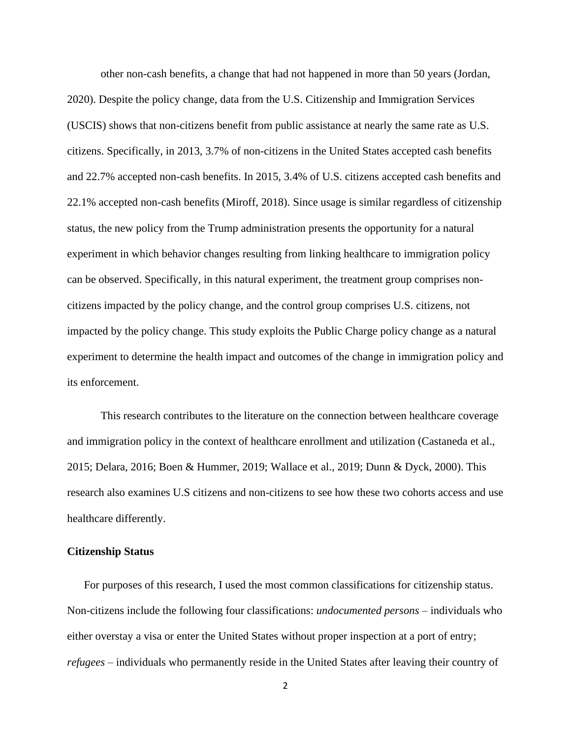other non-cash benefits, a change that had not happened in more than 50 years (Jordan, 2020). Despite the policy change, data from the U.S. Citizenship and Immigration Services (USCIS) shows that non-citizens benefit from public assistance at nearly the same rate as U.S. citizens. Specifically, in 2013, 3.7% of non-citizens in the United States accepted cash benefits and 22.7% accepted non-cash benefits. In 2015, 3.4% of U.S. citizens accepted cash benefits and 22.1% accepted non-cash benefits (Miroff, 2018). Since usage is similar regardless of citizenship status, the new policy from the Trump administration presents the opportunity for a natural experiment in which behavior changes resulting from linking healthcare to immigration policy can be observed. Specifically, in this natural experiment, the treatment group comprises non-citizens impacted by the policy change, and the control group comprises U.S. citizens, not impacted by the policy change. This study exploits the Public Charge policy change as a natural experiment to determine the health impact and outcomes of the change in immigration policy and its enforcement.

This research contributes to the literature on the connection between healthcare coverage and immigration policy in the context of healthcare enrollment and utilization (Castaneda et al., 2015; Delara, 2016; Boen & Hummer, 2019; Wallace et al., 2019; Dunn & Dyck, 2000). This research also examines U.S citizens and non-citizens to see how these two cohorts access and use healthcare differently.

**Citizenship Status**

For purposes of this research, I used the most common classifications for citizenship status. Non-citizens include the following four classifications: *undocumented persons* – individuals who either overstay a visa or enter the United States without proper inspection at a port of entry; *refugees* – individuals who permanently reside in the United States after leaving their country of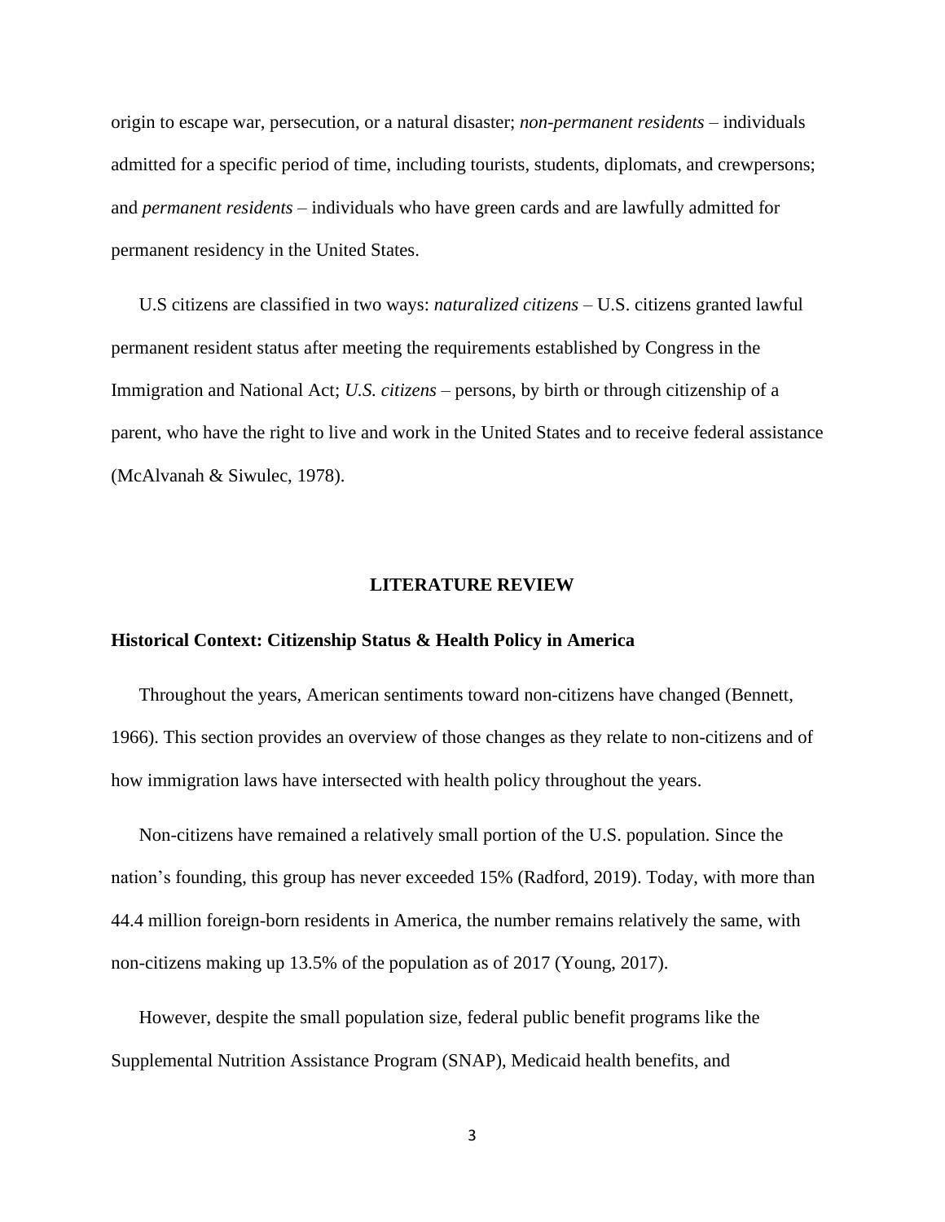origin to escape war, persecution, or a natural disaster; *non-permanent residents* – individuals admitted for a specific period of time, including tourists, students, diplomats, and crewpersons; and *permanent residents* – individuals who have green cards and are lawfully admitted for permanent residency in the United States.

U.S citizens are classified in two ways: *naturalized citizens* – U.S. citizens granted lawful permanent resident status after meeting the requirements established by Congress in the Immigration and National Act; *U.S. citizens* – persons, by birth or through citizenship of a parent, who have the right to live and work in the United States and to receive federal assistance (McAlvanah & Siwulec, 1978).

## LITERATURE REVIEW

### Historical Context: Citizenship Status & Health Policy in America

Throughout the years, American sentiments toward non-citizens have changed (Bennett, 1966). This section provides an overview of those changes as they relate to non-citizens and of how immigration laws have intersected with health policy throughout the years.

Non-citizens have remained a relatively small portion of the U.S. population. Since the nation's founding, this group has never exceeded 15% (Radford, 2019). Today, with more than 44.4 million foreign-born residents in America, the number remains relatively the same, with non-citizens making up 13.5% of the population as of 2017 (Young, 2017).

However, despite the small population size, federal public benefit programs like the Supplemental Nutrition Assistance Program (SNAP), Medicaid health benefits, and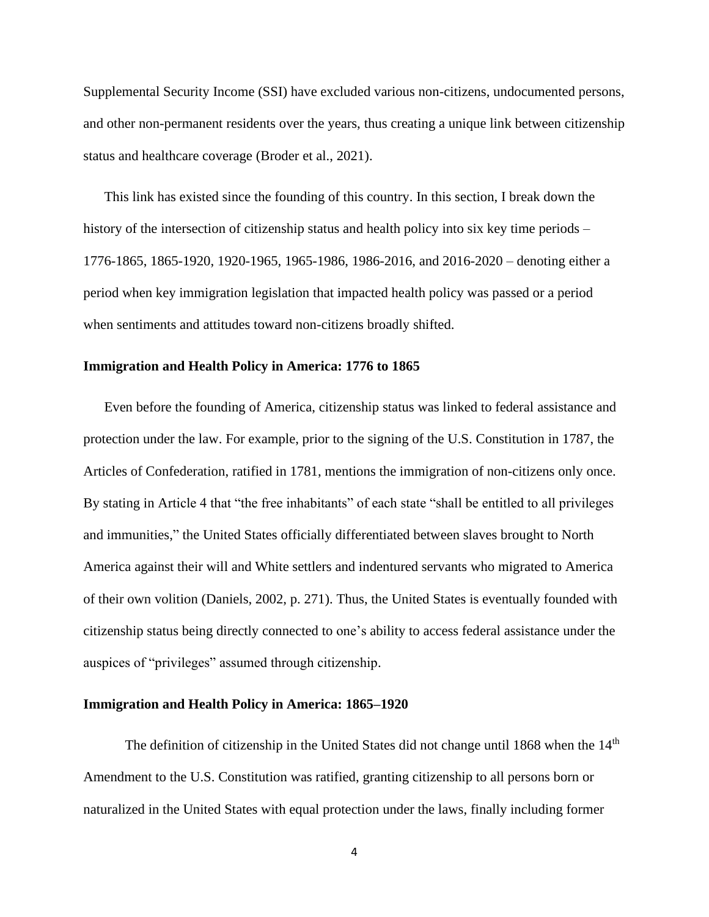Supplemental Security Income (SSI) have excluded various non-citizens, undocumented persons, and other non-permanent residents over the years, thus creating a unique link between citizenship status and healthcare coverage (Broder et al., 2021).

This link has existed since the founding of this country. In this section, I break down the history of the intersection of citizenship status and health policy into six key time periods – 1776-1865, 1865-1920, 1920-1965, 1965-1986, 1986-2016, and 2016-2020 – denoting either a period when key immigration legislation that impacted health policy was passed or a period when sentiments and attitudes toward non-citizens broadly shifted.

### Immigration and Health Policy in America: 1776 to 1865

Even before the founding of America, citizenship status was linked to federal assistance and protection under the law. For example, prior to the signing of the U.S. Constitution in 1787, the Articles of Confederation, ratified in 1781, mentions the immigration of non-citizens only once. By stating in Article 4 that "the free inhabitants" of each state "shall be entitled to all privileges and immunities," the United States officially differentiated between slaves brought to North America against their will and White settlers and indentured servants who migrated to America of their own volition (Daniels, 2002, p. 271). Thus, the United States is eventually founded with citizenship status being directly connected to one's ability to access federal assistance under the auspices of "privileges" assumed through citizenship.

### Immigration and Health Policy in America: 1865–1920

The definition of citizenship in the United States did not change until 1868 when the 14th Amendment to the U.S. Constitution was ratified, granting citizenship to all persons born or naturalized in the United States with equal protection under the laws, finally including former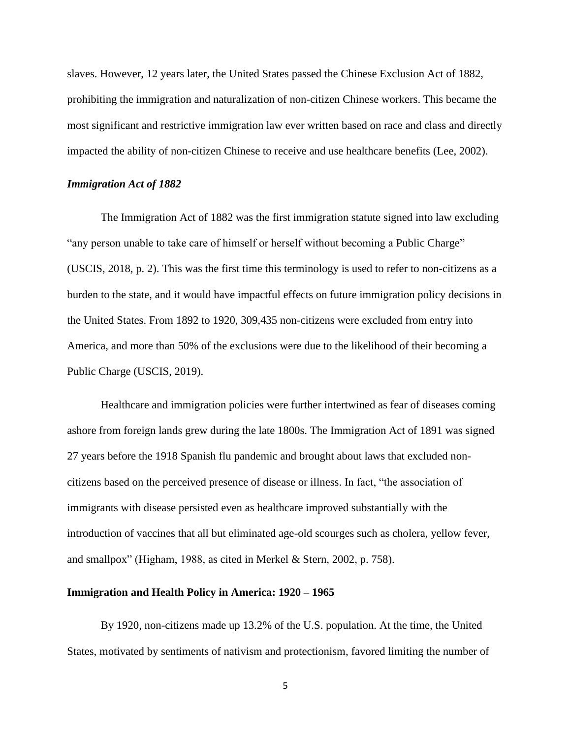slaves. However, 12 years later, the United States passed the Chinese Exclusion Act of 1882, prohibiting the immigration and naturalization of non-citizen Chinese workers. This became the most significant and restrictive immigration law ever written based on race and class and directly impacted the ability of non-citizen Chinese to receive and use healthcare benefits (Lee, 2002).

### *Immigration Act of 1882*

The Immigration Act of 1882 was the first immigration statute signed into law excluding "any person unable to take care of himself or herself without becoming a Public Charge" (USCIS, 2018, p. 2). This was the first time this terminology is used to refer to non-citizens as a burden to the state, and it would have impactful effects on future immigration policy decisions in the United States. From 1892 to 1920, 309,435 non-citizens were excluded from entry into America, and more than 50% of the exclusions were due to the likelihood of their becoming a Public Charge (USCIS, 2019).

Healthcare and immigration policies were further intertwined as fear of diseases coming ashore from foreign lands grew during the late 1800s. The Immigration Act of 1891 was signed 27 years before the 1918 Spanish flu pandemic and brought about laws that excluded non-citizens based on the perceived presence of disease or illness. In fact, "the association of immigrants with disease persisted even as healthcare improved substantially with the introduction of vaccines that all but eliminated age-old scourges such as cholera, yellow fever, and smallpox" (Higham, 1988, as cited in Merkel & Stern, 2002, p. 758).

## Immigration and Health Policy in America: 1920 – 1965

By 1920, non-citizens made up 13.2% of the U.S. population. At the time, the United States, motivated by sentiments of nativism and protectionism, favored limiting the number of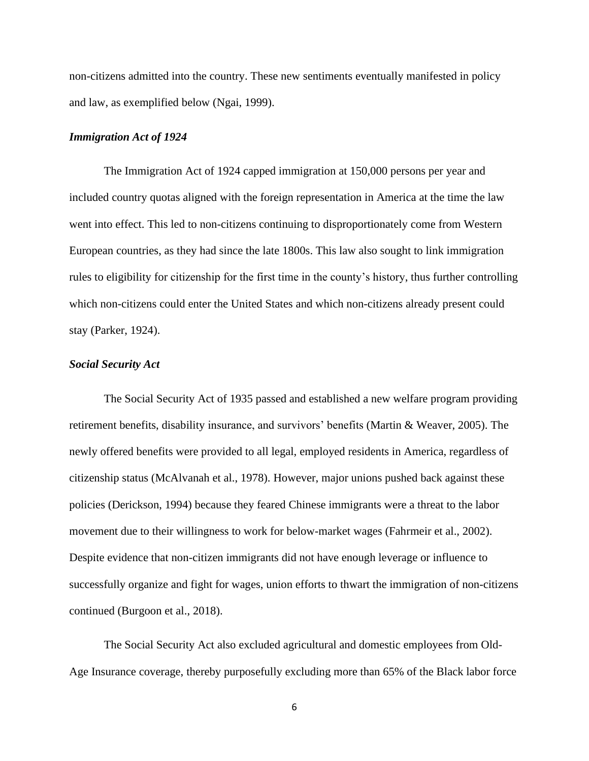non-citizens admitted into the country. These new sentiments eventually manifested in policy and law, as exemplified below (Ngai, 1999).

### *Immigration Act of 1924*

The Immigration Act of 1924 capped immigration at 150,000 persons per year and included country quotas aligned with the foreign representation in America at the time the law went into effect. This led to non-citizens continuing to disproportionately come from Western European countries, as they had since the late 1800s. This law also sought to link immigration rules to eligibility for citizenship for the first time in the county's history, thus further controlling which non-citizens could enter the United States and which non-citizens already present could stay (Parker, 1924).

### *Social Security Act*

The Social Security Act of 1935 passed and established a new welfare program providing retirement benefits, disability insurance, and survivors' benefits (Martin & Weaver, 2005). The newly offered benefits were provided to all legal, employed residents in America, regardless of citizenship status (McAlvanah et al., 1978). However, major unions pushed back against these policies (Derickson, 1994) because they feared Chinese immigrants were a threat to the labor movement due to their willingness to work for below-market wages (Fahrmeir et al., 2002). Despite evidence that non-citizen immigrants did not have enough leverage or influence to successfully organize and fight for wages, union efforts to thwart the immigration of non-citizens continued (Burgoon et al., 2018).

The Social Security Act also excluded agricultural and domestic employees from Old-Age Insurance coverage, thereby purposefully excluding more than 65% of the Black labor force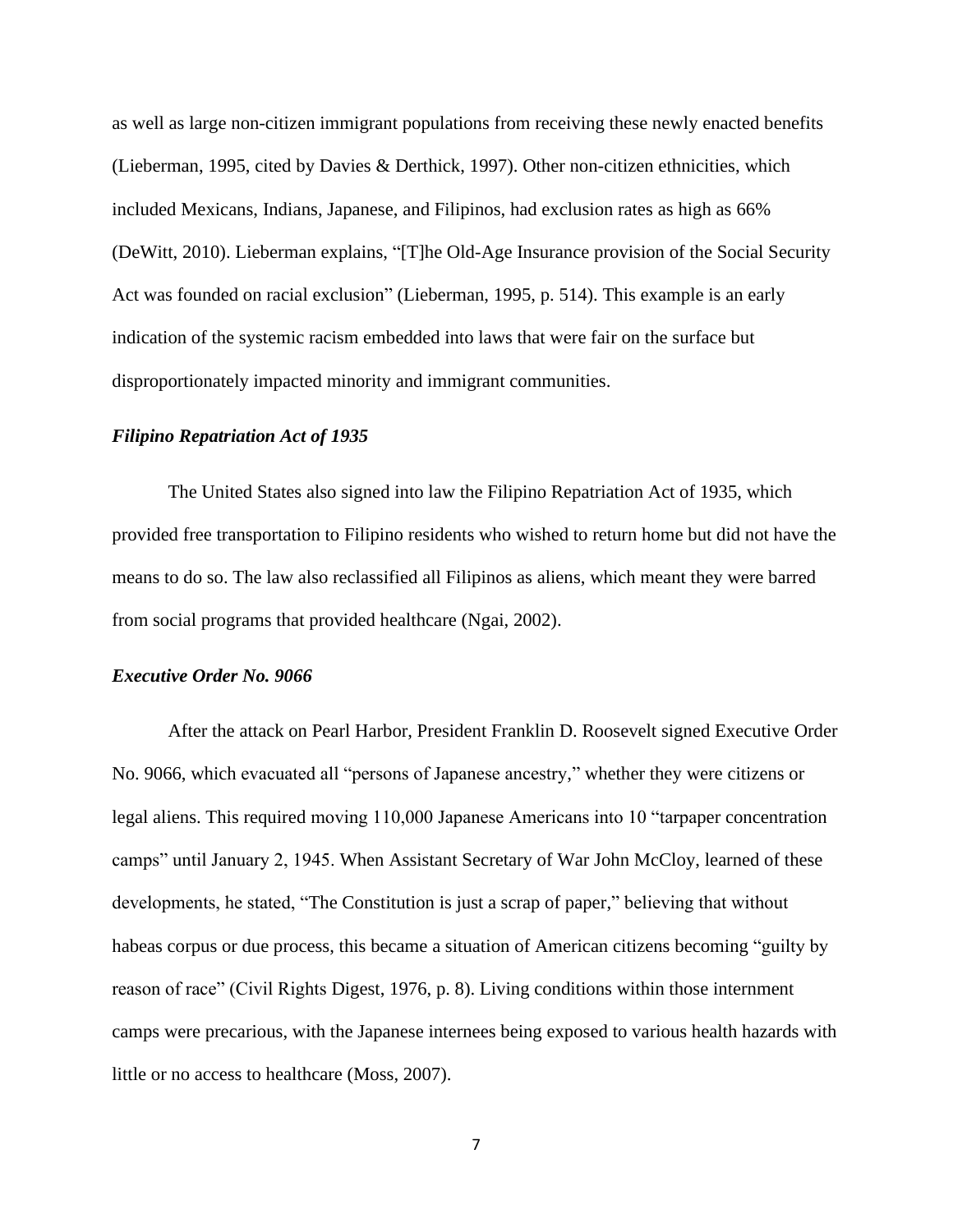as well as large non-citizen immigrant populations from receiving these newly enacted benefits (Lieberman, 1995, cited by Davies & Derthick, 1997). Other non-citizen ethnicities, which included Mexicans, Indians, Japanese, and Filipinos, had exclusion rates as high as 66% (DeWitt, 2010). Lieberman explains, "[T]he Old-Age Insurance provision of the Social Security Act was founded on racial exclusion" (Lieberman, 1995, p. 514). This example is an early indication of the systemic racism embedded into laws that were fair on the surface but disproportionately impacted minority and immigrant communities.

### ***Filipino Repatriation Act of 1935***

The United States also signed into law the Filipino Repatriation Act of 1935, which provided free transportation to Filipino residents who wished to return home but did not have the means to do so. The law also reclassified all Filipinos as aliens, which meant they were barred from social programs that provided healthcare (Ngai, 2002).

### ***Executive Order No. 9066***

After the attack on Pearl Harbor, President Franklin D. Roosevelt signed Executive Order No. 9066, which evacuated all "persons of Japanese ancestry," whether they were citizens or legal aliens. This required moving 110,000 Japanese Americans into 10 "tarpaper concentration camps" until January 2, 1945. When Assistant Secretary of War John McCloy, learned of these developments, he stated, "The Constitution is just a scrap of paper," believing that without habeas corpus or due process, this became a situation of American citizens becoming "guilty by reason of race" (Civil Rights Digest, 1976, p. 8). Living conditions within those internment camps were precarious, with the Japanese internees being exposed to various health hazards with little or no access to healthcare (Moss, 2007).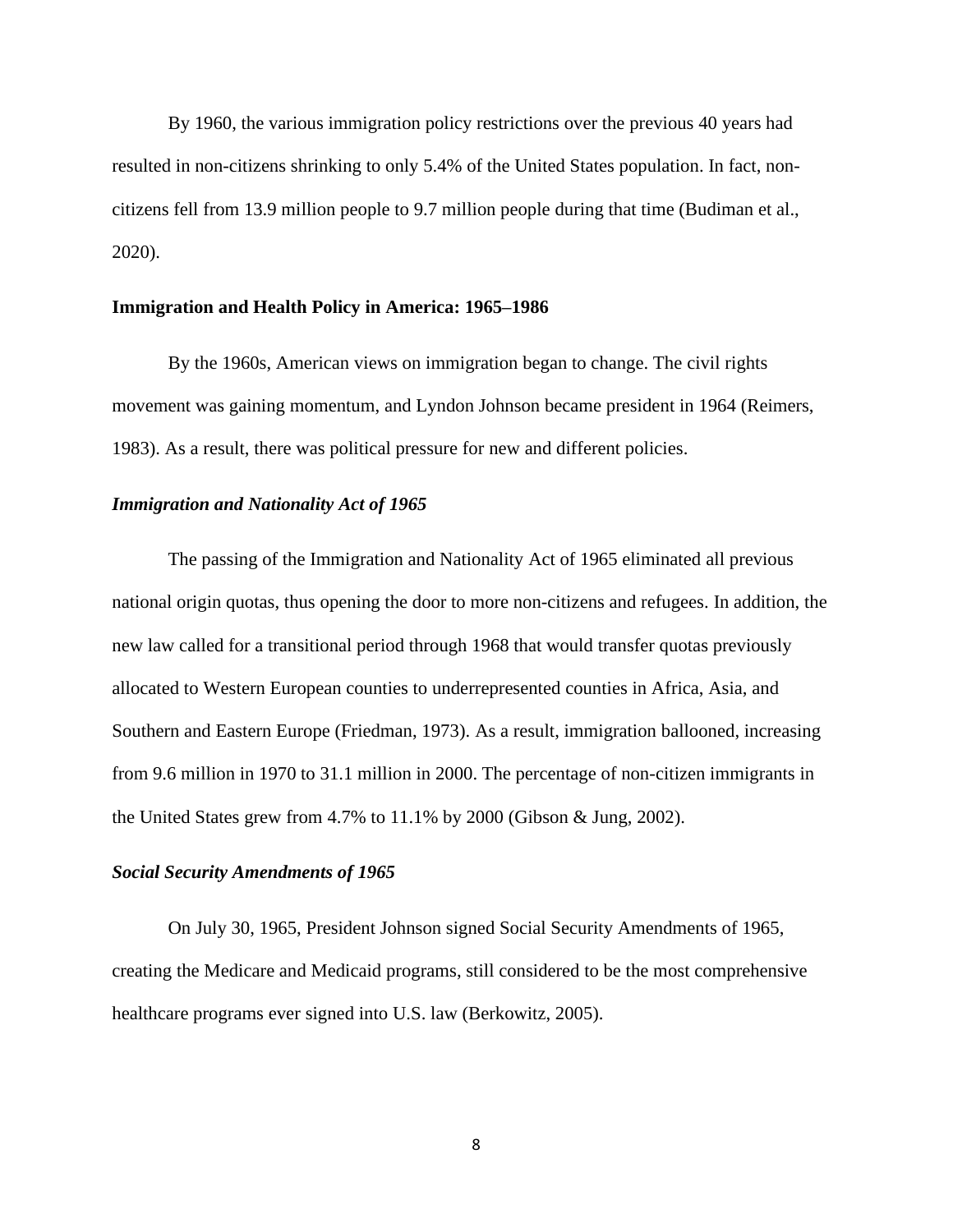By 1960, the various immigration policy restrictions over the previous 40 years had resulted in non-citizens shrinking to only 5.4% of the United States population. In fact, non-citizens fell from 13.9 million people to 9.7 million people during that time (Budiman et al., 2020).

## Immigration and Health Policy in America: 1965–1986

By the 1960s, American views on immigration began to change. The civil rights movement was gaining momentum, and Lyndon Johnson became president in 1964 (Reimers, 1983). As a result, there was political pressure for new and different policies.

### *Immigration and Nationality Act of 1965*

The passing of the Immigration and Nationality Act of 1965 eliminated all previous national origin quotas, thus opening the door to more non-citizens and refugees. In addition, the new law called for a transitional period through 1968 that would transfer quotas previously allocated to Western European counties to underrepresented counties in Africa, Asia, and Southern and Eastern Europe (Friedman, 1973). As a result, immigration ballooned, increasing from 9.6 million in 1970 to 31.1 million in 2000. The percentage of non-citizen immigrants in the United States grew from 4.7% to 11.1% by 2000 (Gibson & Jung, 2002).

### *Social Security Amendments of 1965*

On July 30, 1965, President Johnson signed Social Security Amendments of 1965, creating the Medicare and Medicaid programs, still considered to be the most comprehensive healthcare programs ever signed into U.S. law (Berkowitz, 2005).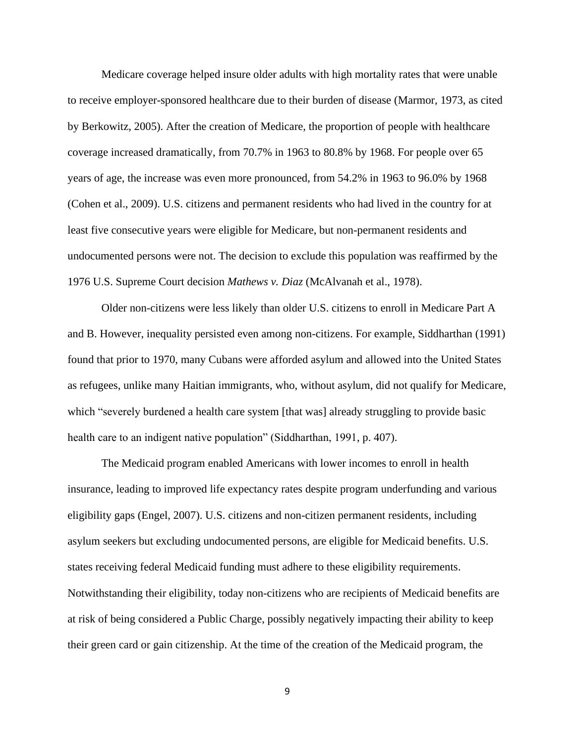Medicare coverage helped insure older adults with high mortality rates that were unable to receive employer-sponsored healthcare due to their burden of disease (Marmor, 1973, as cited by Berkowitz, 2005). After the creation of Medicare, the proportion of people with healthcare coverage increased dramatically, from 70.7% in 1963 to 80.8% by 1968. For people over 65 years of age, the increase was even more pronounced, from 54.2% in 1963 to 96.0% by 1968 (Cohen et al., 2009). U.S. citizens and permanent residents who had lived in the country for at least five consecutive years were eligible for Medicare, but non-permanent residents and undocumented persons were not. The decision to exclude this population was reaffirmed by the 1976 U.S. Supreme Court decision *Mathews v. Diaz* (McAlvanah et al., 1978).

Older non-citizens were less likely than older U.S. citizens to enroll in Medicare Part A and B. However, inequality persisted even among non-citizens. For example, Siddharthan (1991) found that prior to 1970, many Cubans were afforded asylum and allowed into the United States as refugees, unlike many Haitian immigrants, who, without asylum, did not qualify for Medicare, which "severely burdened a health care system [that was] already struggling to provide basic health care to an indigent native population" (Siddharthan, 1991, p. 407).

The Medicaid program enabled Americans with lower incomes to enroll in health insurance, leading to improved life expectancy rates despite program underfunding and various eligibility gaps (Engel, 2007). U.S. citizens and non-citizen permanent residents, including asylum seekers but excluding undocumented persons, are eligible for Medicaid benefits. U.S. states receiving federal Medicaid funding must adhere to these eligibility requirements. Notwithstanding their eligibility, today non-citizens who are recipients of Medicaid benefits are at risk of being considered a Public Charge, possibly negatively impacting their ability to keep their green card or gain citizenship. At the time of the creation of the Medicaid program, the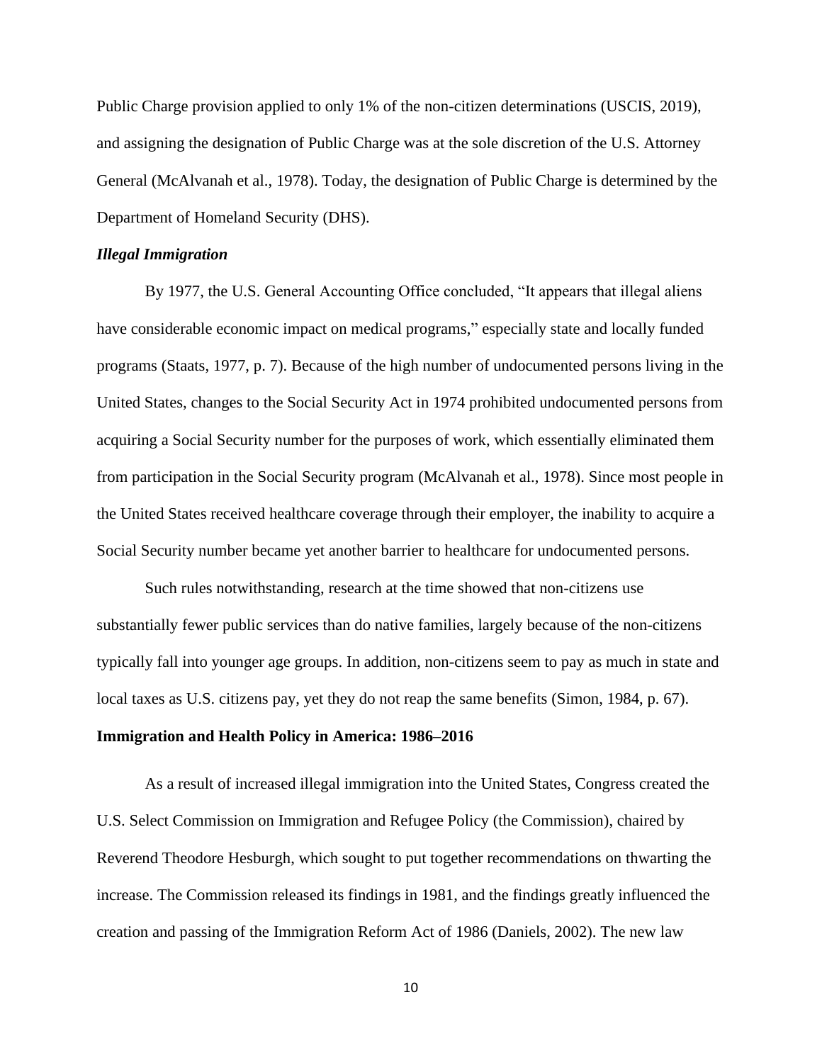Public Charge provision applied to only 1% of the non-citizen determinations (USCIS, 2019), and assigning the designation of Public Charge was at the sole discretion of the U.S. Attorney General (McAlvanah et al., 1978). Today, the designation of Public Charge is determined by the Department of Homeland Security (DHS).

### *Illegal Immigration*

By 1977, the U.S. General Accounting Office concluded, "It appears that illegal aliens have considerable economic impact on medical programs," especially state and locally funded programs (Staats, 1977, p. 7). Because of the high number of undocumented persons living in the United States, changes to the Social Security Act in 1974 prohibited undocumented persons from acquiring a Social Security number for the purposes of work, which essentially eliminated them from participation in the Social Security program (McAlvanah et al., 1978). Since most people in the United States received healthcare coverage through their employer, the inability to acquire a Social Security number became yet another barrier to healthcare for undocumented persons.

Such rules notwithstanding, research at the time showed that non-citizens use substantially fewer public services than do native families, largely because of the non-citizens typically fall into younger age groups. In addition, non-citizens seem to pay as much in state and local taxes as U.S. citizens pay, yet they do not reap the same benefits (Simon, 1984, p. 67).

## **Immigration and Health Policy in America: 1986–2016**

As a result of increased illegal immigration into the United States, Congress created the U.S. Select Commission on Immigration and Refugee Policy (the Commission), chaired by Reverend Theodore Hesburgh, which sought to put together recommendations on thwarting the increase. The Commission released its findings in 1981, and the findings greatly influenced the creation and passing of the Immigration Reform Act of 1986 (Daniels, 2002). The new law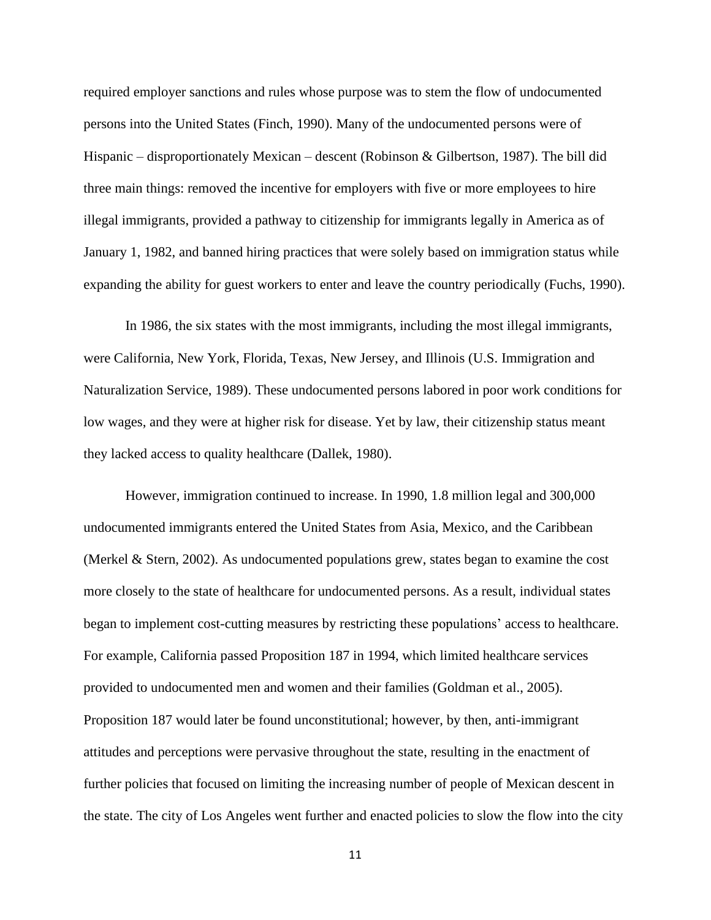required employer sanctions and rules whose purpose was to stem the flow of undocumented persons into the United States (Finch, 1990). Many of the undocumented persons were of Hispanic – disproportionately Mexican – descent (Robinson & Gilbertson, 1987). The bill did three main things: removed the incentive for employers with five or more employees to hire illegal immigrants, provided a pathway to citizenship for immigrants legally in America as of January 1, 1982, and banned hiring practices that were solely based on immigration status while expanding the ability for guest workers to enter and leave the country periodically (Fuchs, 1990).

In 1986, the six states with the most immigrants, including the most illegal immigrants, were California, New York, Florida, Texas, New Jersey, and Illinois (U.S. Immigration and Naturalization Service, 1989). These undocumented persons labored in poor work conditions for low wages, and they were at higher risk for disease. Yet by law, their citizenship status meant they lacked access to quality healthcare (Dallek, 1980).

However, immigration continued to increase. In 1990, 1.8 million legal and 300,000 undocumented immigrants entered the United States from Asia, Mexico, and the Caribbean (Merkel & Stern, 2002). As undocumented populations grew, states began to examine the cost more closely to the state of healthcare for undocumented persons. As a result, individual states began to implement cost-cutting measures by restricting these populations' access to healthcare. For example, California passed Proposition 187 in 1994, which limited healthcare services provided to undocumented men and women and their families (Goldman et al., 2005). Proposition 187 would later be found unconstitutional; however, by then, anti-immigrant attitudes and perceptions were pervasive throughout the state, resulting in the enactment of further policies that focused on limiting the increasing number of people of Mexican descent in the state. The city of Los Angeles went further and enacted policies to slow the flow into the city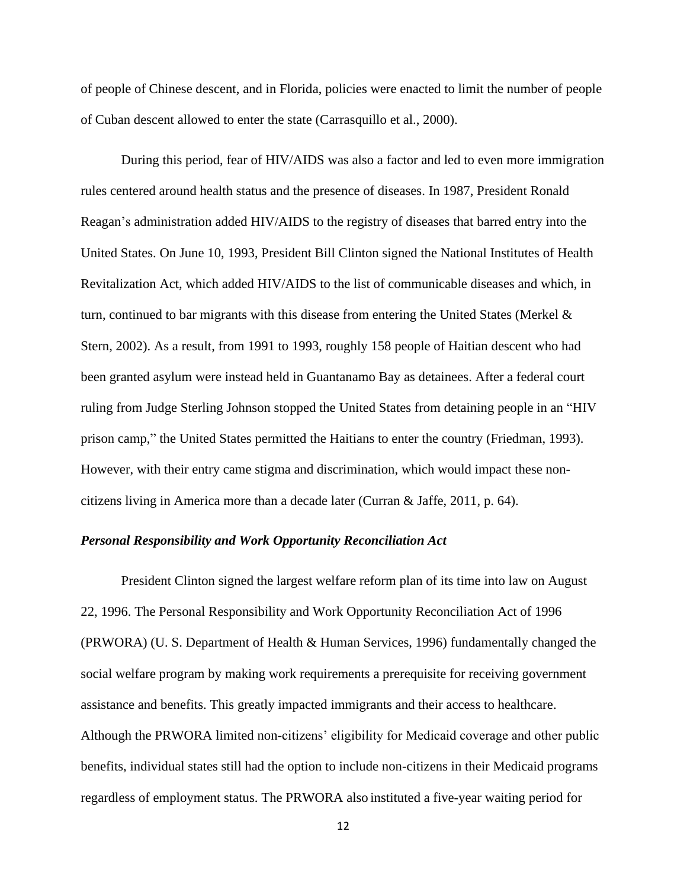of people of Chinese descent, and in Florida, policies were enacted to limit the number of people of Cuban descent allowed to enter the state (Carrasquillo et al., 2000).

During this period, fear of HIV/AIDS was also a factor and led to even more immigration rules centered around health status and the presence of diseases. In 1987, President Ronald Reagan's administration added HIV/AIDS to the registry of diseases that barred entry into the United States. On June 10, 1993, President Bill Clinton signed the National Institutes of Health Revitalization Act, which added HIV/AIDS to the list of communicable diseases and which, in turn, continued to bar migrants with this disease from entering the United States (Merkel & Stern, 2002). As a result, from 1991 to 1993, roughly 158 people of Haitian descent who had been granted asylum were instead held in Guantanamo Bay as detainees. After a federal court ruling from Judge Sterling Johnson stopped the United States from detaining people in an "HIV prison camp," the United States permitted the Haitians to enter the country (Friedman, 1993). However, with their entry came stigma and discrimination, which would impact these non-citizens living in America more than a decade later (Curran & Jaffe, 2011, p. 64).

### *Personal Responsibility and Work Opportunity Reconciliation Act*

President Clinton signed the largest welfare reform plan of its time into law on August 22, 1996. The Personal Responsibility and Work Opportunity Reconciliation Act of 1996 (PRWORA) (U. S. Department of Health & Human Services, 1996) fundamentally changed the social welfare program by making work requirements a prerequisite for receiving government assistance and benefits. This greatly impacted immigrants and their access to healthcare. Although the PRWORA limited non-citizens' eligibility for Medicaid coverage and other public benefits, individual states still had the option to include non-citizens in their Medicaid programs regardless of employment status. The PRWORA also instituted a five-year waiting period for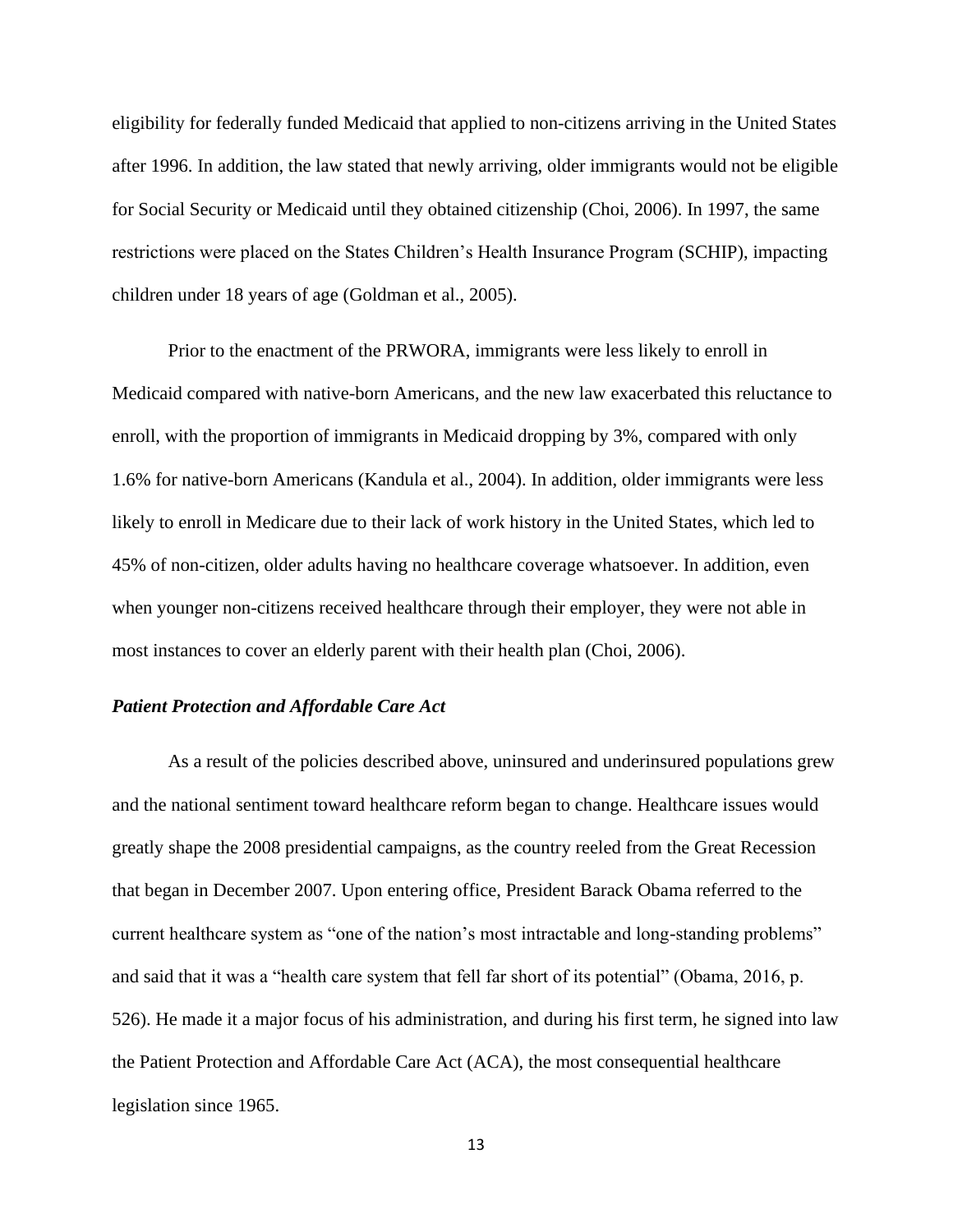eligibility for federally funded Medicaid that applied to non-citizens arriving in the United States after 1996. In addition, the law stated that newly arriving, older immigrants would not be eligible for Social Security or Medicaid until they obtained citizenship (Choi, 2006). In 1997, the same restrictions were placed on the States Children's Health Insurance Program (SCHIP), impacting children under 18 years of age (Goldman et al., 2005).

Prior to the enactment of the PRWORA, immigrants were less likely to enroll in Medicaid compared with native-born Americans, and the new law exacerbated this reluctance to enroll, with the proportion of immigrants in Medicaid dropping by 3%, compared with only 1.6% for native-born Americans (Kandula et al., 2004). In addition, older immigrants were less likely to enroll in Medicare due to their lack of work history in the United States, which led to 45% of non-citizen, older adults having no healthcare coverage whatsoever. In addition, even when younger non-citizens received healthcare through their employer, they were not able in most instances to cover an elderly parent with their health plan (Choi, 2006).

### ***Patient Protection and Affordable Care Act***

As a result of the policies described above, uninsured and underinsured populations grew and the national sentiment toward healthcare reform began to change. Healthcare issues would greatly shape the 2008 presidential campaigns, as the country reeled from the Great Recession that began in December 2007. Upon entering office, President Barack Obama referred to the current healthcare system as "one of the nation's most intractable and long-standing problems" and said that it was a "health care system that fell far short of its potential" (Obama, 2016, p. 526). He made it a major focus of his administration, and during his first term, he signed into law the Patient Protection and Affordable Care Act (ACA), the most consequential healthcare legislation since 1965.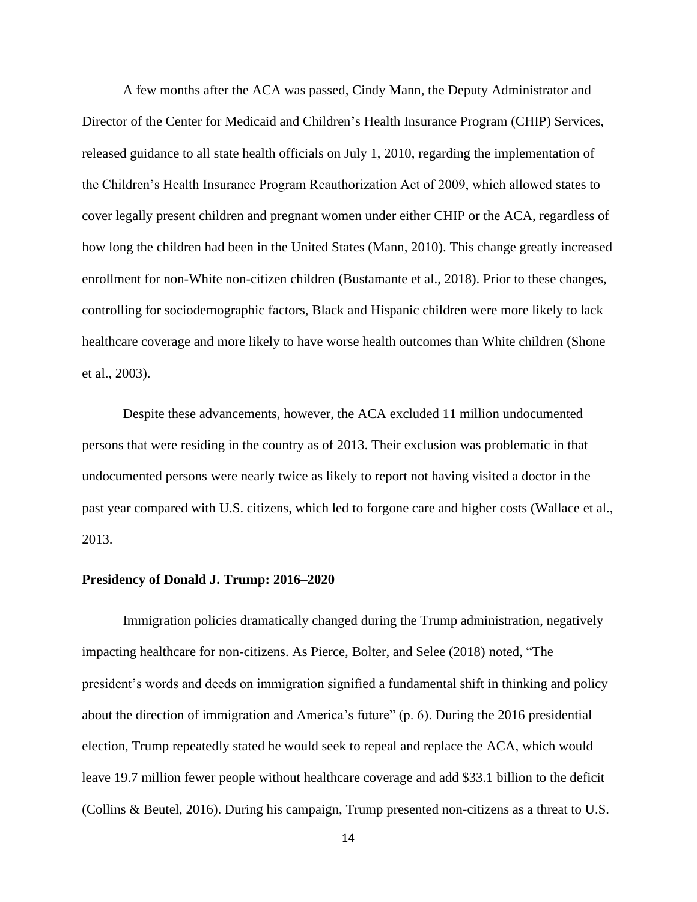A few months after the ACA was passed, Cindy Mann, the Deputy Administrator and Director of the Center for Medicaid and Children's Health Insurance Program (CHIP) Services, released guidance to all state health officials on July 1, 2010, regarding the implementation of the Children's Health Insurance Program Reauthorization Act of 2009, which allowed states to cover legally present children and pregnant women under either CHIP or the ACA, regardless of how long the children had been in the United States (Mann, 2010). This change greatly increased enrollment for non-White non-citizen children (Bustamante et al., 2018). Prior to these changes, controlling for sociodemographic factors, Black and Hispanic children were more likely to lack healthcare coverage and more likely to have worse health outcomes than White children (Shone et al., 2003).

Despite these advancements, however, the ACA excluded 11 million undocumented persons that were residing in the country as of 2013. Their exclusion was problematic in that undocumented persons were nearly twice as likely to report not having visited a doctor in the past year compared with U.S. citizens, which led to forgone care and higher costs (Wallace et al., 2013.

**Presidency of Donald J. Trump: 2016–2020**

Immigration policies dramatically changed during the Trump administration, negatively impacting healthcare for non-citizens. As Pierce, Bolter, and Selee (2018) noted, "The president's words and deeds on immigration signified a fundamental shift in thinking and policy about the direction of immigration and America's future" (p. 6). During the 2016 presidential election, Trump repeatedly stated he would seek to repeal and replace the ACA, which would leave 19.7 million fewer people without healthcare coverage and add $33.1 billion to the deficit (Collins & Beutel, 2016). During his campaign, Trump presented non-citizens as a threat to U.S.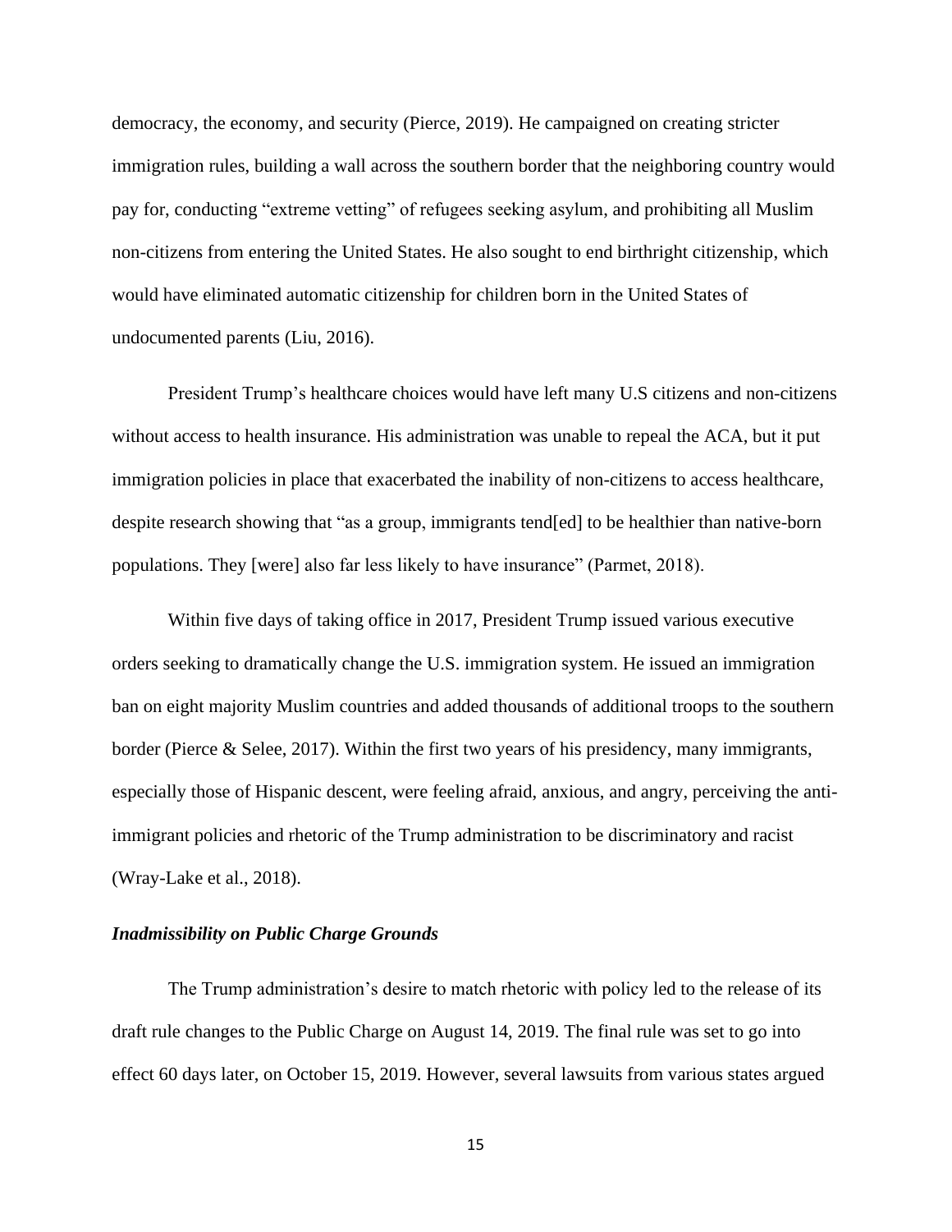democracy, the economy, and security (Pierce, 2019). He campaigned on creating stricter immigration rules, building a wall across the southern border that the neighboring country would pay for, conducting "extreme vetting" of refugees seeking asylum, and prohibiting all Muslim non-citizens from entering the United States. He also sought to end birthright citizenship, which would have eliminated automatic citizenship for children born in the United States of undocumented parents (Liu, 2016).

President Trump's healthcare choices would have left many U.S citizens and non-citizens without access to health insurance. His administration was unable to repeal the ACA, but it put immigration policies in place that exacerbated the inability of non-citizens to access healthcare, despite research showing that "as a group, immigrants tend[ed] to be healthier than native-born populations. They [were] also far less likely to have insurance" (Parmet, 2018).

Within five days of taking office in 2017, President Trump issued various executive orders seeking to dramatically change the U.S. immigration system. He issued an immigration ban on eight majority Muslim countries and added thousands of additional troops to the southern border (Pierce & Selee, 2017). Within the first two years of his presidency, many immigrants, especially those of Hispanic descent, were feeling afraid, anxious, and angry, perceiving the anti-immigrant policies and rhetoric of the Trump administration to be discriminatory and racist (Wray-Lake et al., 2018).

### *Inadmissibility on Public Charge Grounds*

The Trump administration's desire to match rhetoric with policy led to the release of its draft rule changes to the Public Charge on August 14, 2019. The final rule was set to go into effect 60 days later, on October 15, 2019. However, several lawsuits from various states argued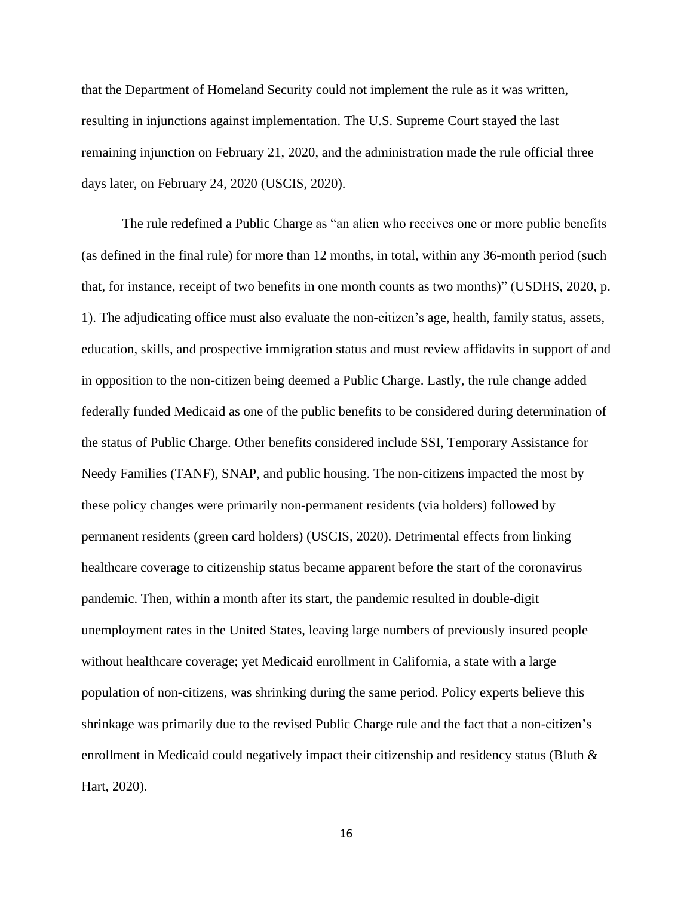that the Department of Homeland Security could not implement the rule as it was written, resulting in injunctions against implementation. The U.S. Supreme Court stayed the last remaining injunction on February 21, 2020, and the administration made the rule official three days later, on February 24, 2020 (USCIS, 2020).

The rule redefined a Public Charge as "an alien who receives one or more public benefits (as defined in the final rule) for more than 12 months, in total, within any 36-month period (such that, for instance, receipt of two benefits in one month counts as two months)" (USDHS, 2020, p. 1). The adjudicating office must also evaluate the non-citizen's age, health, family status, assets, education, skills, and prospective immigration status and must review affidavits in support of and in opposition to the non-citizen being deemed a Public Charge. Lastly, the rule change added federally funded Medicaid as one of the public benefits to be considered during determination of the status of Public Charge. Other benefits considered include SSI, Temporary Assistance for Needy Families (TANF), SNAP, and public housing. The non-citizens impacted the most by these policy changes were primarily non-permanent residents (via holders) followed by permanent residents (green card holders) (USCIS, 2020). Detrimental effects from linking healthcare coverage to citizenship status became apparent before the start of the coronavirus pandemic. Then, within a month after its start, the pandemic resulted in double-digit unemployment rates in the United States, leaving large numbers of previously insured people without healthcare coverage; yet Medicaid enrollment in California, a state with a large population of non-citizens, was shrinking during the same period. Policy experts believe this shrinkage was primarily due to the revised Public Charge rule and the fact that a non-citizen's enrollment in Medicaid could negatively impact their citizenship and residency status (Bluth & Hart, 2020).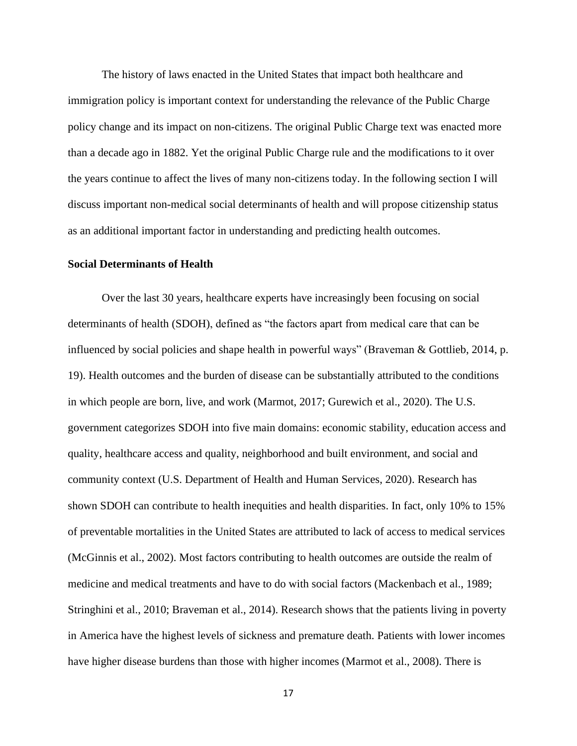The history of laws enacted in the United States that impact both healthcare and immigration policy is important context for understanding the relevance of the Public Charge policy change and its impact on non-citizens. The original Public Charge text was enacted more than a decade ago in 1882. Yet the original Public Charge rule and the modifications to it over the years continue to affect the lives of many non-citizens today. In the following section I will discuss important non-medical social determinants of health and will propose citizenship status as an additional important factor in understanding and predicting health outcomes.

**Social Determinants of Health**

Over the last 30 years, healthcare experts have increasingly been focusing on social determinants of health (SDOH), defined as "the factors apart from medical care that can be influenced by social policies and shape health in powerful ways" (Braveman & Gottlieb, 2014, p. 19). Health outcomes and the burden of disease can be substantially attributed to the conditions in which people are born, live, and work (Marmot, 2017; Gurewich et al., 2020). The U.S. government categorizes SDOH into five main domains: economic stability, education access and quality, healthcare access and quality, neighborhood and built environment, and social and community context (U.S. Department of Health and Human Services, 2020). Research has shown SDOH can contribute to health inequities and health disparities. In fact, only 10% to 15% of preventable mortalities in the United States are attributed to lack of access to medical services (McGinnis et al., 2002). Most factors contributing to health outcomes are outside the realm of medicine and medical treatments and have to do with social factors (Mackenbach et al., 1989; Stringhini et al., 2010; Braveman et al., 2014). Research shows that the patients living in poverty in America have the highest levels of sickness and premature death. Patients with lower incomes have higher disease burdens than those with higher incomes (Marmot et al., 2008). There is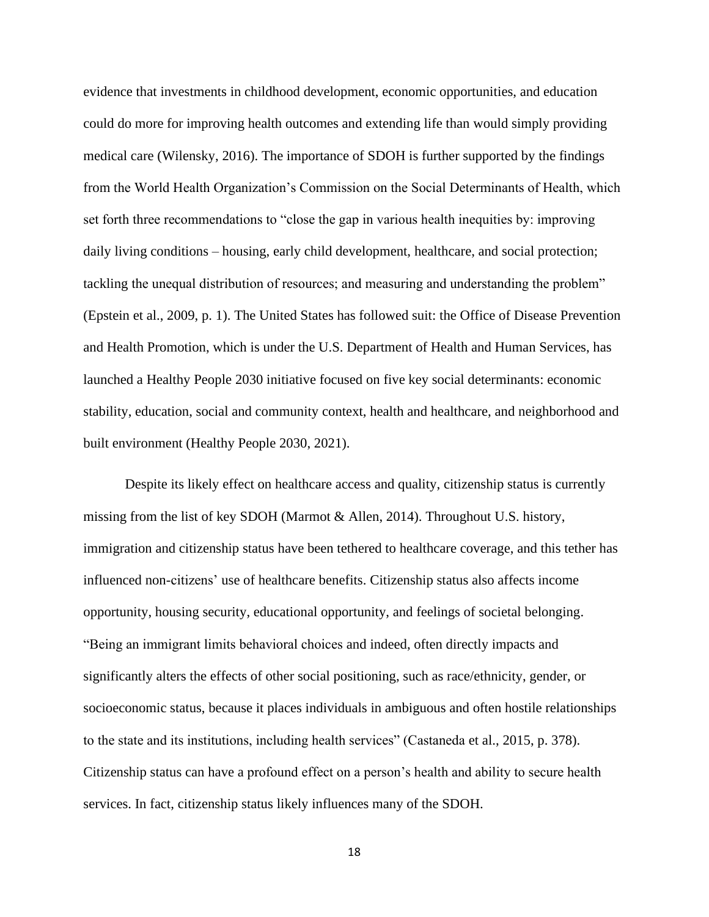evidence that investments in childhood development, economic opportunities, and education could do more for improving health outcomes and extending life than would simply providing medical care (Wilensky, 2016). The importance of SDOH is further supported by the findings from the World Health Organization's Commission on the Social Determinants of Health, which set forth three recommendations to "close the gap in various health inequities by: improving daily living conditions – housing, early child development, healthcare, and social protection; tackling the unequal distribution of resources; and measuring and understanding the problem" (Epstein et al., 2009, p. 1). The United States has followed suit: the Office of Disease Prevention and Health Promotion, which is under the U.S. Department of Health and Human Services, has launched a Healthy People 2030 initiative focused on five key social determinants: economic stability, education, social and community context, health and healthcare, and neighborhood and built environment (Healthy People 2030, 2021).

Despite its likely effect on healthcare access and quality, citizenship status is currently missing from the list of key SDOH (Marmot & Allen, 2014). Throughout U.S. history, immigration and citizenship status have been tethered to healthcare coverage, and this tether has influenced non-citizens' use of healthcare benefits. Citizenship status also affects income opportunity, housing security, educational opportunity, and feelings of societal belonging. "Being an immigrant limits behavioral choices and indeed, often directly impacts and significantly alters the effects of other social positioning, such as race/ethnicity, gender, or socioeconomic status, because it places individuals in ambiguous and often hostile relationships to the state and its institutions, including health services" (Castaneda et al., 2015, p. 378). Citizenship status can have a profound effect on a person's health and ability to secure health services. In fact, citizenship status likely influences many of the SDOH.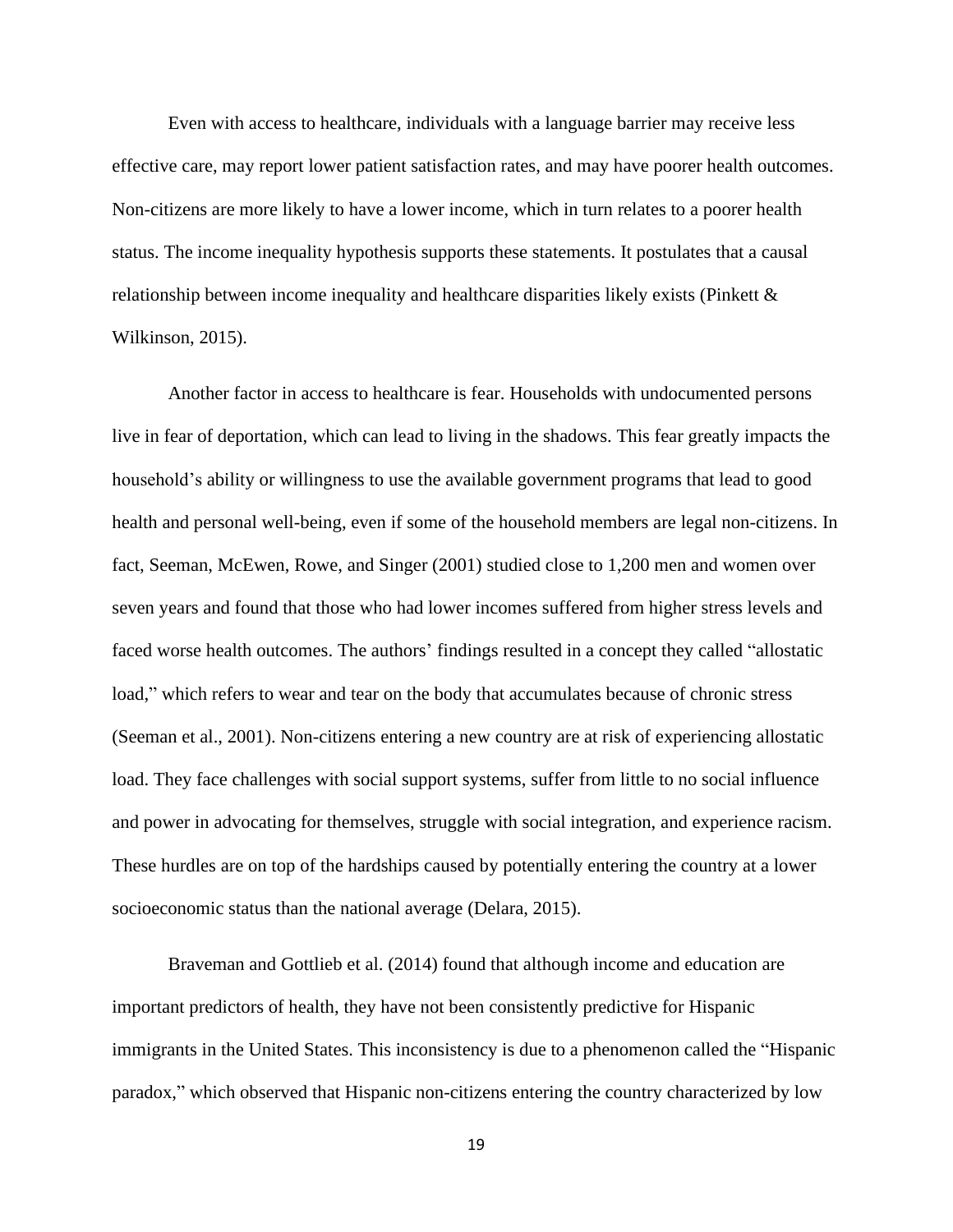Even with access to healthcare, individuals with a language barrier may receive less effective care, may report lower patient satisfaction rates, and may have poorer health outcomes. Non-citizens are more likely to have a lower income, which in turn relates to a poorer health status. The income inequality hypothesis supports these statements. It postulates that a causal relationship between income inequality and healthcare disparities likely exists (Pinkett & Wilkinson, 2015).

Another factor in access to healthcare is fear. Households with undocumented persons live in fear of deportation, which can lead to living in the shadows. This fear greatly impacts the household's ability or willingness to use the available government programs that lead to good health and personal well-being, even if some of the household members are legal non-citizens. In fact, Seeman, McEwen, Rowe, and Singer (2001) studied close to 1,200 men and women over seven years and found that those who had lower incomes suffered from higher stress levels and faced worse health outcomes. The authors' findings resulted in a concept they called "allostatic load," which refers to wear and tear on the body that accumulates because of chronic stress (Seeman et al., 2001). Non-citizens entering a new country are at risk of experiencing allostatic load. They face challenges with social support systems, suffer from little to no social influence and power in advocating for themselves, struggle with social integration, and experience racism. These hurdles are on top of the hardships caused by potentially entering the country at a lower socioeconomic status than the national average (Delara, 2015).

Braveman and Gottlieb et al. (2014) found that although income and education are important predictors of health, they have not been consistently predictive for Hispanic immigrants in the United States. This inconsistency is due to a phenomenon called the "Hispanic paradox," which observed that Hispanic non-citizens entering the country characterized by low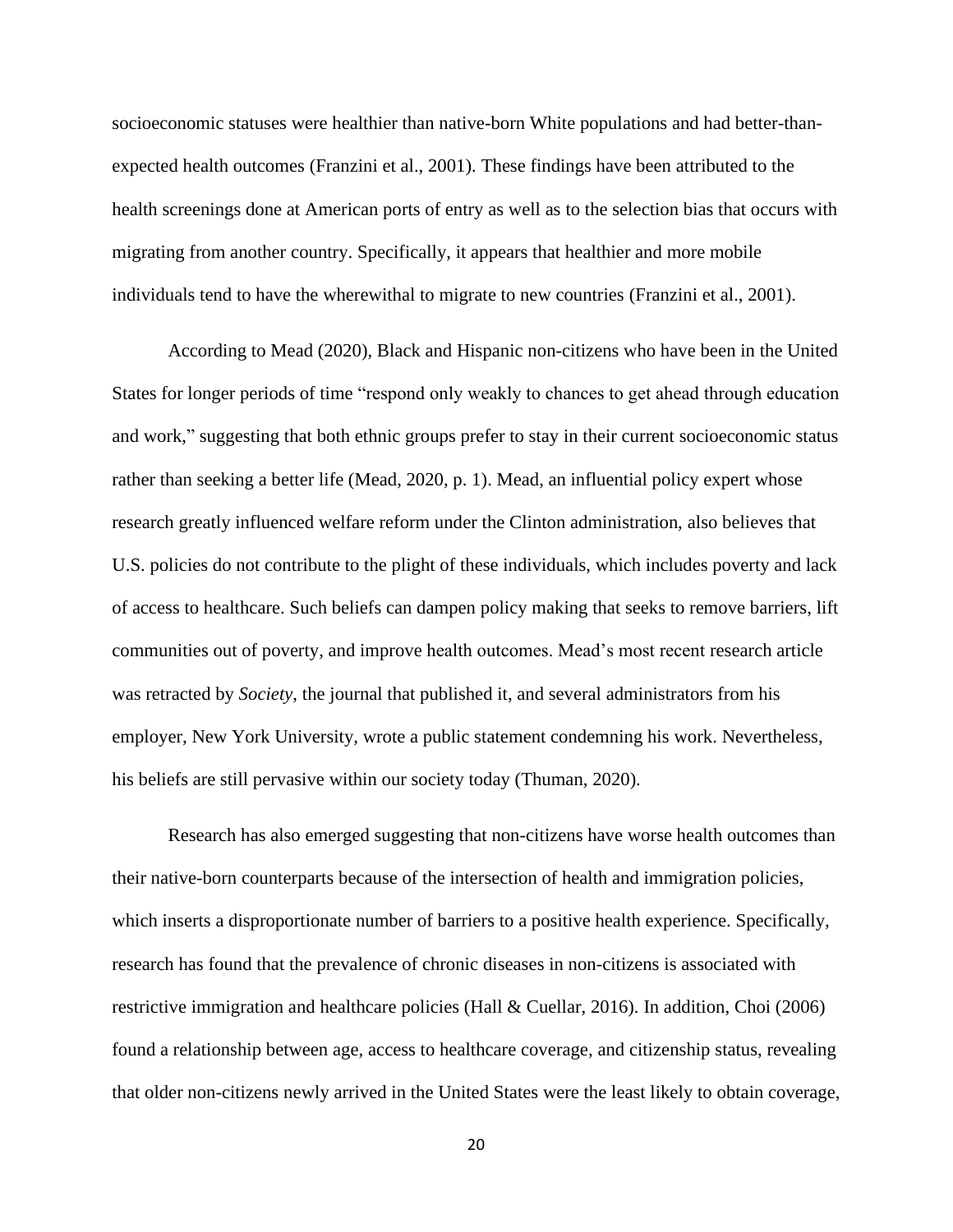socioeconomic statuses were healthier than native-born White populations and had better-than-expected health outcomes (Franzini et al., 2001). These findings have been attributed to the health screenings done at American ports of entry as well as to the selection bias that occurs with migrating from another country. Specifically, it appears that healthier and more mobile individuals tend to have the wherewithal to migrate to new countries (Franzini et al., 2001).

According to Mead (2020), Black and Hispanic non-citizens who have been in the United States for longer periods of time "respond only weakly to chances to get ahead through education and work," suggesting that both ethnic groups prefer to stay in their current socioeconomic status rather than seeking a better life (Mead, 2020, p. 1). Mead, an influential policy expert whose research greatly influenced welfare reform under the Clinton administration, also believes that U.S. policies do not contribute to the plight of these individuals, which includes poverty and lack of access to healthcare. Such beliefs can dampen policy making that seeks to remove barriers, lift communities out of poverty, and improve health outcomes. Mead's most recent research article was retracted by *Society*, the journal that published it, and several administrators from his employer, New York University, wrote a public statement condemning his work. Nevertheless, his beliefs are still pervasive within our society today (Thuman, 2020).

Research has also emerged suggesting that non-citizens have worse health outcomes than their native-born counterparts because of the intersection of health and immigration policies, which inserts a disproportionate number of barriers to a positive health experience. Specifically, research has found that the prevalence of chronic diseases in non-citizens is associated with restrictive immigration and healthcare policies (Hall & Cuellar, 2016). In addition, Choi (2006) found a relationship between age, access to healthcare coverage, and citizenship status, revealing that older non-citizens newly arrived in the United States were the least likely to obtain coverage,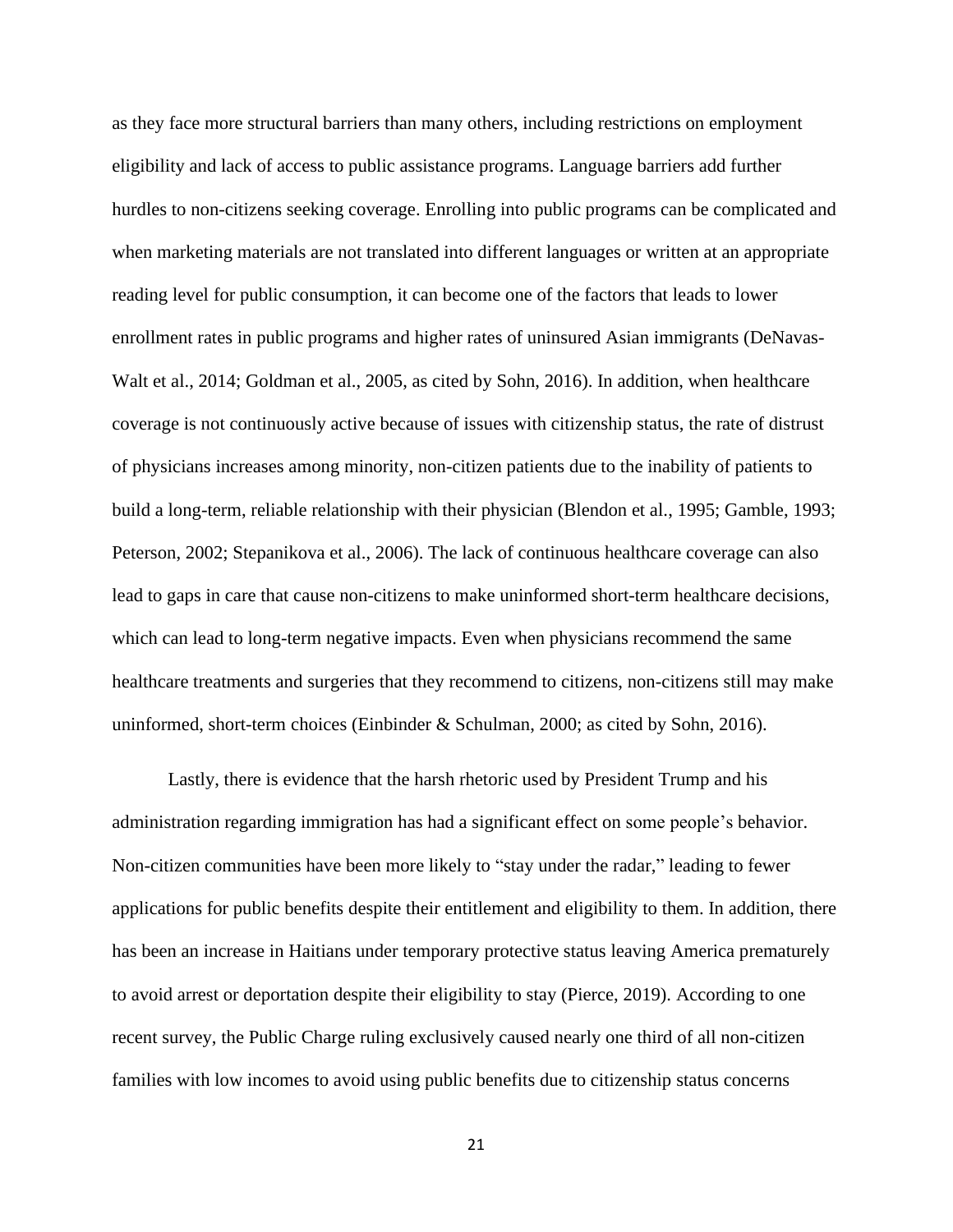as they face more structural barriers than many others, including restrictions on employment eligibility and lack of access to public assistance programs. Language barriers add further hurdles to non-citizens seeking coverage. Enrolling into public programs can be complicated and when marketing materials are not translated into different languages or written at an appropriate reading level for public consumption, it can become one of the factors that leads to lower enrollment rates in public programs and higher rates of uninsured Asian immigrants (DeNavas-Walt et al., 2014; Goldman et al., 2005, as cited by Sohn, 2016). In addition, when healthcare coverage is not continuously active because of issues with citizenship status, the rate of distrust of physicians increases among minority, non-citizen patients due to the inability of patients to build a long-term, reliable relationship with their physician (Blendon et al., 1995; Gamble, 1993; Peterson, 2002; Stepanikova et al., 2006). The lack of continuous healthcare coverage can also lead to gaps in care that cause non-citizens to make uninformed short-term healthcare decisions, which can lead to long-term negative impacts. Even when physicians recommend the same healthcare treatments and surgeries that they recommend to citizens, non-citizens still may make uninformed, short-term choices (Einbinder & Schulman, 2000; as cited by Sohn, 2016).

Lastly, there is evidence that the harsh rhetoric used by President Trump and his administration regarding immigration has had a significant effect on some people's behavior. Non-citizen communities have been more likely to "stay under the radar," leading to fewer applications for public benefits despite their entitlement and eligibility to them. In addition, there has been an increase in Haitians under temporary protective status leaving America prematurely to avoid arrest or deportation despite their eligibility to stay (Pierce, 2019). According to one recent survey, the Public Charge ruling exclusively caused nearly one third of all non-citizen families with low incomes to avoid using public benefits due to citizenship status concerns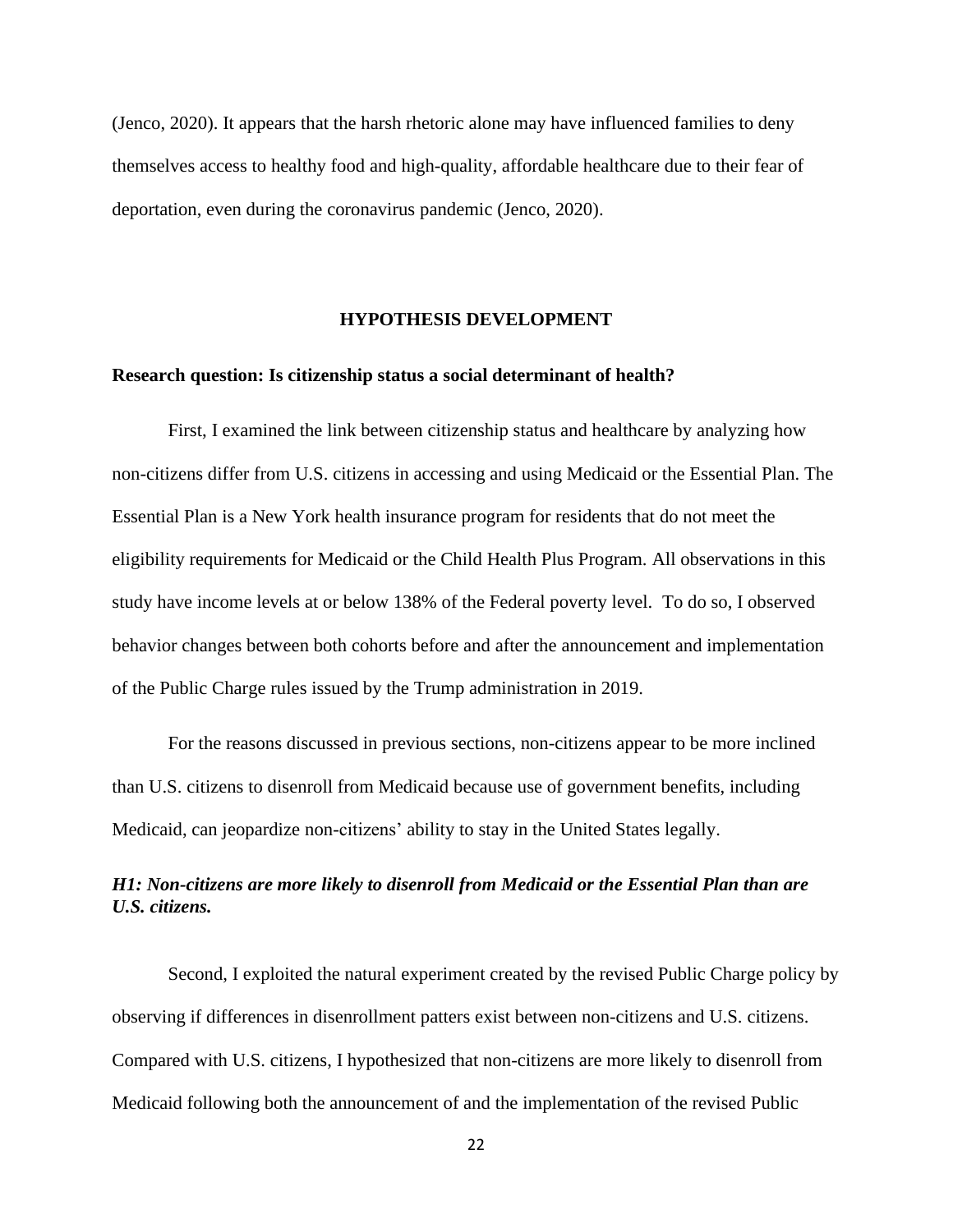(Jenco, 2020). It appears that the harsh rhetoric alone may have influenced families to deny themselves access to healthy food and high-quality, affordable healthcare due to their fear of deportation, even during the coronavirus pandemic (Jenco, 2020).

## HYPOTHESIS DEVELOPMENT

**Research question: Is citizenship status a social determinant of health?**

First, I examined the link between citizenship status and healthcare by analyzing how non-citizens differ from U.S. citizens in accessing and using Medicaid or the Essential Plan. The Essential Plan is a New York health insurance program for residents that do not meet the eligibility requirements for Medicaid or the Child Health Plus Program. All observations in this study have income levels at or below 138% of the Federal poverty level. To do so, I observed behavior changes between both cohorts before and after the announcement and implementation of the Public Charge rules issued by the Trump administration in 2019.

For the reasons discussed in previous sections, non-citizens appear to be more inclined than U.S. citizens to disenroll from Medicaid because use of government benefits, including Medicaid, can jeopardize non-citizens' ability to stay in the United States legally.

***H1: Non-citizens are more likely to disenroll from Medicaid or the Essential Plan than are U.S. citizens.***

Second, I exploited the natural experiment created by the revised Public Charge policy by observing if differences in disenrollment patters exist between non-citizens and U.S. citizens. Compared with U.S. citizens, I hypothesized that non-citizens are more likely to disenroll from Medicaid following both the announcement of and the implementation of the revised Public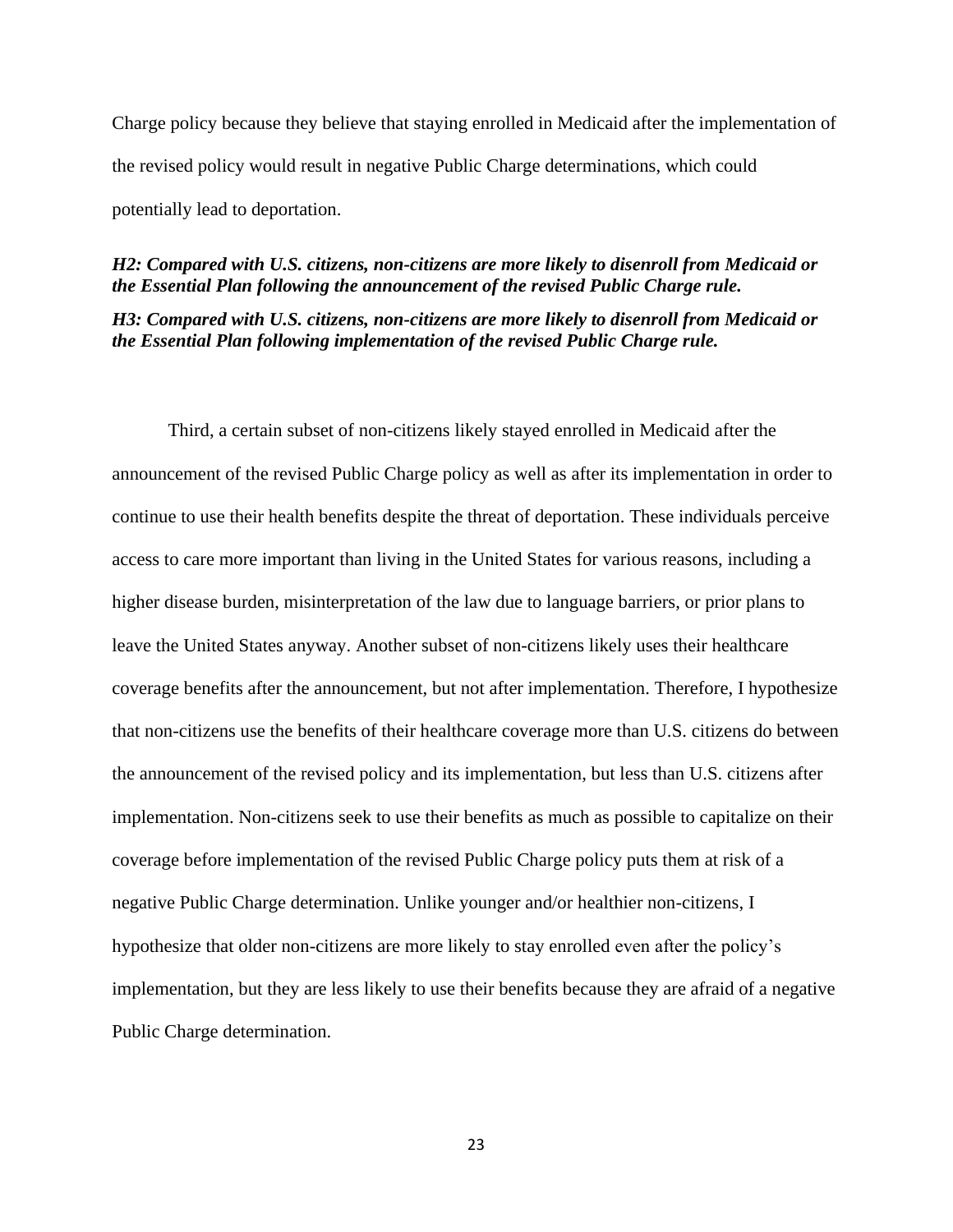Charge policy because they believe that staying enrolled in Medicaid after the implementation of the revised policy would result in negative Public Charge determinations, which could potentially lead to deportation.

***H2: Compared with U.S. citizens, non-citizens are more likely to disenroll from Medicaid or the Essential Plan following the announcement of the revised Public Charge rule.***

***H3: Compared with U.S. citizens, non-citizens are more likely to disenroll from Medicaid or the Essential Plan following implementation of the revised Public Charge rule.***

Third, a certain subset of non-citizens likely stayed enrolled in Medicaid after the announcement of the revised Public Charge policy as well as after its implementation in order to continue to use their health benefits despite the threat of deportation. These individuals perceive access to care more important than living in the United States for various reasons, including a higher disease burden, misinterpretation of the law due to language barriers, or prior plans to leave the United States anyway. Another subset of non-citizens likely uses their healthcare coverage benefits after the announcement, but not after implementation. Therefore, I hypothesize that non-citizens use the benefits of their healthcare coverage more than U.S. citizens do between the announcement of the revised policy and its implementation, but less than U.S. citizens after implementation. Non-citizens seek to use their benefits as much as possible to capitalize on their coverage before implementation of the revised Public Charge policy puts them at risk of a negative Public Charge determination. Unlike younger and/or healthier non-citizens, I hypothesize that older non-citizens are more likely to stay enrolled even after the policy's implementation, but they are less likely to use their benefits because they are afraid of a negative Public Charge determination.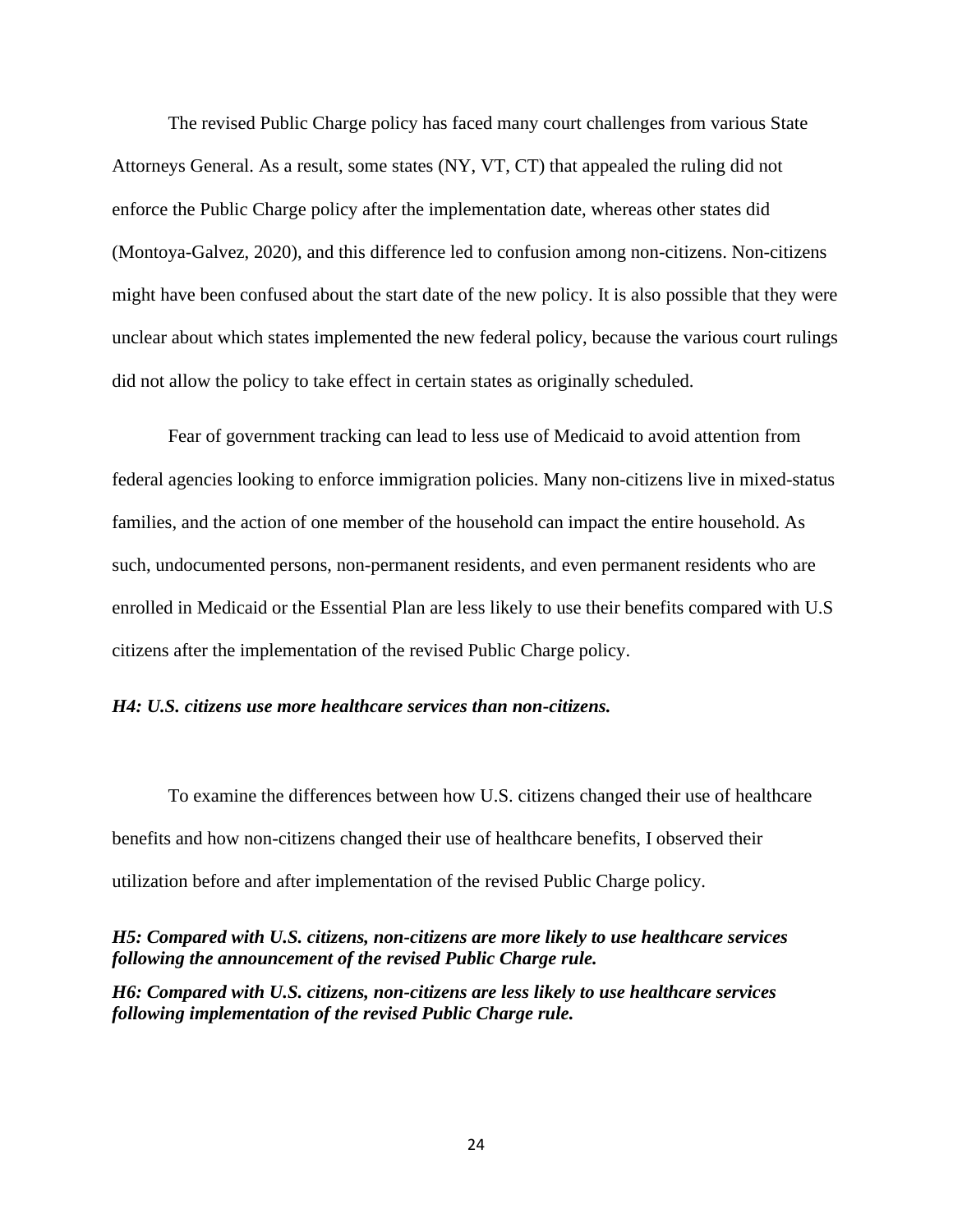The revised Public Charge policy has faced many court challenges from various State Attorneys General. As a result, some states (NY, VT, CT) that appealed the ruling did not enforce the Public Charge policy after the implementation date, whereas other states did (Montoya-Galvez, 2020), and this difference led to confusion among non-citizens. Non-citizens might have been confused about the start date of the new policy. It is also possible that they were unclear about which states implemented the new federal policy, because the various court rulings did not allow the policy to take effect in certain states as originally scheduled.

Fear of government tracking can lead to less use of Medicaid to avoid attention from federal agencies looking to enforce immigration policies. Many non-citizens live in mixed-status families, and the action of one member of the household can impact the entire household. As such, undocumented persons, non-permanent residents, and even permanent residents who are enrolled in Medicaid or the Essential Plan are less likely to use their benefits compared with U.S citizens after the implementation of the revised Public Charge policy.

***H4: U.S. citizens use more healthcare services than non-citizens.***

To examine the differences between how U.S. citizens changed their use of healthcare benefits and how non-citizens changed their use of healthcare benefits, I observed their utilization before and after implementation of the revised Public Charge policy.

***H5: Compared with U.S. citizens, non-citizens are more likely to use healthcare services following the announcement of the revised Public Charge rule.***

***H6: Compared with U.S. citizens, non-citizens are less likely to use healthcare services following implementation of the revised Public Charge rule.***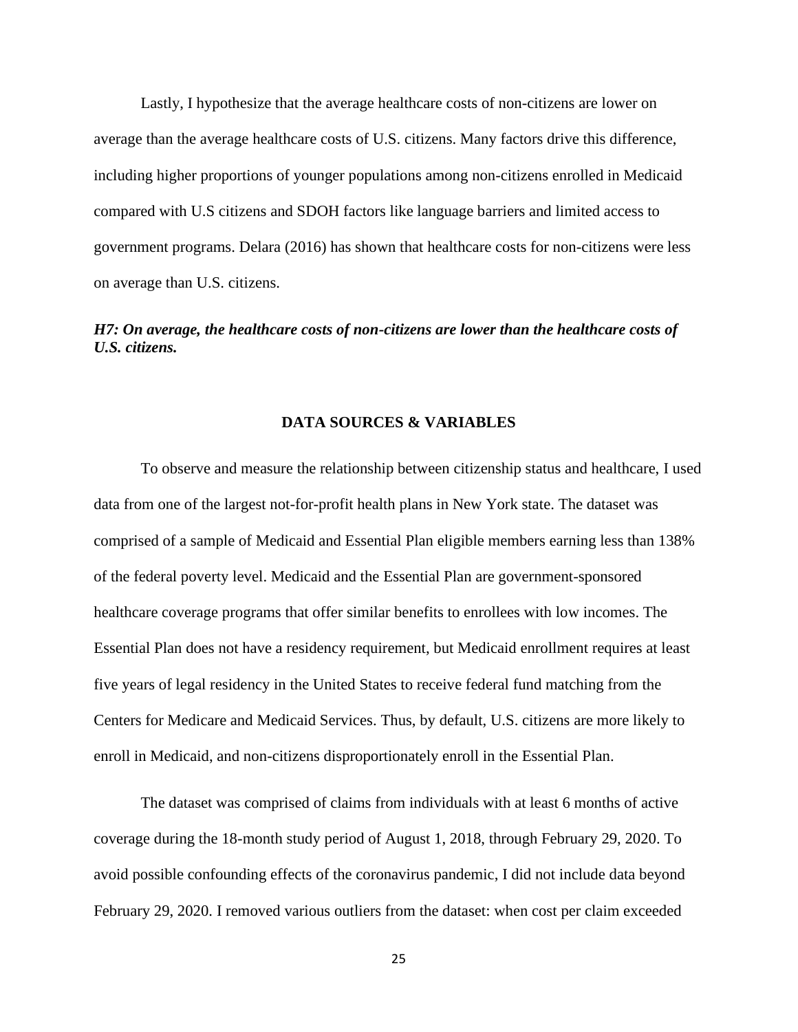Lastly, I hypothesize that the average healthcare costs of non-citizens are lower on average than the average healthcare costs of U.S. citizens. Many factors drive this difference, including higher proportions of younger populations among non-citizens enrolled in Medicaid compared with U.S citizens and SDOH factors like language barriers and limited access to government programs. Delara (2016) has shown that healthcare costs for non-citizens were less on average than U.S. citizens.

***H7: On average, the healthcare costs of non-citizens are lower than the healthcare costs of U.S. citizens.***

## DATA SOURCES & VARIABLES

To observe and measure the relationship between citizenship status and healthcare, I used data from one of the largest not-for-profit health plans in New York state. The dataset was comprised of a sample of Medicaid and Essential Plan eligible members earning less than 138% of the federal poverty level. Medicaid and the Essential Plan are government-sponsored healthcare coverage programs that offer similar benefits to enrollees with low incomes. The Essential Plan does not have a residency requirement, but Medicaid enrollment requires at least five years of legal residency in the United States to receive federal fund matching from the Centers for Medicare and Medicaid Services. Thus, by default, U.S. citizens are more likely to enroll in Medicaid, and non-citizens disproportionately enroll in the Essential Plan.

The dataset was comprised of claims from individuals with at least 6 months of active coverage during the 18-month study period of August 1, 2018, through February 29, 2020. To avoid possible confounding effects of the coronavirus pandemic, I did not include data beyond February 29, 2020. I removed various outliers from the dataset: when cost per claim exceeded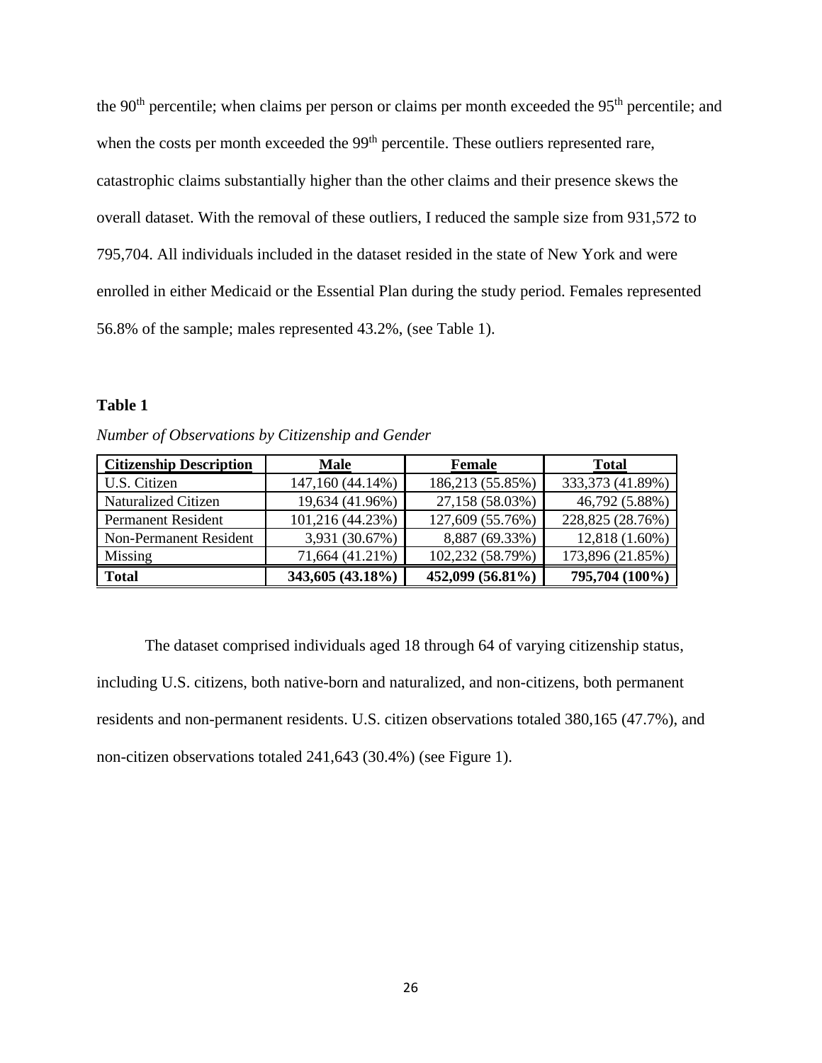the 90th percentile; when claims per person or claims per month exceeded the 95th percentile; and when the costs per month exceeded the 99th percentile. These outliers represented rare, catastrophic claims substantially higher than the other claims and their presence skews the overall dataset. With the removal of these outliers, I reduced the sample size from 931,572 to 795,704. All individuals included in the dataset resided in the state of New York and were enrolled in either Medicaid or the Essential Plan during the study period. Females represented 56.8% of the sample; males represented 43.2%, (see Table 1).

**Table 1**

*Number of Observations by Citizenship and Gender*

| Citizenship Description | Male | Female | Total |
|---|---|---|---|
| U.S. Citizen | 147,160 (44.14%) | 186,213 (55.85%) | 333,373 (41.89%) |
| Naturalized Citizen | 19,634 (41.96%) | 27,158 (58.03%) | 46,792 (5.88%) |
| Permanent Resident | 101,216 (44.23%) | 127,609 (55.76%) | 228,825 (28.76%) |
| Non-Permanent Resident | 3,931 (30.67%) | 8,887 (69.33%) | 12,818 (1.60%) |
| Missing | 71,664 (41.21%) | 102,232 (58.79%) | 173,896 (21.85%) |
| **Total** | **343,605 (43.18%)** | **452,099 (56.81%)** | **795,704 (100%)** |

The dataset comprised individuals aged 18 through 64 of varying citizenship status, including U.S. citizens, both native-born and naturalized, and non-citizens, both permanent residents and non-permanent residents. U.S. citizen observations totaled 380,165 (47.7%), and non-citizen observations totaled 241,643 (30.4%) (see Figure 1).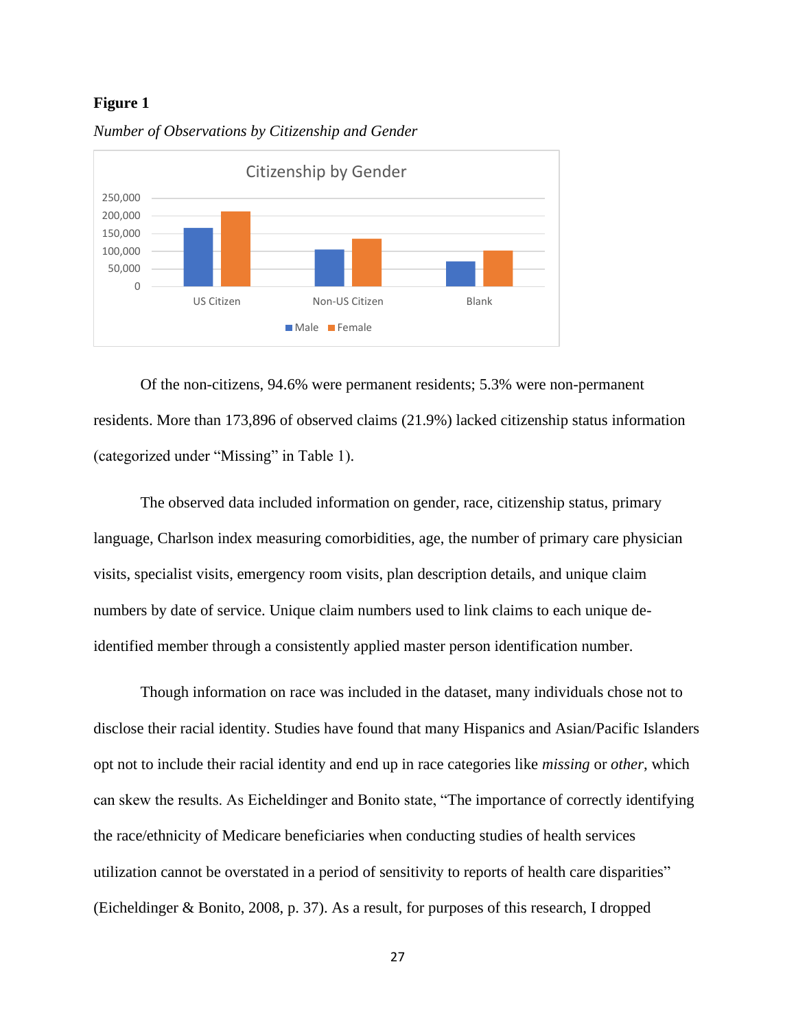**Figure 1**

*Number of Observations by Citizenship and Gender*

Of the non-citizens, 94.6% were permanent residents; 5.3% were non-permanent residents. More than 173,896 of observed claims (21.9%) lacked citizenship status information (categorized under "Missing" in Table 1).

The observed data included information on gender, race, citizenship status, primary language, Charlson index measuring comorbidities, age, the number of primary care physician visits, specialist visits, emergency room visits, plan description details, and unique claim numbers by date of service. Unique claim numbers used to link claims to each unique de-identified member through a consistently applied master person identification number.

Though information on race was included in the dataset, many individuals chose not to disclose their racial identity. Studies have found that many Hispanics and Asian/Pacific Islanders opt not to include their racial identity and end up in race categories like *missing* or *other*, which can skew the results. As Eicheldinger and Bonito state, "The importance of correctly identifying the race/ethnicity of Medicare beneficiaries when conducting studies of health services utilization cannot be overstated in a period of sensitivity to reports of health care disparities" (Eicheldinger & Bonito, 2008, p. 37). As a result, for purposes of this research, I dropped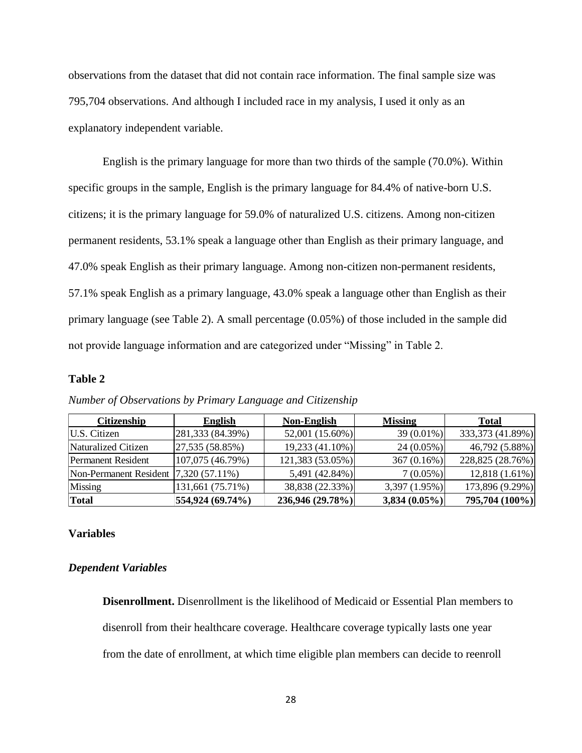observations from the dataset that did not contain race information. The final sample size was 795,704 observations. And although I included race in my analysis, I used it only as an explanatory independent variable.

English is the primary language for more than two thirds of the sample (70.0%). Within specific groups in the sample, English is the primary language for 84.4% of native-born U.S. citizens; it is the primary language for 59.0% of naturalized U.S. citizens. Among non-citizen permanent residents, 53.1% speak a language other than English as their primary language, and 47.0% speak English as their primary language. Among non-citizen non-permanent residents, 57.1% speak English as a primary language, 43.0% speak a language other than English as their primary language (see Table 2). A small percentage (0.05%) of those included in the sample did not provide language information and are categorized under "Missing" in Table 2.

**Table 2**

*Number of Observations by Primary Language and Citizenship*

| Citizenship | English | Non-English | Missing | Total |
|---|---|---|---|---|
| U.S. Citizen | 281,333 (84.39%) | 52,001 (15.60%) | 39 (0.01%) | 333,373 (41.89%) |
| Naturalized Citizen | 27,535 (58.85%) | 19,233 (41.10%) | 24 (0.05%) | 46,792 (5.88%) |
| Permanent Resident | 107,075 (46.79%) | 121,383 (53.05%) | 367 (0.16%) | 228,825 (28.76%) |
| Non-Permanent Resident | 7,320 (57.11%) | 5,491 (42.84%) | 7 (0.05%) | 12,818 (1.61%) |
| Missing | 131,661 (75.71%) | 38,838 (22.33%) | 3,397 (1.95%) | 173,896 (9.29%) |
| **Total** | **554,924 (69.74%)** | **236,946 (29.78%)** | **3,834 (0.05%)** | **795,704 (100%)** |

## Variables

### *Dependent Variables*

**Disenrollment.** Disenrollment is the likelihood of Medicaid or Essential Plan members to disenroll from their healthcare coverage. Healthcare coverage typically lasts one year from the date of enrollment, at which time eligible plan members can decide to reenroll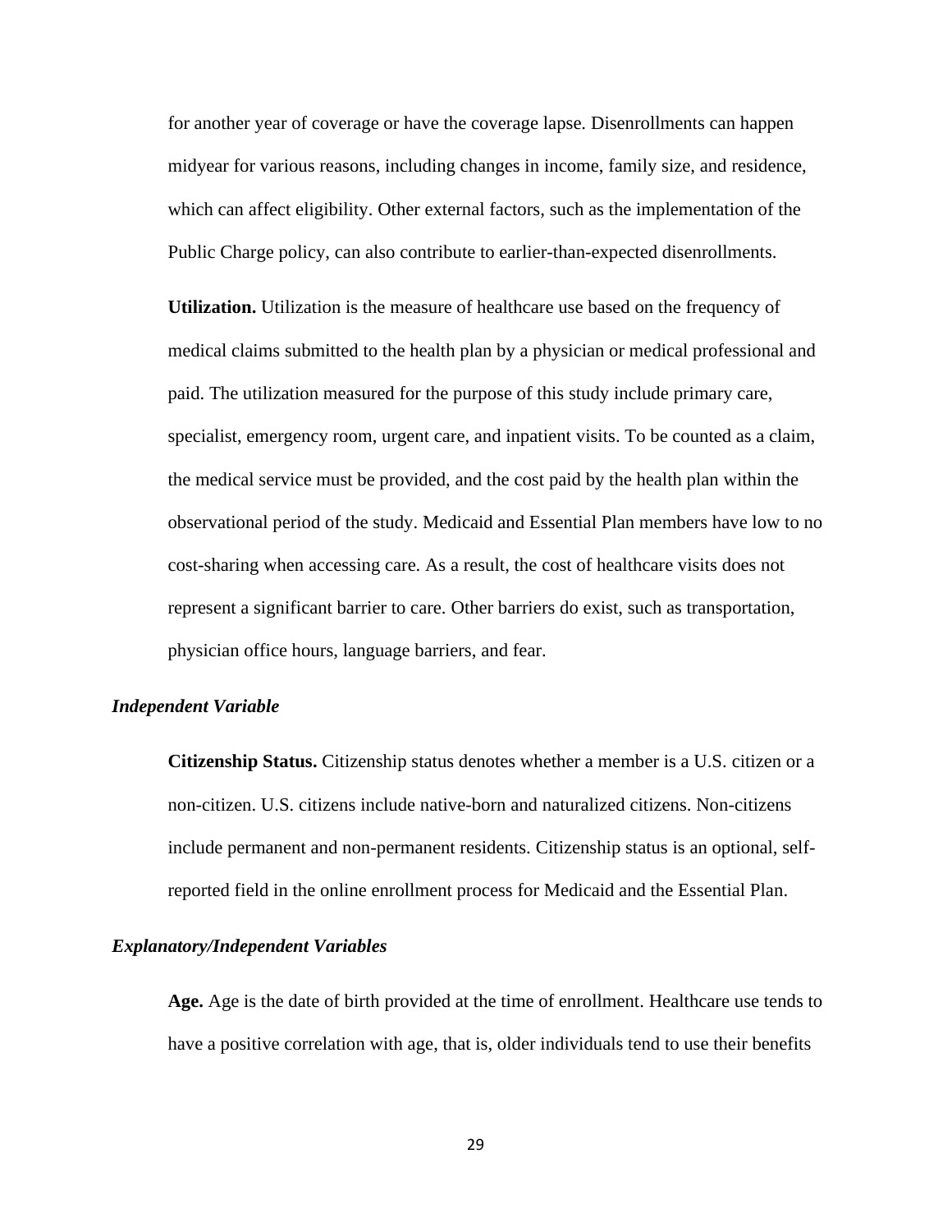for another year of coverage or have the coverage lapse. Disenrollments can happen midyear for various reasons, including changes in income, family size, and residence, which can affect eligibility. Other external factors, such as the implementation of the Public Charge policy, can also contribute to earlier-than-expected disenrollments.

**Utilization.** Utilization is the measure of healthcare use based on the frequency of medical claims submitted to the health plan by a physician or medical professional and paid. The utilization measured for the purpose of this study include primary care, specialist, emergency room, urgent care, and inpatient visits. To be counted as a claim, the medical service must be provided, and the cost paid by the health plan within the observational period of the study. Medicaid and Essential Plan members have low to no cost-sharing when accessing care. As a result, the cost of healthcare visits does not represent a significant barrier to care. Other barriers do exist, such as transportation, physician office hours, language barriers, and fear.

### *Independent Variable*

**Citizenship Status.** Citizenship status denotes whether a member is a U.S. citizen or a non-citizen. U.S. citizens include native-born and naturalized citizens. Non-citizens include permanent and non-permanent residents. Citizenship status is an optional, self-reported field in the online enrollment process for Medicaid and the Essential Plan.

### *Explanatory/Independent Variables*

**Age.** Age is the date of birth provided at the time of enrollment. Healthcare use tends to have a positive correlation with age, that is, older individuals tend to use their benefits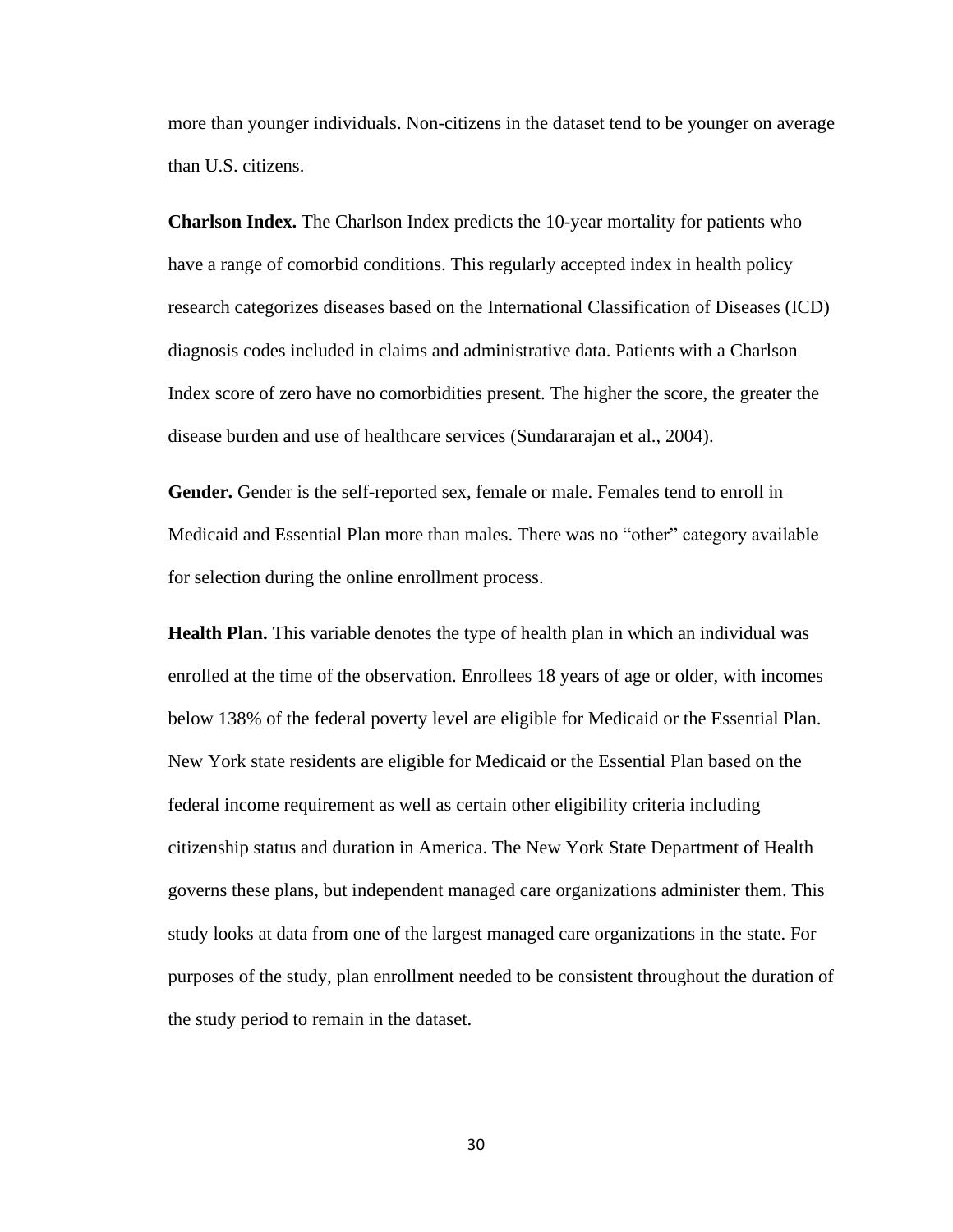more than younger individuals. Non-citizens in the dataset tend to be younger on average than U.S. citizens.

**Charlson Index.** The Charlson Index predicts the 10-year mortality for patients who have a range of comorbid conditions. This regularly accepted index in health policy research categorizes diseases based on the International Classification of Diseases (ICD) diagnosis codes included in claims and administrative data. Patients with a Charlson Index score of zero have no comorbidities present. The higher the score, the greater the disease burden and use of healthcare services (Sundararajan et al., 2004).

**Gender.** Gender is the self-reported sex, female or male. Females tend to enroll in Medicaid and Essential Plan more than males. There was no “other” category available for selection during the online enrollment process.

**Health Plan.** This variable denotes the type of health plan in which an individual was enrolled at the time of the observation. Enrollees 18 years of age or older, with incomes below 138% of the federal poverty level are eligible for Medicaid or the Essential Plan. New York state residents are eligible for Medicaid or the Essential Plan based on the federal income requirement as well as certain other eligibility criteria including citizenship status and duration in America. The New York State Department of Health governs these plans, but independent managed care organizations administer them. This study looks at data from one of the largest managed care organizations in the state. For purposes of the study, plan enrollment needed to be consistent throughout the duration of the study period to remain in the dataset.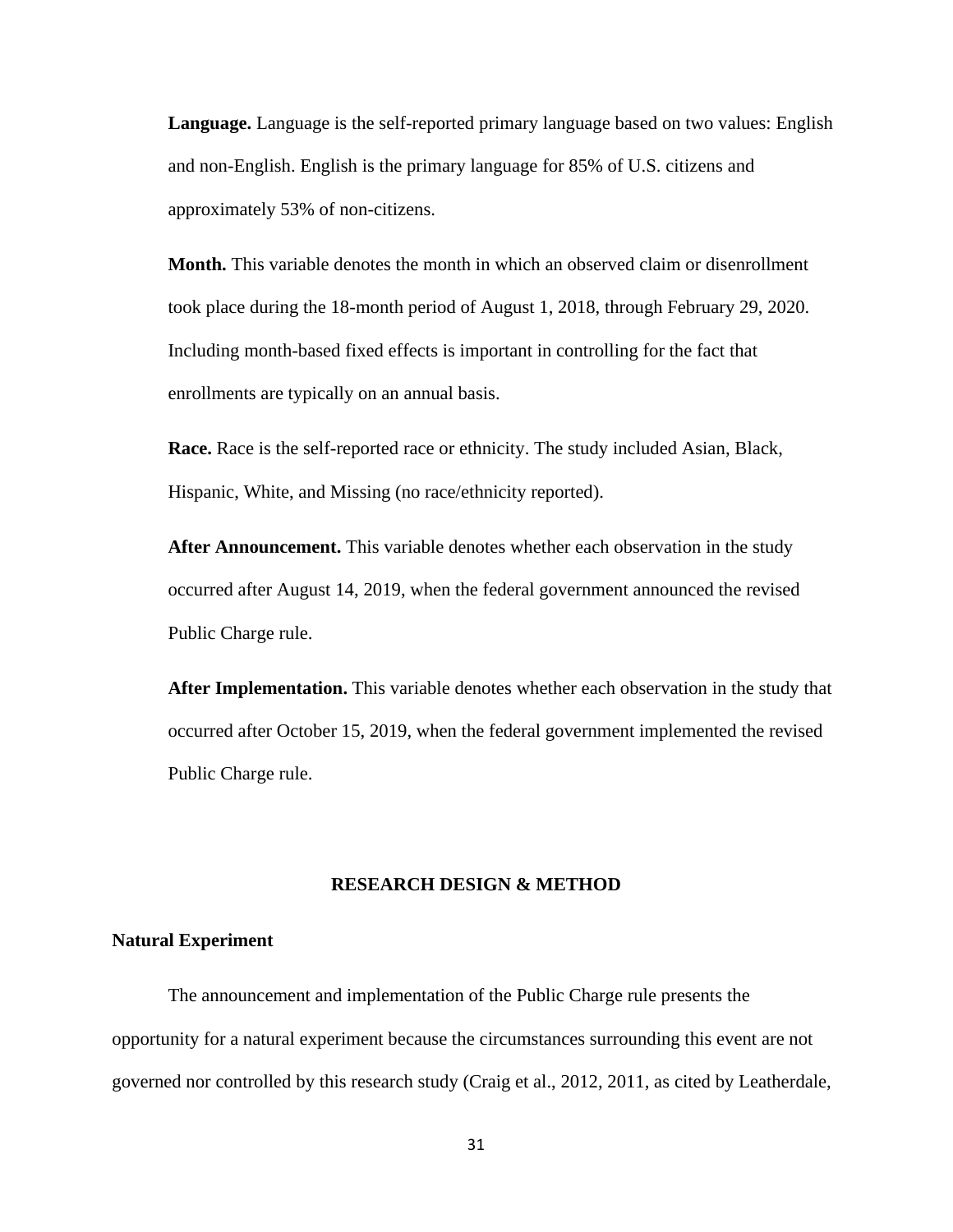**Language.** Language is the self-reported primary language based on two values: English and non-English. English is the primary language for 85% of U.S. citizens and approximately 53% of non-citizens.

**Month.** This variable denotes the month in which an observed claim or disenrollment took place during the 18-month period of August 1, 2018, through February 29, 2020. Including month-based fixed effects is important in controlling for the fact that enrollments are typically on an annual basis.

**Race.** Race is the self-reported race or ethnicity. The study included Asian, Black, Hispanic, White, and Missing (no race/ethnicity reported).

**After Announcement.** This variable denotes whether each observation in the study occurred after August 14, 2019, when the federal government announced the revised Public Charge rule.

**After Implementation.** This variable denotes whether each observation in the study that occurred after October 15, 2019, when the federal government implemented the revised Public Charge rule.

## RESEARCH DESIGN & METHOD

### Natural Experiment

The announcement and implementation of the Public Charge rule presents the opportunity for a natural experiment because the circumstances surrounding this event are not governed nor controlled by this research study (Craig et al., 2012, 2011, as cited by Leatherdale,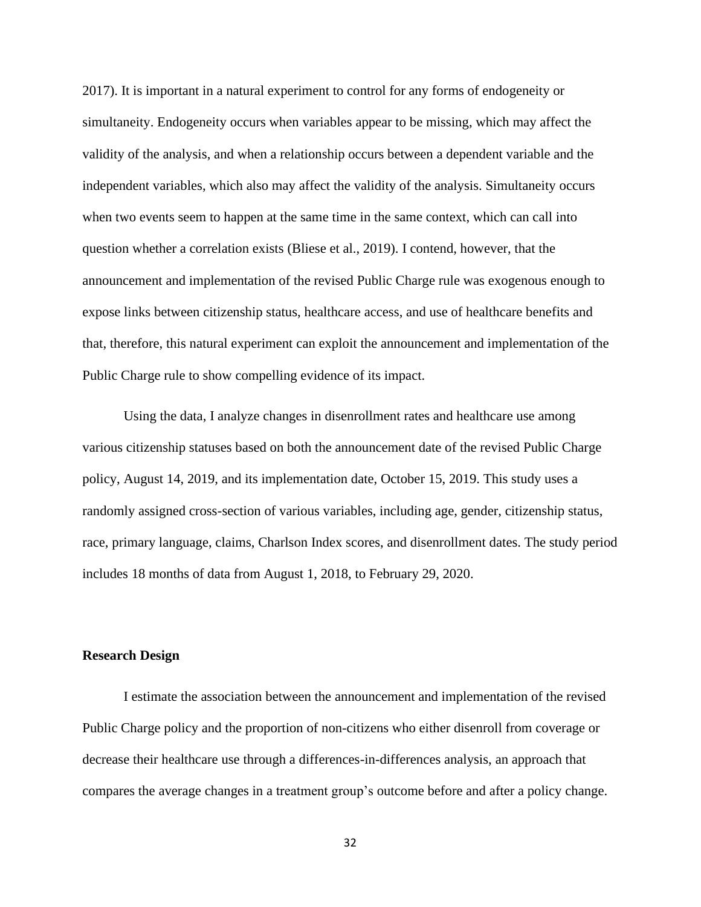2017). It is important in a natural experiment to control for any forms of endogeneity or simultaneity. Endogeneity occurs when variables appear to be missing, which may affect the validity of the analysis, and when a relationship occurs between a dependent variable and the independent variables, which also may affect the validity of the analysis. Simultaneity occurs when two events seem to happen at the same time in the same context, which can call into question whether a correlation exists (Bliese et al., 2019). I contend, however, that the announcement and implementation of the revised Public Charge rule was exogenous enough to expose links between citizenship status, healthcare access, and use of healthcare benefits and that, therefore, this natural experiment can exploit the announcement and implementation of the Public Charge rule to show compelling evidence of its impact.

Using the data, I analyze changes in disenrollment rates and healthcare use among various citizenship statuses based on both the announcement date of the revised Public Charge policy, August 14, 2019, and its implementation date, October 15, 2019. This study uses a randomly assigned cross-section of various variables, including age, gender, citizenship status, race, primary language, claims, Charlson Index scores, and disenrollment dates. The study period includes 18 months of data from August 1, 2018, to February 29, 2020.

**Research Design**

I estimate the association between the announcement and implementation of the revised Public Charge policy and the proportion of non-citizens who either disenroll from coverage or decrease their healthcare use through a differences-in-differences analysis, an approach that compares the average changes in a treatment group's outcome before and after a policy change.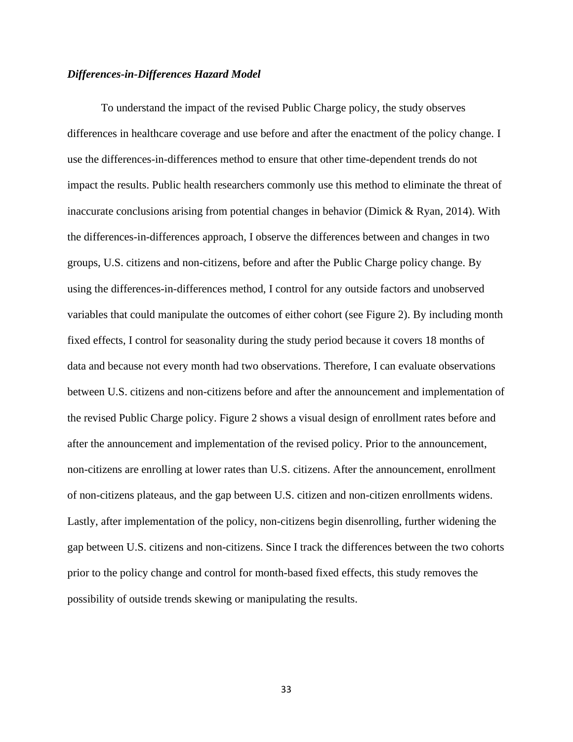***Differences-in-Differences Hazard Model***

To understand the impact of the revised Public Charge policy, the study observes differences in healthcare coverage and use before and after the enactment of the policy change. I use the differences-in-differences method to ensure that other time-dependent trends do not impact the results. Public health researchers commonly use this method to eliminate the threat of inaccurate conclusions arising from potential changes in behavior (Dimick & Ryan, 2014). With the differences-in-differences approach, I observe the differences between and changes in two groups, U.S. citizens and non-citizens, before and after the Public Charge policy change. By using the differences-in-differences method, I control for any outside factors and unobserved variables that could manipulate the outcomes of either cohort (see Figure 2). By including month fixed effects, I control for seasonality during the study period because it covers 18 months of data and because not every month had two observations. Therefore, I can evaluate observations between U.S. citizens and non-citizens before and after the announcement and implementation of the revised Public Charge policy. Figure 2 shows a visual design of enrollment rates before and after the announcement and implementation of the revised policy. Prior to the announcement, non-citizens are enrolling at lower rates than U.S. citizens. After the announcement, enrollment of non-citizens plateaus, and the gap between U.S. citizen and non-citizen enrollments widens. Lastly, after implementation of the policy, non-citizens begin disenrolling, further widening the gap between U.S. citizens and non-citizens. Since I track the differences between the two cohorts prior to the policy change and control for month-based fixed effects, this study removes the possibility of outside trends skewing or manipulating the results.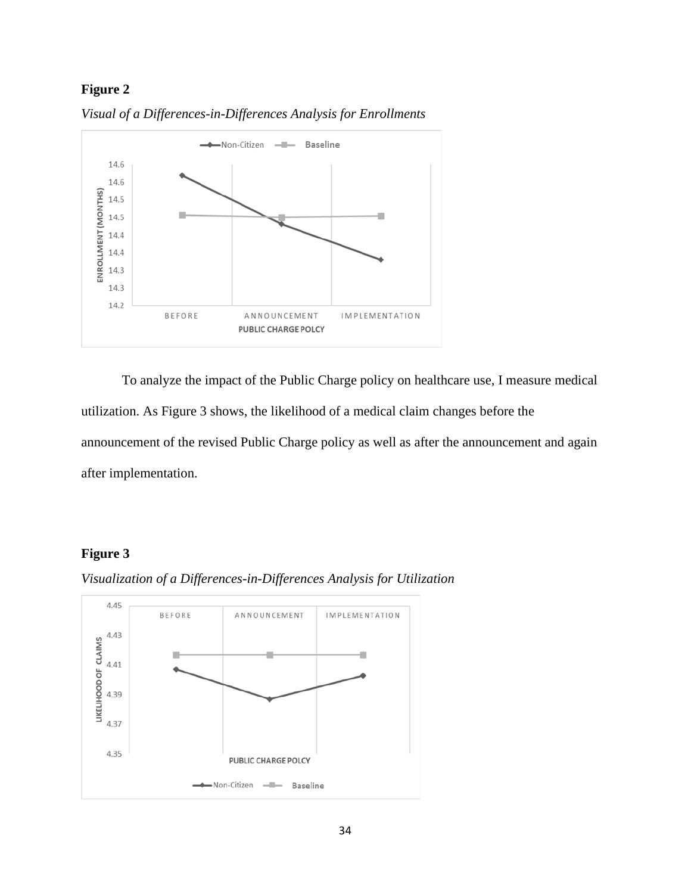**Figure 2**

*Visual of a Differences-in-Differences Analysis for Enrollments*

To analyze the impact of the Public Charge policy on healthcare use, I measure medical utilization. As Figure 3 shows, the likelihood of a medical claim changes before the announcement of the revised Public Charge policy as well as after the announcement and again after implementation.

**Figure 3**

*Visualization of a Differences-in-Differences Analysis for Utilization*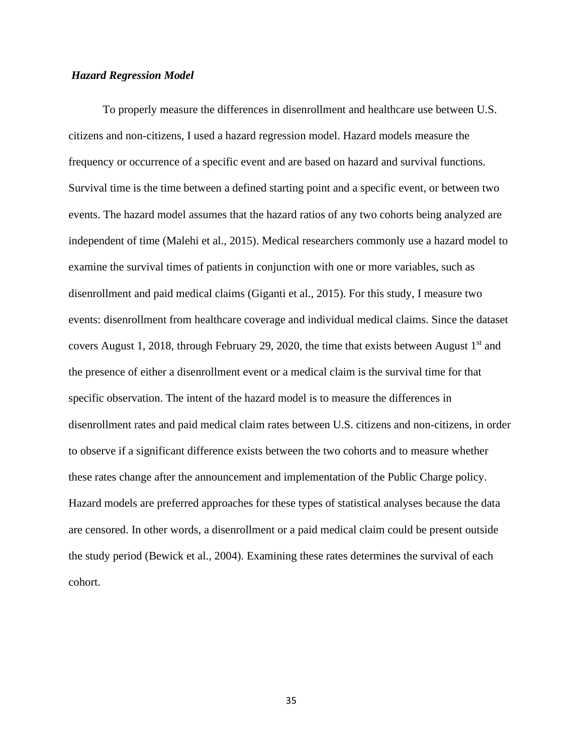### *Hazard Regression Model*

To properly measure the differences in disenrollment and healthcare use between U.S. citizens and non-citizens, I used a hazard regression model. Hazard models measure the frequency or occurrence of a specific event and are based on hazard and survival functions. Survival time is the time between a defined starting point and a specific event, or between two events. The hazard model assumes that the hazard ratios of any two cohorts being analyzed are independent of time (Malehi et al., 2015). Medical researchers commonly use a hazard model to examine the survival times of patients in conjunction with one or more variables, such as disenrollment and paid medical claims (Giganti et al., 2015). For this study, I measure two events: disenrollment from healthcare coverage and individual medical claims. Since the dataset covers August 1, 2018, through February 29, 2020, the time that exists between August 1st and the presence of either a disenrollment event or a medical claim is the survival time for that specific observation. The intent of the hazard model is to measure the differences in disenrollment rates and paid medical claim rates between U.S. citizens and non-citizens, in order to observe if a significant difference exists between the two cohorts and to measure whether these rates change after the announcement and implementation of the Public Charge policy. Hazard models are preferred approaches for these types of statistical analyses because the data are censored. In other words, a disenrollment or a paid medical claim could be present outside the study period (Bewick et al., 2004). Examining these rates determines the survival of each cohort.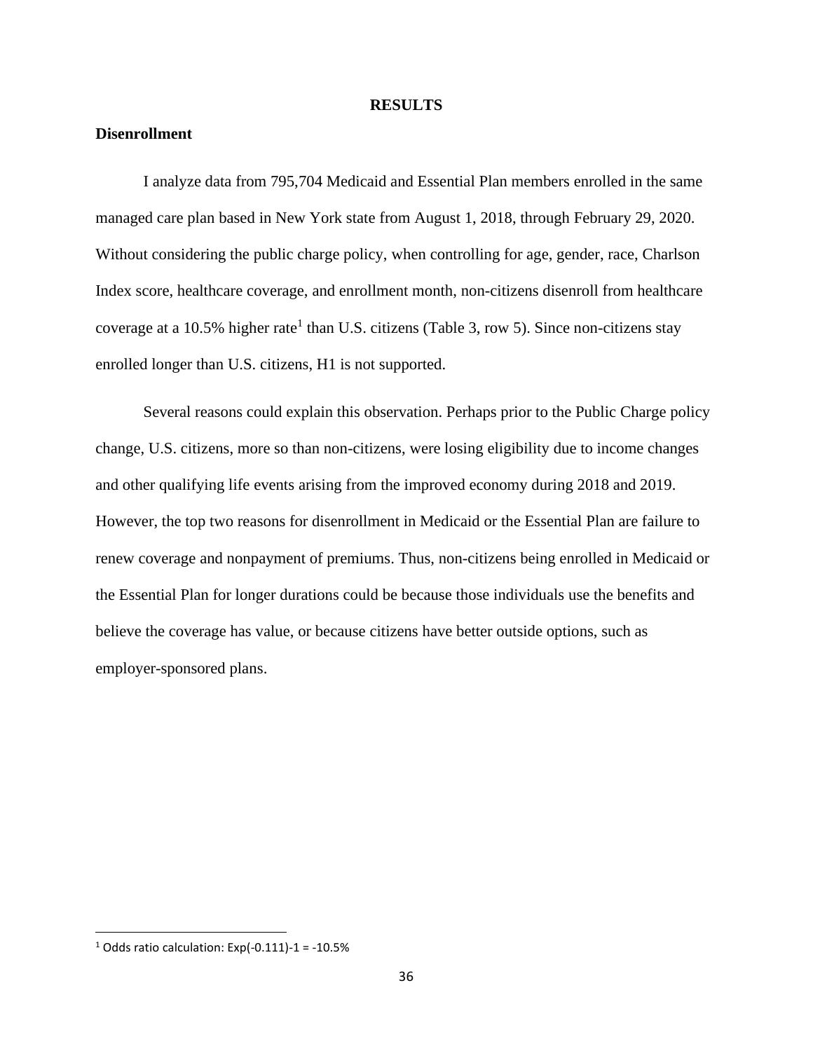# RESULTS

## Disenrollment

I analyze data from 795,704 Medicaid and Essential Plan members enrolled in the same managed care plan based in New York state from August 1, 2018, through February 29, 2020. Without considering the public charge policy, when controlling for age, gender, race, Charlson Index score, healthcare coverage, and enrollment month, non-citizens disenroll from healthcare coverage at a 10.5% higher rate[1] than U.S. citizens (Table 3, row 5). Since non-citizens stay enrolled longer than U.S. citizens, H1 is not supported.

Several reasons could explain this observation. Perhaps prior to the Public Charge policy change, U.S. citizens, more so than non-citizens, were losing eligibility due to income changes and other qualifying life events arising from the improved economy during 2018 and 2019. However, the top two reasons for disenrollment in Medicaid or the Essential Plan are failure to renew coverage and nonpayment of premiums. Thus, non-citizens being enrolled in Medicaid or the Essential Plan for longer durations could be because those individuals use the benefits and believe the coverage has value, or because citizens have better outside options, such as employer-sponsored plans.

---

[1] Odds ratio calculation: $\text{Exp}(-0.111)-1 = -10.5\%$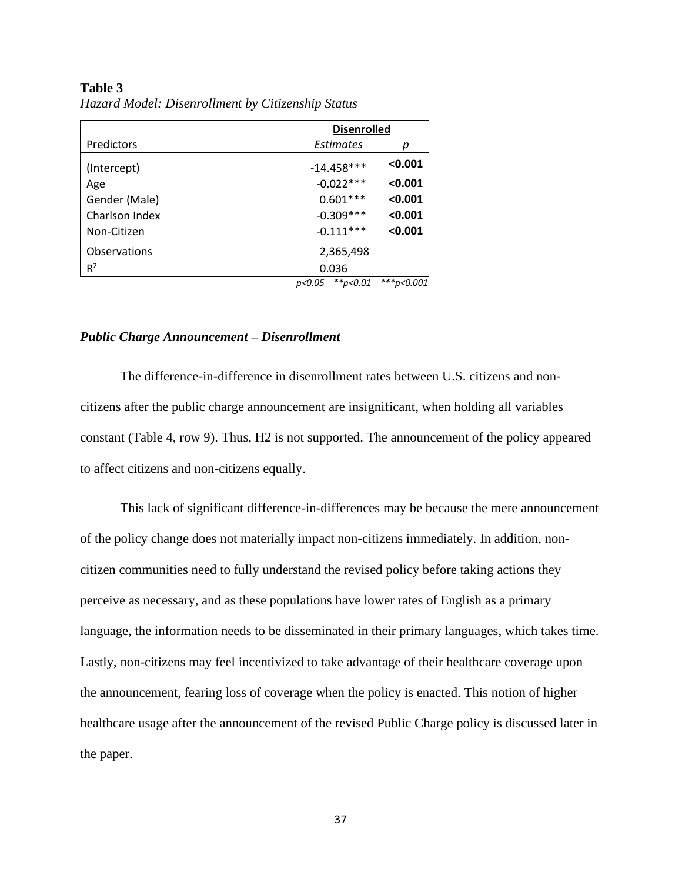**Table 3**

*Hazard Model: Disenrollment by Citizenship Status*

| | Disenrolled | |
|---|---|---|
| Predictors | *Estimates* | *p* |
| (Intercept) | -14.458*** | **<0.001** |
| Age | -0.022*** | **<0.001** |
| Gender (Male) | 0.601*** | **<0.001** |
| Charlson Index | -0.309*** | **<0.001** |
| Non-Citizen | -0.111*** | **<0.001** |
| Observations | 2,365,498 | |
| $R^2$ | 0.036 | |

*p<0.05   **p<0.01   ***p<0.001*

### *Public Charge Announcement – Disenrollment*

The difference-in-difference in disenrollment rates between U.S. citizens and non-citizens after the public charge announcement are insignificant, when holding all variables constant (Table 4, row 9). Thus, H2 is not supported. The announcement of the policy appeared to affect citizens and non-citizens equally.

This lack of significant difference-in-differences may be because the mere announcement of the policy change does not materially impact non-citizens immediately. In addition, non-citizen communities need to fully understand the revised policy before taking actions they perceive as necessary, and as these populations have lower rates of English as a primary language, the information needs to be disseminated in their primary languages, which takes time. Lastly, non-citizens may feel incentivized to take advantage of their healthcare coverage upon the announcement, fearing loss of coverage when the policy is enacted. This notion of higher healthcare usage after the announcement of the revised Public Charge policy is discussed later in the paper.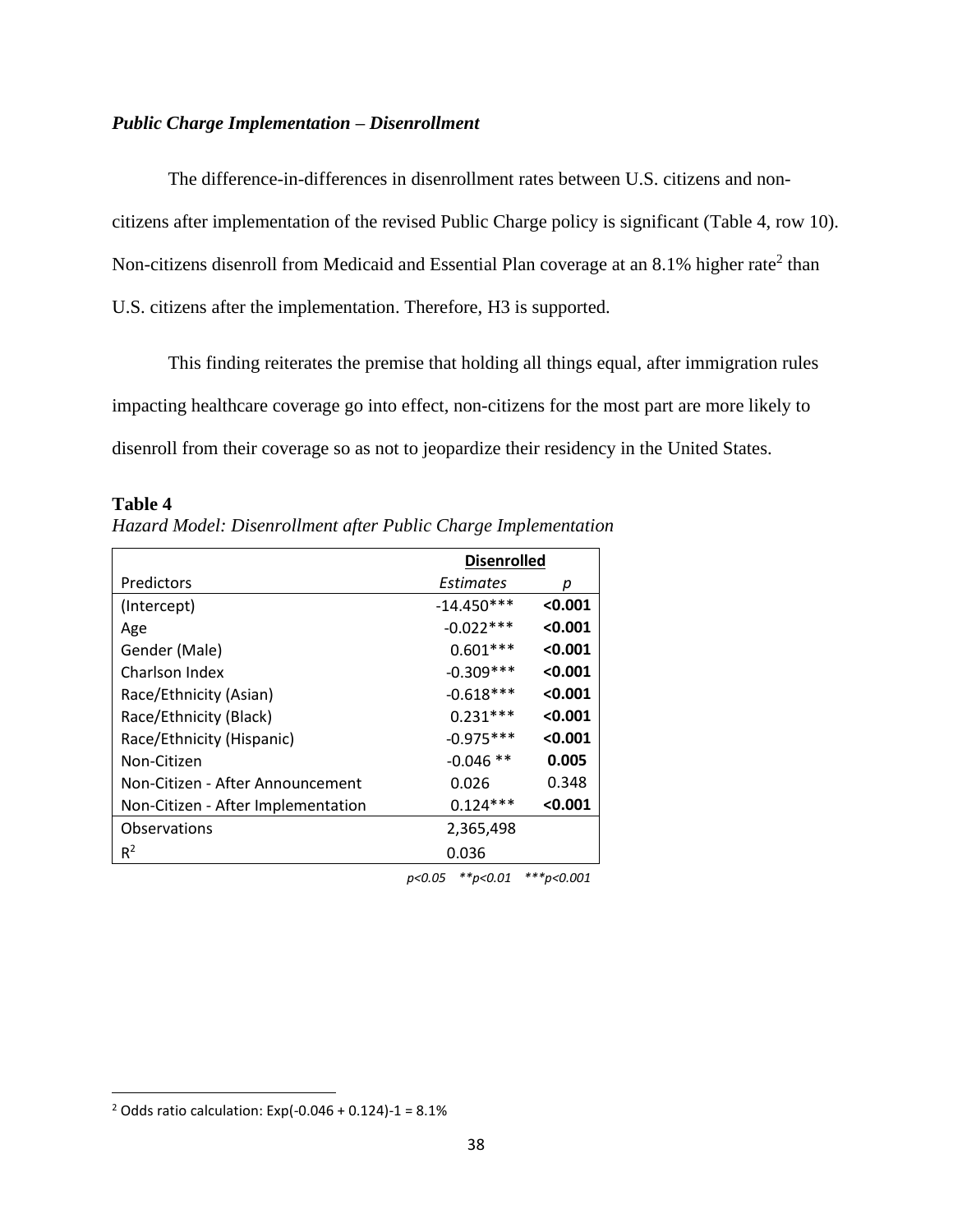***Public Charge Implementation – Disenrollment***

The difference-in-differences in disenrollment rates between U.S. citizens and non-citizens after implementation of the revised Public Charge policy is significant (Table 4, row 10). Non-citizens disenroll from Medicaid and Essential Plan coverage at an 8.1% higher rate[2] than U.S. citizens after the implementation. Therefore, H3 is supported.

This finding reiterates the premise that holding all things equal, after immigration rules impacting healthcare coverage go into effect, non-citizens for the most part are more likely to disenroll from their coverage so as not to jeopardize their residency in the United States.

**Table 4**

*Hazard Model: Disenrollment after Public Charge Implementation*

| | **Disenrolled** | |
|---|---|---|
| Predictors | *Estimates* | *p* |
| (Intercept) | -14.450*** | **<0.001** |
| Age | -0.022*** | **<0.001** |
| Gender (Male) | 0.601*** | **<0.001** |
| Charlson Index | -0.309*** | **<0.001** |
| Race/Ethnicity (Asian) | -0.618*** | **<0.001** |
| Race/Ethnicity (Black) | 0.231*** | **<0.001** |
| Race/Ethnicity (Hispanic) | -0.975*** | **<0.001** |
| Non-Citizen | -0.046 ** | **0.005** |
| Non-Citizen - After Announcement | 0.026 | 0.348 |
| Non-Citizen - After Implementation | 0.124*** | **<0.001** |
| Observations | 2,365,498 | |
| $R^2$ | 0.036 | |

*p<0.05 \*\*p<0.01 \*\*\*p<0.001*

[2] Odds ratio calculation: Exp(-0.046 + 0.124)-1 = 8.1%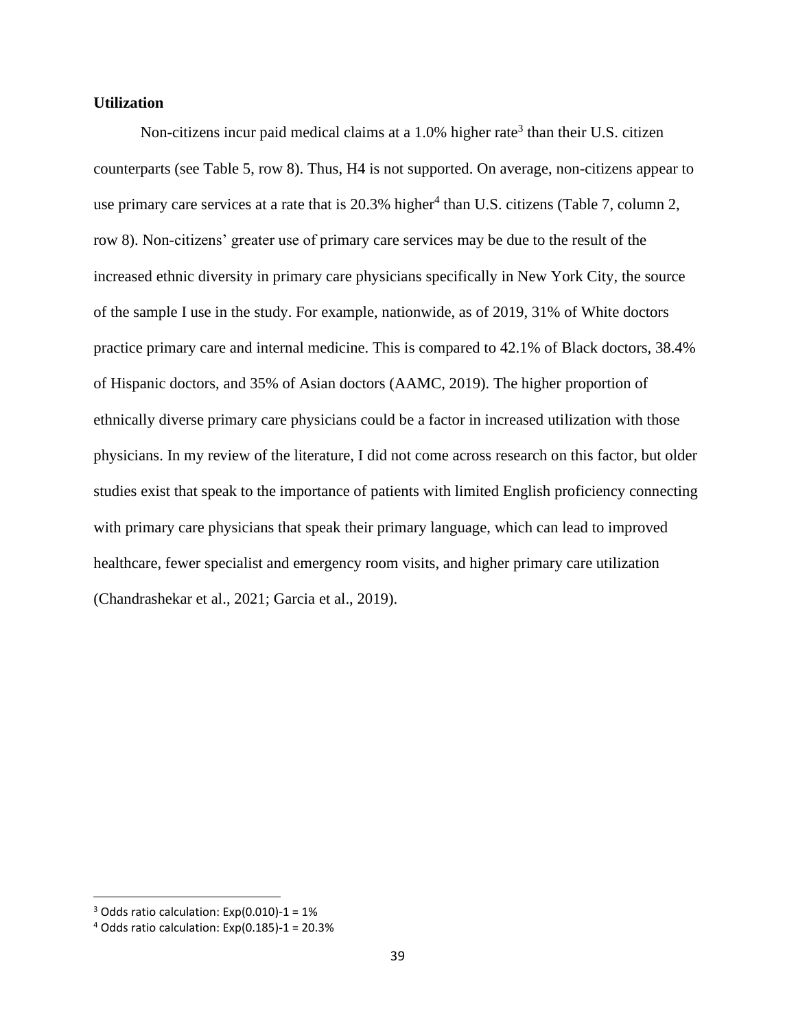**Utilization**

Non-citizens incur paid medical claims at a 1.0% higher rate[3] than their U.S. citizen counterparts (see Table 5, row 8). Thus, H4 is not supported. On average, non-citizens appear to use primary care services at a rate that is 20.3% higher[4] than U.S. citizens (Table 7, column 2, row 8). Non-citizens' greater use of primary care services may be due to the result of the increased ethnic diversity in primary care physicians specifically in New York City, the source of the sample I use in the study. For example, nationwide, as of 2019, 31% of White doctors practice primary care and internal medicine. This is compared to 42.1% of Black doctors, 38.4% of Hispanic doctors, and 35% of Asian doctors (AAMC, 2019). The higher proportion of ethnically diverse primary care physicians could be a factor in increased utilization with those physicians. In my review of the literature, I did not come across research on this factor, but older studies exist that speak to the importance of patients with limited English proficiency connecting with primary care physicians that speak their primary language, which can lead to improved healthcare, fewer specialist and emergency room visits, and higher primary care utilization (Chandrashekar et al., 2021; Garcia et al., 2019).

---

[3] Odds ratio calculation: Exp(0.010)-1 = 1%

[4] Odds ratio calculation: Exp(0.185)-1 = 20.3%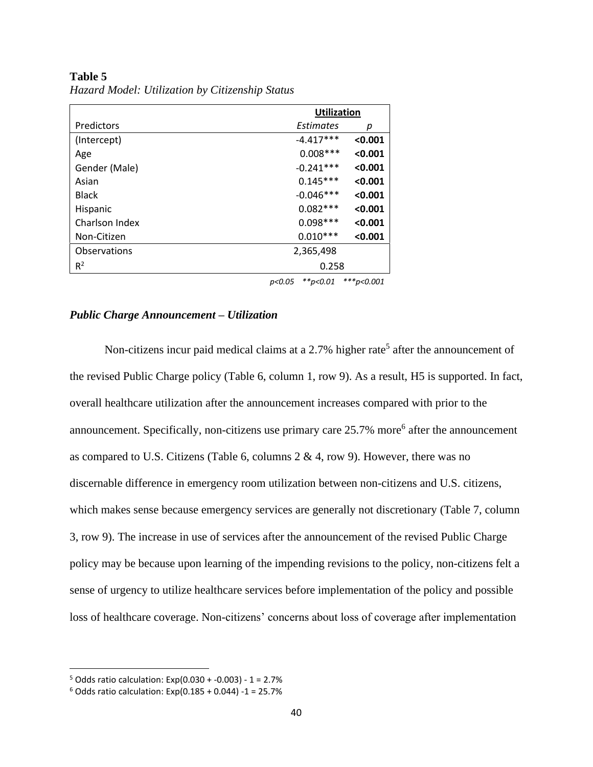**Table 5**

*Hazard Model: Utilization by Citizenship Status*

| | Utilization | |
|---|---|---|
| Predictors | *Estimates* | *p* |
| (Intercept) | -4.417*** | **<0.001** |
| Age | 0.008*** | **<0.001** |
| Gender (Male) | -0.241*** | **<0.001** |
| Asian | 0.145*** | **<0.001** |
| Black | -0.046*** | **<0.001** |
| Hispanic | 0.082*** | **<0.001** |
| Charlson Index | 0.098*** | **<0.001** |
| Non-Citizen | 0.010*** | **<0.001** |
| Observations | 2,365,498 | |
| $R^2$ | 0.258 | |

*p<0.05 **p<0.01 ***p<0.001*

### *Public Charge Announcement – Utilization*

Non-citizens incur paid medical claims at a 2.7% higher rate[5] after the announcement of the revised Public Charge policy (Table 6, column 1, row 9). As a result, H5 is supported. In fact, overall healthcare utilization after the announcement increases compared with prior to the announcement. Specifically, non-citizens use primary care 25.7% more[6] after the announcement as compared to U.S. Citizens (Table 6, columns 2 & 4, row 9). However, there was no discernable difference in emergency room utilization between non-citizens and U.S. citizens, which makes sense because emergency services are generally not discretionary (Table 7, column 3, row 9). The increase in use of services after the announcement of the revised Public Charge policy may be because upon learning of the impending revisions to the policy, non-citizens felt a sense of urgency to utilize healthcare services before implementation of the policy and possible loss of healthcare coverage. Non-citizens' concerns about loss of coverage after implementation

---

[5] Odds ratio calculation: $\text{Exp}(0.030 + -0.003) - 1 = 2.7\%$

[6] Odds ratio calculation: $\text{Exp}(0.185 + 0.044) - 1 = 25.7\%$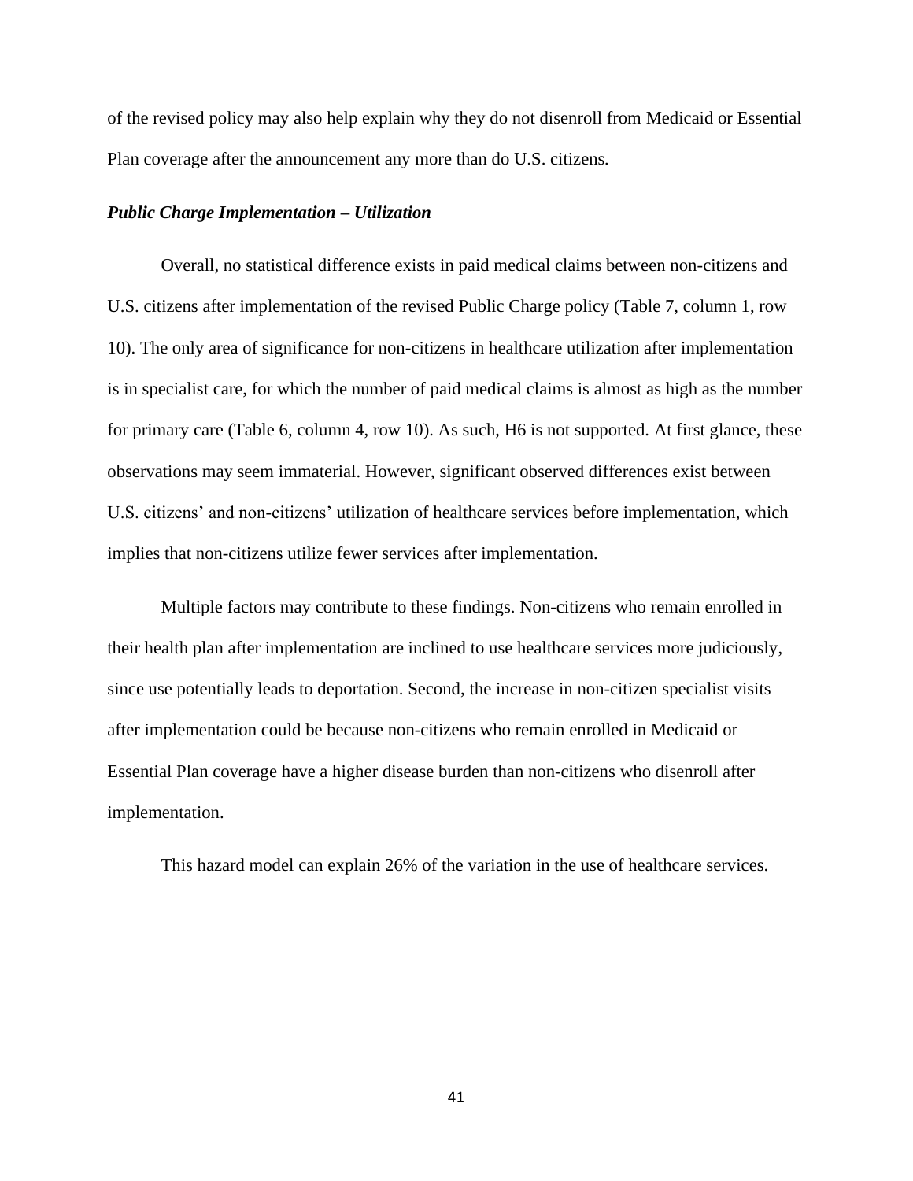of the revised policy may also help explain why they do not disenroll from Medicaid or Essential Plan coverage after the announcement any more than do U.S. citizens.

***Public Charge Implementation – Utilization***

Overall, no statistical difference exists in paid medical claims between non-citizens and U.S. citizens after implementation of the revised Public Charge policy (Table 7, column 1, row 10). The only area of significance for non-citizens in healthcare utilization after implementation is in specialist care, for which the number of paid medical claims is almost as high as the number for primary care (Table 6, column 4, row 10). As such, H6 is not supported. At first glance, these observations may seem immaterial. However, significant observed differences exist between U.S. citizens' and non-citizens' utilization of healthcare services before implementation, which implies that non-citizens utilize fewer services after implementation.

Multiple factors may contribute to these findings. Non-citizens who remain enrolled in their health plan after implementation are inclined to use healthcare services more judiciously, since use potentially leads to deportation. Second, the increase in non-citizen specialist visits after implementation could be because non-citizens who remain enrolled in Medicaid or Essential Plan coverage have a higher disease burden than non-citizens who disenroll after implementation.

This hazard model can explain 26% of the variation in the use of healthcare services.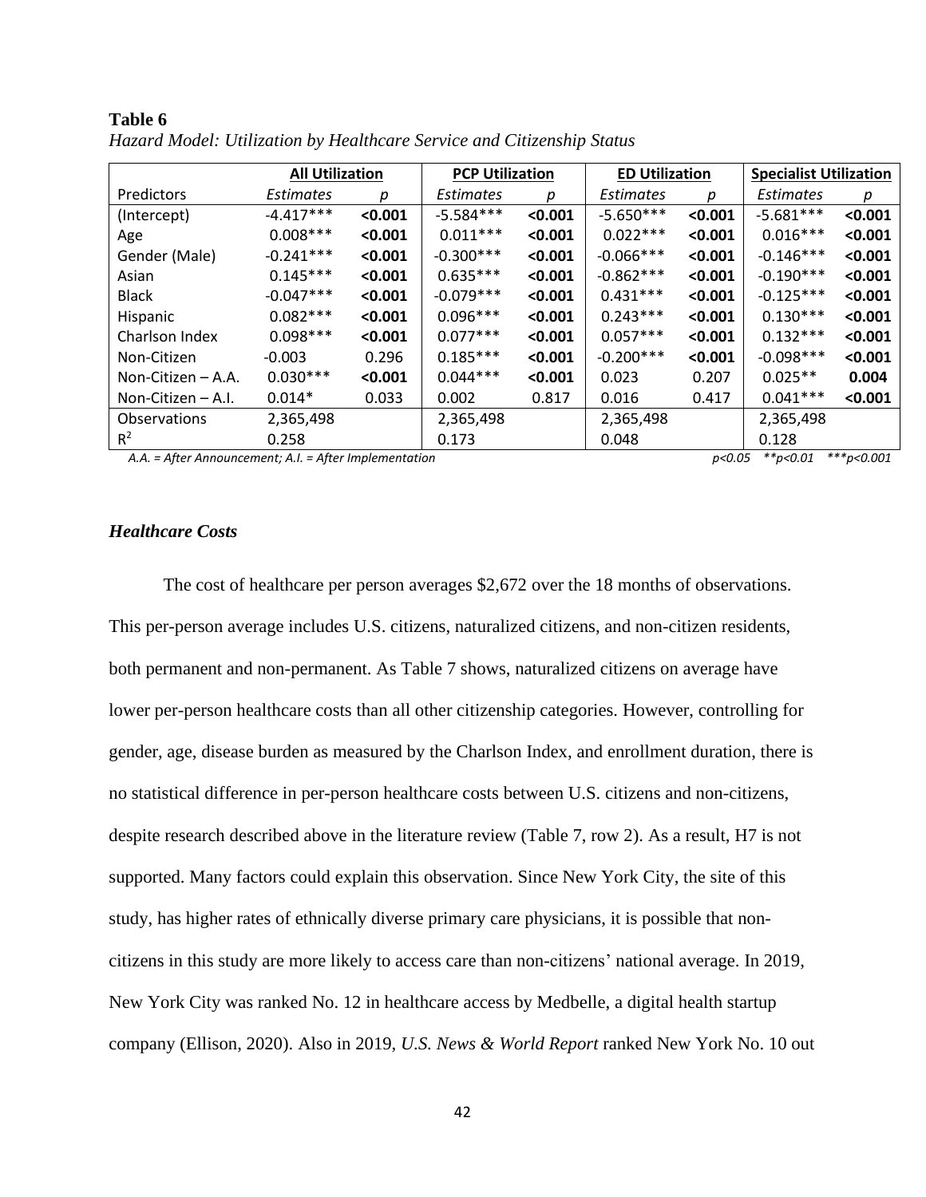**Table 6**

*Hazard Model: Utilization by Healthcare Service and Citizenship Status*

| | All Utilization | | PCP Utilization | | ED Utilization | | Specialist Utilization | |
|---|---|---|---|---|---|---|---|---|
| Predictors | *Estimates* | *p* | *Estimates* | *p* | *Estimates* | *p* | *Estimates* | *p* |
| (Intercept) | -4.417*** | **<0.001** | -5.584*** | **<0.001** | -5.650*** | **<0.001** | -5.681*** | **<0.001** |
| Age | 0.008*** | **<0.001** | 0.011*** | **<0.001** | 0.022*** | **<0.001** | 0.016*** | **<0.001** |
| Gender (Male) | -0.241*** | **<0.001** | -0.300*** | **<0.001** | -0.066*** | **<0.001** | -0.146*** | **<0.001** |
| Asian | 0.145*** | **<0.001** | 0.635*** | **<0.001** | -0.862*** | **<0.001** | -0.190*** | **<0.001** |
| Black | -0.047*** | **<0.001** | -0.079*** | **<0.001** | 0.431*** | **<0.001** | -0.125*** | **<0.001** |
| Hispanic | 0.082*** | **<0.001** | 0.096*** | **<0.001** | 0.243*** | **<0.001** | 0.130*** | **<0.001** |
| Charlson Index | 0.098*** | **<0.001** | 0.077*** | **<0.001** | 0.057*** | **<0.001** | 0.132*** | **<0.001** |
| Non-Citizen | -0.003 | 0.296 | 0.185*** | **<0.001** | -0.200*** | **<0.001** | -0.098*** | **<0.001** |
| Non-Citizen – A.A. | 0.030*** | **<0.001** | 0.044*** | **<0.001** | 0.023 | 0.207 | 0.025** | **0.004** |
| Non-Citizen – A.I. | 0.014* | 0.033 | 0.002 | 0.817 | 0.016 | 0.417 | 0.041*** | **<0.001** |
| Observations | 2,365,498 | | 2,365,498 | | 2,365,498 | | 2,365,498 | |
| $R^2$ | 0.258 | | 0.173 | | 0.048 | | 0.128 | |

*A.A. = After Announcement; A.I. = After Implementation* *p<0.05 **p<0.01 ***p<0.001*

### *Healthcare Costs*

The cost of healthcare per person averages $2,672 over the 18 months of observations. This per-person average includes U.S. citizens, naturalized citizens, and non-citizen residents, both permanent and non-permanent. As Table 7 shows, naturalized citizens on average have lower per-person healthcare costs than all other citizenship categories. However, controlling for gender, age, disease burden as measured by the Charlson Index, and enrollment duration, there is no statistical difference in per-person healthcare costs between U.S. citizens and non-citizens, despite research described above in the literature review (Table 7, row 2). As a result, H7 is not supported. Many factors could explain this observation. Since New York City, the site of this study, has higher rates of ethnically diverse primary care physicians, it is possible that non-citizens in this study are more likely to access care than non-citizens' national average. In 2019, New York City was ranked No. 12 in healthcare access by Medbelle, a digital health startup company (Ellison, 2020). Also in 2019, *U.S. News & World Report* ranked New York No. 10 out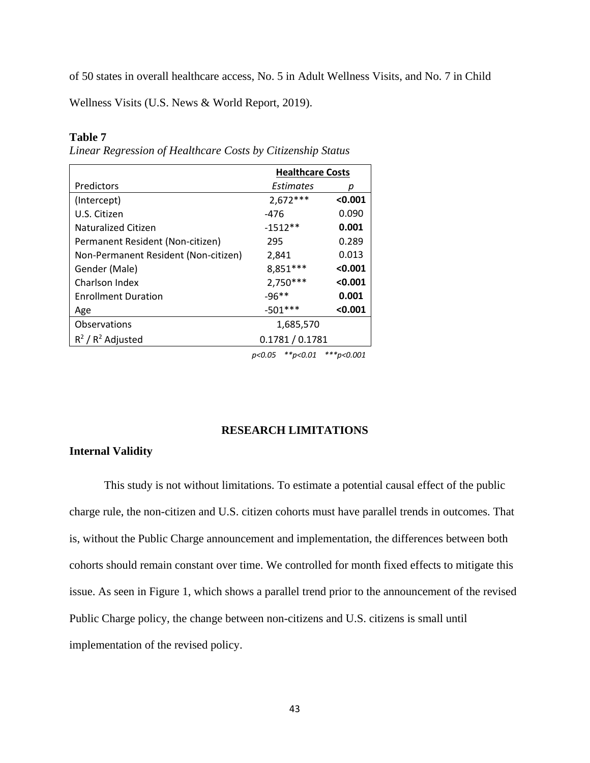of 50 states in overall healthcare access, No. 5 in Adult Wellness Visits, and No. 7 in Child Wellness Visits (U.S. News & World Report, 2019).

**Table 7**

*Linear Regression of Healthcare Costs by Citizenship Status*

| | **Healthcare Costs** | |
|---|---|---|
| Predictors | *Estimates* | *p* |
| (Intercept) | 2,672*** | **<0.001** |
| U.S. Citizen | -476 | 0.090 |
| Naturalized Citizen | -1512** | **0.001** |
| Permanent Resident (Non-citizen) | 295 | 0.289 |
| Non-Permanent Resident (Non-citizen) | 2,841 | 0.013 |
| Gender (Male) | 8,851*** | **<0.001** |
| Charlson Index | 2,750*** | **<0.001** |
| Enrollment Duration | -96** | **0.001** |
| Age | -501*** | **<0.001** |
| Observations | 1,685,570 | |
| $R^2$ / $R^2$ Adjusted | 0.1781 / 0.1781 | |

*p<0.05 **p<0.01 ***p<0.001*

## RESEARCH LIMITATIONS

### Internal Validity

This study is not without limitations. To estimate a potential causal effect of the public charge rule, the non-citizen and U.S. citizen cohorts must have parallel trends in outcomes. That is, without the Public Charge announcement and implementation, the differences between both cohorts should remain constant over time. We controlled for month fixed effects to mitigate this issue. As seen in Figure 1, which shows a parallel trend prior to the announcement of the revised Public Charge policy, the change between non-citizens and U.S. citizens is small until implementation of the revised policy.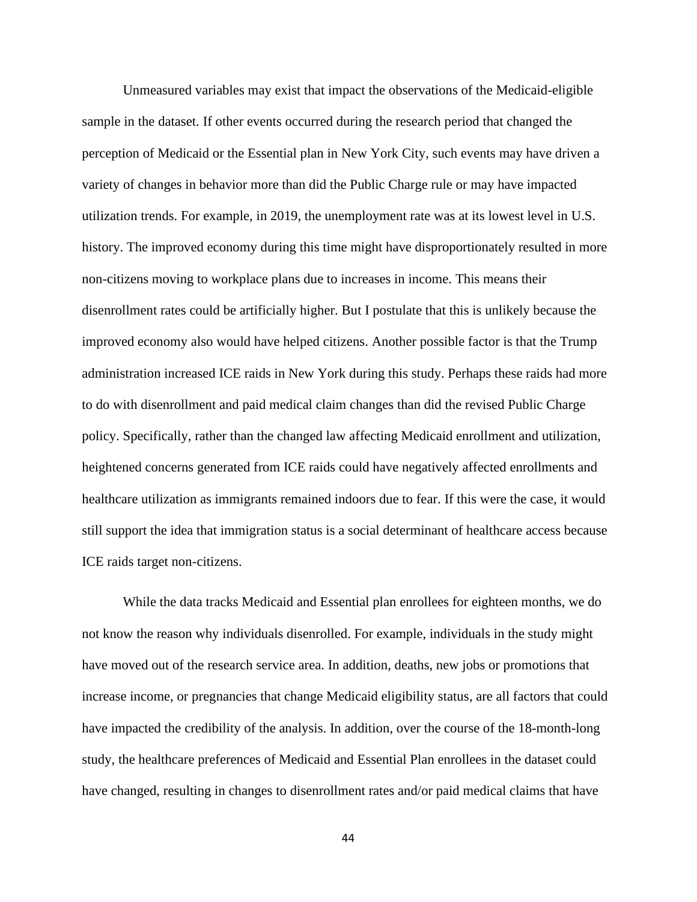Unmeasured variables may exist that impact the observations of the Medicaid-eligible sample in the dataset. If other events occurred during the research period that changed the perception of Medicaid or the Essential plan in New York City, such events may have driven a variety of changes in behavior more than did the Public Charge rule or may have impacted utilization trends. For example, in 2019, the unemployment rate was at its lowest level in U.S. history. The improved economy during this time might have disproportionately resulted in more non-citizens moving to workplace plans due to increases in income. This means their disenrollment rates could be artificially higher. But I postulate that this is unlikely because the improved economy also would have helped citizens. Another possible factor is that the Trump administration increased ICE raids in New York during this study. Perhaps these raids had more to do with disenrollment and paid medical claim changes than did the revised Public Charge policy. Specifically, rather than the changed law affecting Medicaid enrollment and utilization, heightened concerns generated from ICE raids could have negatively affected enrollments and healthcare utilization as immigrants remained indoors due to fear. If this were the case, it would still support the idea that immigration status is a social determinant of healthcare access because ICE raids target non-citizens.

While the data tracks Medicaid and Essential plan enrollees for eighteen months, we do not know the reason why individuals disenrolled. For example, individuals in the study might have moved out of the research service area. In addition, deaths, new jobs or promotions that increase income, or pregnancies that change Medicaid eligibility status, are all factors that could have impacted the credibility of the analysis. In addition, over the course of the 18-month-long study, the healthcare preferences of Medicaid and Essential Plan enrollees in the dataset could have changed, resulting in changes to disenrollment rates and/or paid medical claims that have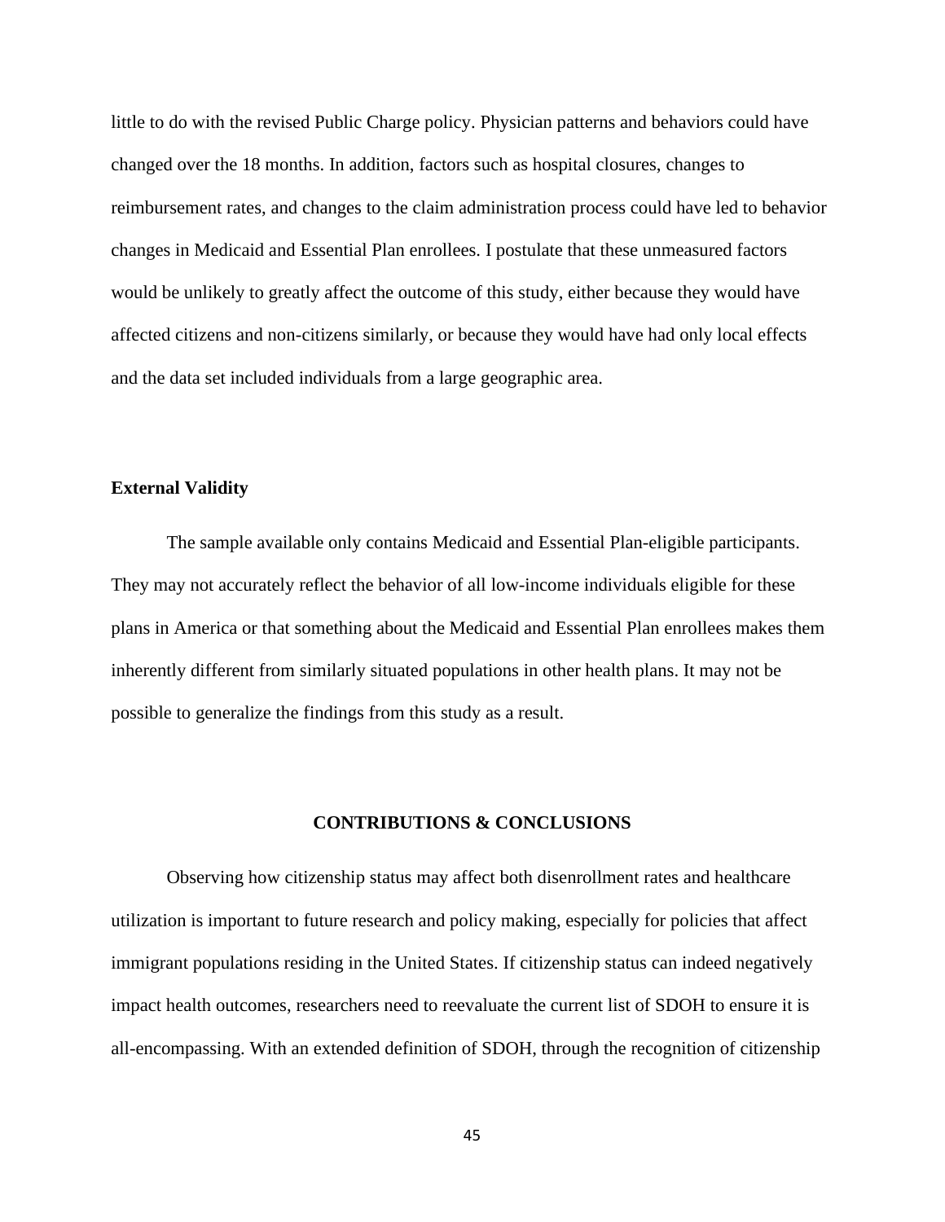little to do with the revised Public Charge policy. Physician patterns and behaviors could have changed over the 18 months. In addition, factors such as hospital closures, changes to reimbursement rates, and changes to the claim administration process could have led to behavior changes in Medicaid and Essential Plan enrollees. I postulate that these unmeasured factors would be unlikely to greatly affect the outcome of this study, either because they would have affected citizens and non-citizens similarly, or because they would have had only local effects and the data set included individuals from a large geographic area.

### External Validity

The sample available only contains Medicaid and Essential Plan-eligible participants. They may not accurately reflect the behavior of all low-income individuals eligible for these plans in America or that something about the Medicaid and Essential Plan enrollees makes them inherently different from similarly situated populations in other health plans. It may not be possible to generalize the findings from this study as a result.

## CONTRIBUTIONS & CONCLUSIONS

Observing how citizenship status may affect both disenrollment rates and healthcare utilization is important to future research and policy making, especially for policies that affect immigrant populations residing in the United States. If citizenship status can indeed negatively impact health outcomes, researchers need to reevaluate the current list of SDOH to ensure it is all-encompassing. With an extended definition of SDOH, through the recognition of citizenship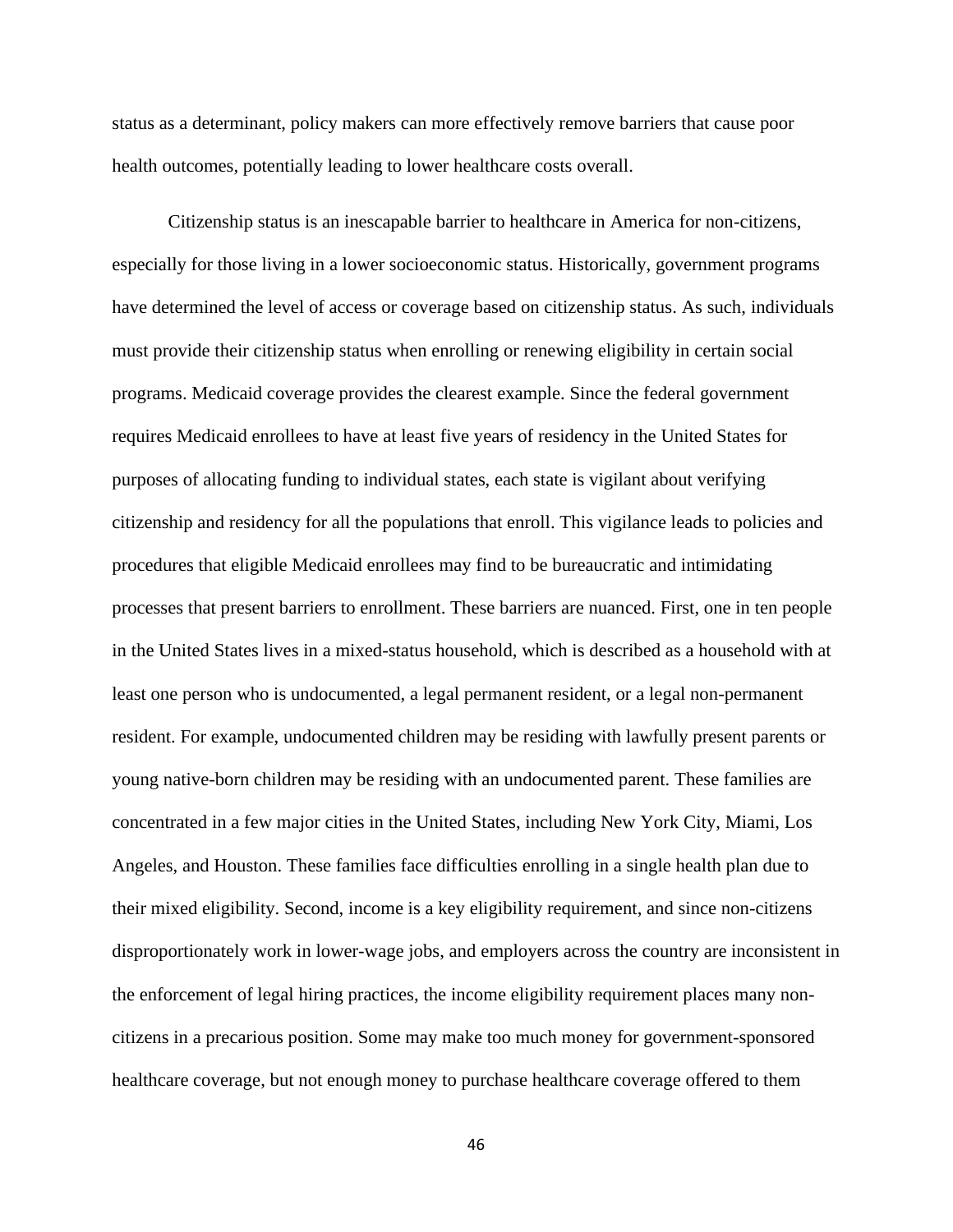status as a determinant, policy makers can more effectively remove barriers that cause poor health outcomes, potentially leading to lower healthcare costs overall.

Citizenship status is an inescapable barrier to healthcare in America for non-citizens, especially for those living in a lower socioeconomic status. Historically, government programs have determined the level of access or coverage based on citizenship status. As such, individuals must provide their citizenship status when enrolling or renewing eligibility in certain social programs. Medicaid coverage provides the clearest example. Since the federal government requires Medicaid enrollees to have at least five years of residency in the United States for purposes of allocating funding to individual states, each state is vigilant about verifying citizenship and residency for all the populations that enroll. This vigilance leads to policies and procedures that eligible Medicaid enrollees may find to be bureaucratic and intimidating processes that present barriers to enrollment. These barriers are nuanced. First, one in ten people in the United States lives in a mixed-status household, which is described as a household with at least one person who is undocumented, a legal permanent resident, or a legal non-permanent resident. For example, undocumented children may be residing with lawfully present parents or young native-born children may be residing with an undocumented parent. These families are concentrated in a few major cities in the United States, including New York City, Miami, Los Angeles, and Houston. These families face difficulties enrolling in a single health plan due to their mixed eligibility. Second, income is a key eligibility requirement, and since non-citizens disproportionately work in lower-wage jobs, and employers across the country are inconsistent in the enforcement of legal hiring practices, the income eligibility requirement places many non-citizens in a precarious position. Some may make too much money for government-sponsored healthcare coverage, but not enough money to purchase healthcare coverage offered to them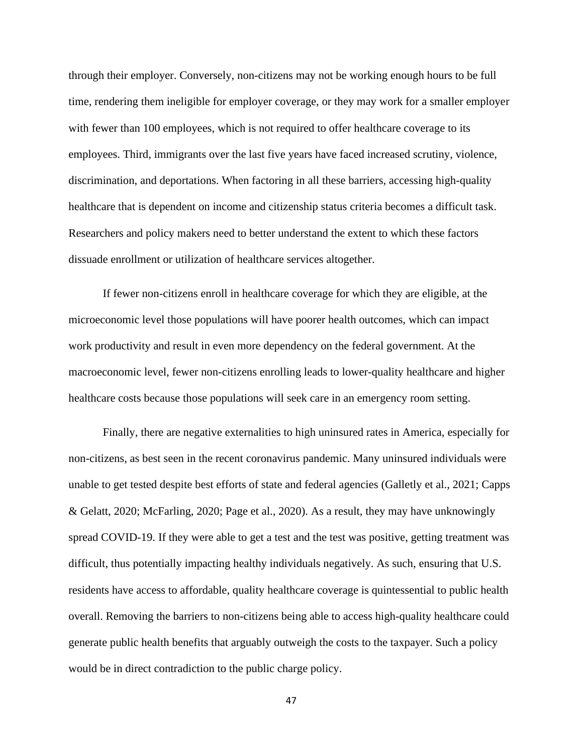through their employer. Conversely, non-citizens may not be working enough hours to be full time, rendering them ineligible for employer coverage, or they may work for a smaller employer with fewer than 100 employees, which is not required to offer healthcare coverage to its employees. Third, immigrants over the last five years have faced increased scrutiny, violence, discrimination, and deportations. When factoring in all these barriers, accessing high-quality healthcare that is dependent on income and citizenship status criteria becomes a difficult task. Researchers and policy makers need to better understand the extent to which these factors dissuade enrollment or utilization of healthcare services altogether.

If fewer non-citizens enroll in healthcare coverage for which they are eligible, at the microeconomic level those populations will have poorer health outcomes, which can impact work productivity and result in even more dependency on the federal government. At the macroeconomic level, fewer non-citizens enrolling leads to lower-quality healthcare and higher healthcare costs because those populations will seek care in an emergency room setting.

Finally, there are negative externalities to high uninsured rates in America, especially for non-citizens, as best seen in the recent coronavirus pandemic. Many uninsured individuals were unable to get tested despite best efforts of state and federal agencies (Galletly et al., 2021; Capps & Gelatt, 2020; McFarling, 2020; Page et al., 2020). As a result, they may have unknowingly spread COVID-19. If they were able to get a test and the test was positive, getting treatment was difficult, thus potentially impacting healthy individuals negatively. As such, ensuring that U.S. residents have access to affordable, quality healthcare coverage is quintessential to public health overall. Removing the barriers to non-citizens being able to access high-quality healthcare could generate public health benefits that arguably outweigh the costs to the taxpayer. Such a policy would be in direct contradiction to the public charge policy.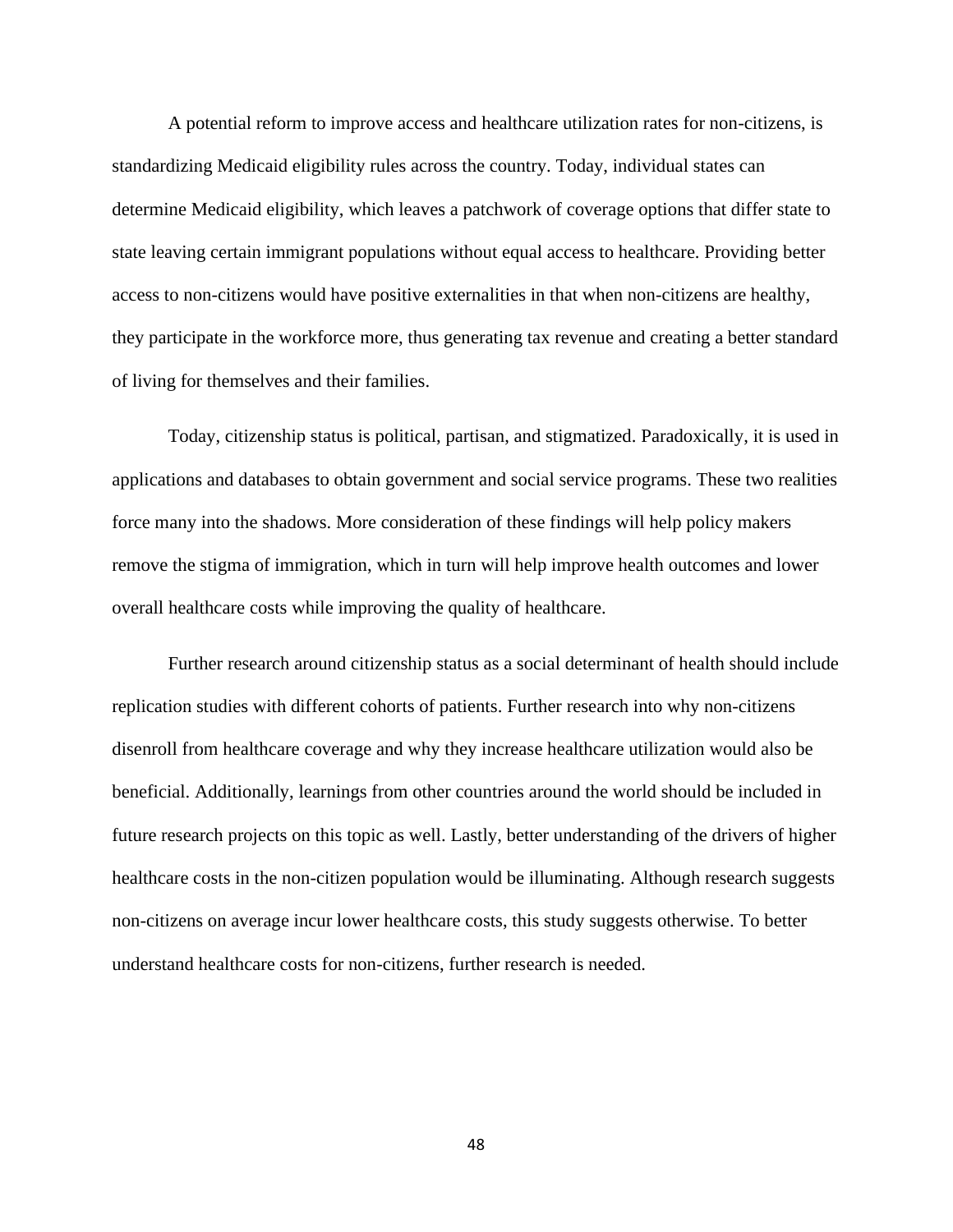A potential reform to improve access and healthcare utilization rates for non-citizens, is standardizing Medicaid eligibility rules across the country. Today, individual states can determine Medicaid eligibility, which leaves a patchwork of coverage options that differ state to state leaving certain immigrant populations without equal access to healthcare. Providing better access to non-citizens would have positive externalities in that when non-citizens are healthy, they participate in the workforce more, thus generating tax revenue and creating a better standard of living for themselves and their families.

Today, citizenship status is political, partisan, and stigmatized. Paradoxically, it is used in applications and databases to obtain government and social service programs. These two realities force many into the shadows. More consideration of these findings will help policy makers remove the stigma of immigration, which in turn will help improve health outcomes and lower overall healthcare costs while improving the quality of healthcare.

Further research around citizenship status as a social determinant of health should include replication studies with different cohorts of patients. Further research into why non-citizens disenroll from healthcare coverage and why they increase healthcare utilization would also be beneficial. Additionally, learnings from other countries around the world should be included in future research projects on this topic as well. Lastly, better understanding of the drivers of higher healthcare costs in the non-citizen population would be illuminating. Although research suggests non-citizens on average incur lower healthcare costs, this study suggests otherwise. To better understand healthcare costs for non-citizens, further research is needed.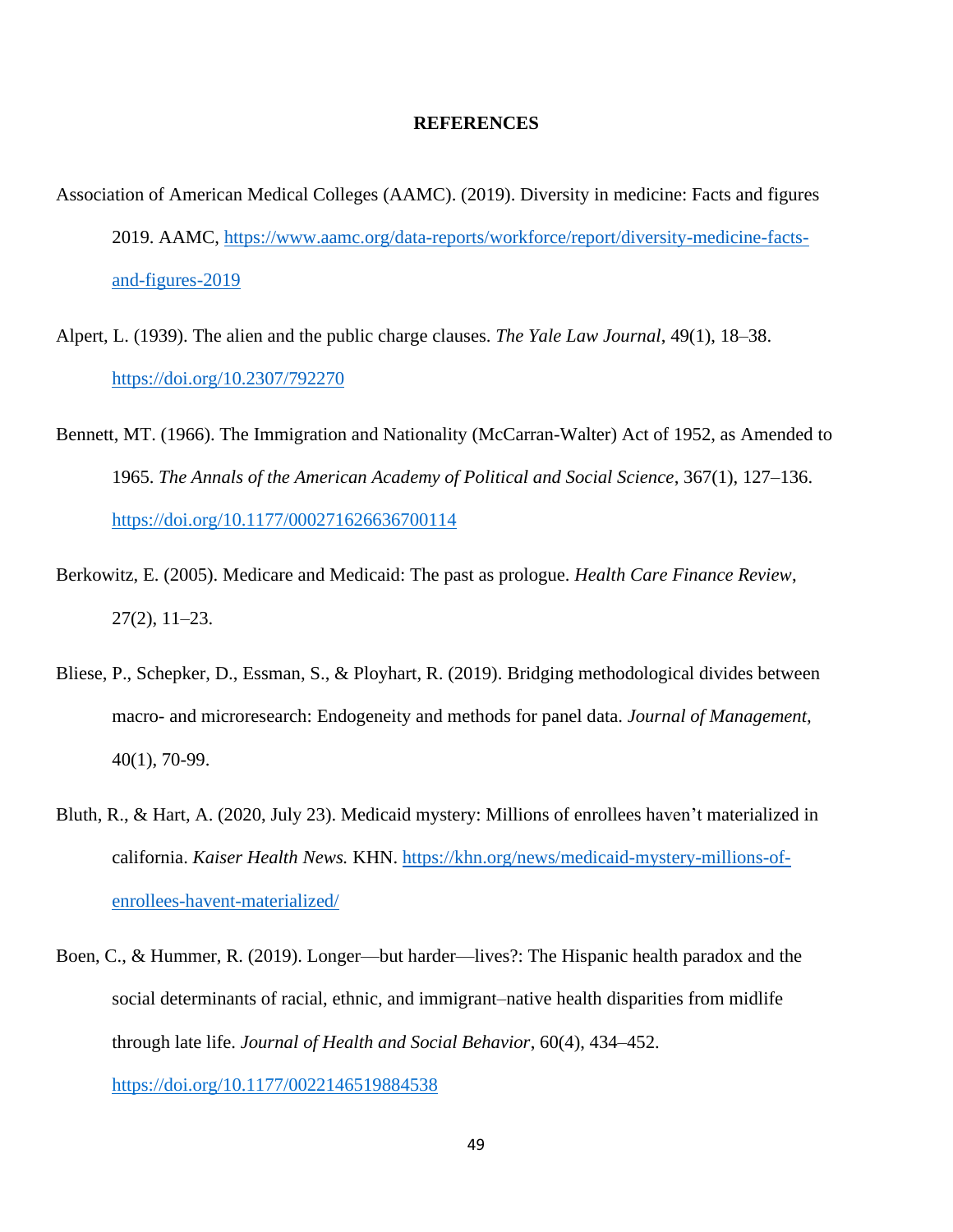# REFERENCES

Association of American Medical Colleges (AAMC). (2019). Diversity in medicine: Facts and figures 2019. AAMC, https://www.aamc.org/data-reports/workforce/report/diversity-medicine-facts-and-figures-2019

Alpert, L. (1939). The alien and the public charge clauses. *The Yale Law Journal*, 49(1), 18–38. https://doi.org/10.2307/792270

Bennett, MT. (1966). The Immigration and Nationality (McCarran-Walter) Act of 1952, as Amended to 1965. *The Annals of the American Academy of Political and Social Science*, 367(1), 127–136. https://doi.org/10.1177/000271626636700114

Berkowitz, E. (2005). Medicare and Medicaid: The past as prologue. *Health Care Finance Review*, 27(2), 11–23.

Bliese, P., Schepker, D., Essman, S., & Ployhart, R. (2019). Bridging methodological divides between macro- and microresearch: Endogeneity and methods for panel data. *Journal of Management*, 40(1), 70-99.

Bluth, R., & Hart, A. (2020, July 23). Medicaid mystery: Millions of enrollees haven't materialized in california. *Kaiser Health News.* KHN. https://khn.org/news/medicaid-mystery-millions-of-enrollees-havent-materialized/

Boen, C., & Hummer, R. (2019). Longer—but harder—lives?: The Hispanic health paradox and the social determinants of racial, ethnic, and immigrant–native health disparities from midlife through late life. *Journal of Health and Social Behavior*, 60(4), 434–452. https://doi.org/10.1177/0022146519884538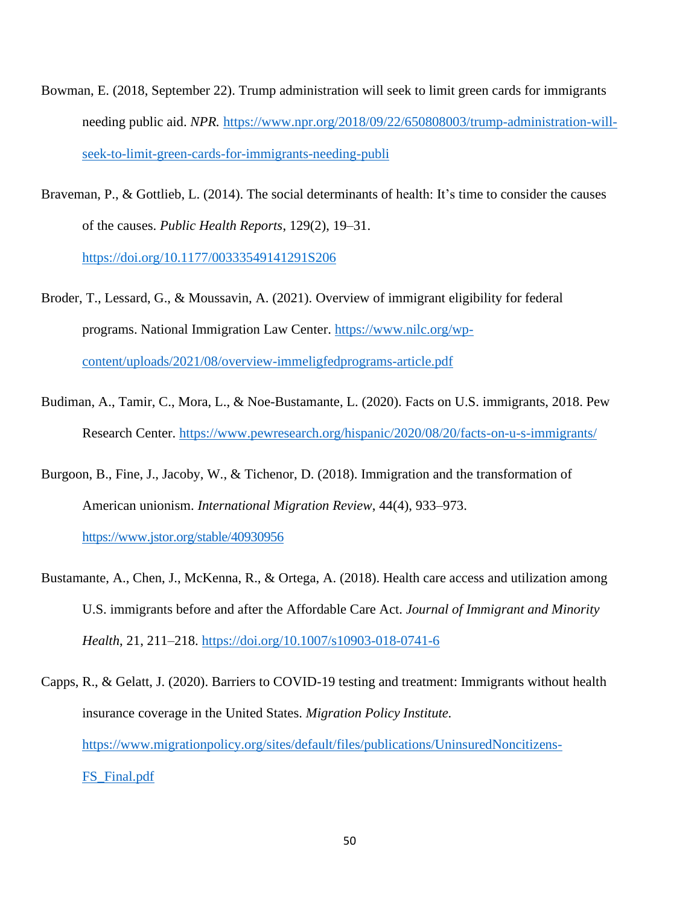Bowman, E. (2018, September 22). Trump administration will seek to limit green cards for immigrants needing public aid. *NPR.* https://www.npr.org/2018/09/22/650808003/trump-administration-will-seek-to-limit-green-cards-for-immigrants-needing-publi

Braveman, P., & Gottlieb, L. (2014). The social determinants of health: It's time to consider the causes of the causes. *Public Health Reports*, 129(2), 19–31. https://doi.org/10.1177/00333549141291S206

Broder, T., Lessard, G., & Moussavin, A. (2021). Overview of immigrant eligibility for federal programs. National Immigration Law Center. https://www.nilc.org/wp-content/uploads/2021/08/overview-immeligfedprograms-article.pdf

Budiman, A., Tamir, C., Mora, L., & Noe-Bustamante, L. (2020). Facts on U.S. immigrants, 2018. Pew Research Center. https://www.pewresearch.org/hispanic/2020/08/20/facts-on-u-s-immigrants/

Burgoon, B., Fine, J., Jacoby, W., & Tichenor, D. (2018). Immigration and the transformation of American unionism. *International Migration Review*, 44(4), 933–973. https://www.jstor.org/stable/40930956

Bustamante, A., Chen, J., McKenna, R., & Ortega, A. (2018). Health care access and utilization among U.S. immigrants before and after the Affordable Care Act. *Journal of Immigrant and Minority Health*, 21, 211–218. https://doi.org/10.1007/s10903-018-0741-6

Capps, R., & Gelatt, J. (2020). Barriers to COVID-19 testing and treatment: Immigrants without health insurance coverage in the United States. *Migration Policy Institute.* https://www.migrationpolicy.org/sites/default/files/publications/UninsuredNoncitizens-FS_Final.pdf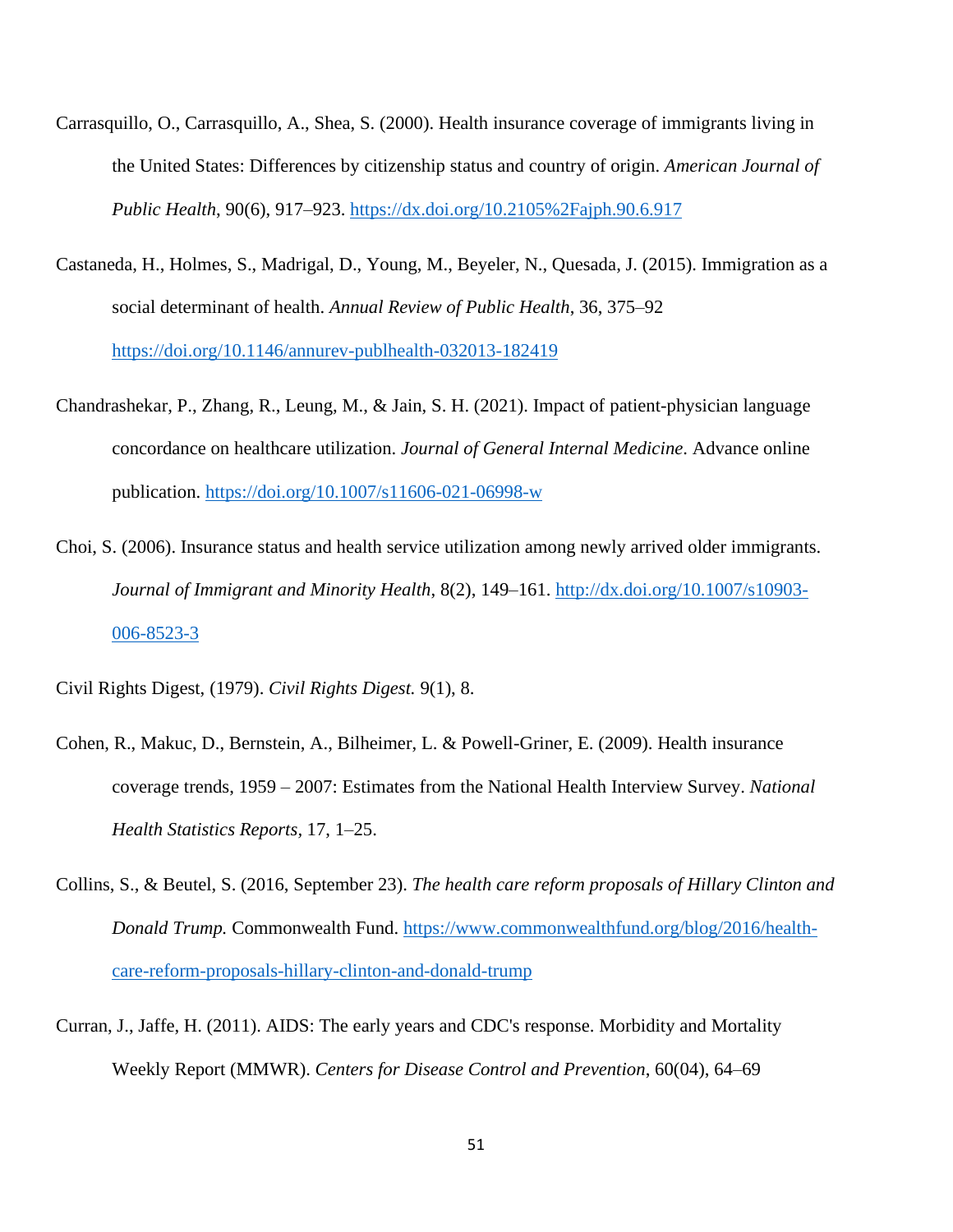Carrasquillo, O., Carrasquillo, A., Shea, S. (2000). Health insurance coverage of immigrants living in the United States: Differences by citizenship status and country of origin. *American Journal of Public Health*, 90(6), 917–923. https://dx.doi.org/10.2105%2Fajph.90.6.917

Castaneda, H., Holmes, S., Madrigal, D., Young, M., Beyeler, N., Quesada, J. (2015). Immigration as a social determinant of health. *Annual Review of Public Health*, 36, 375–92 https://doi.org/10.1146/annurev-publhealth-032013-182419

Chandrashekar, P., Zhang, R., Leung, M., & Jain, S. H. (2021). Impact of patient-physician language concordance on healthcare utilization. *Journal of General Internal Medicine*. Advance online publication. https://doi.org/10.1007/s11606-021-06998-w

Choi, S. (2006). Insurance status and health service utilization among newly arrived older immigrants. *Journal of Immigrant and Minority Health*, 8(2), 149–161. http://dx.doi.org/10.1007/s10903-006-8523-3

Civil Rights Digest, (1979). *Civil Rights Digest.* 9(1), 8.

Cohen, R., Makuc, D., Bernstein, A., Bilheimer, L. & Powell-Griner, E. (2009). Health insurance coverage trends, 1959 – 2007: Estimates from the National Health Interview Survey. *National Health Statistics Reports*, 17, 1–25.

Collins, S., & Beutel, S. (2016, September 23). *The health care reform proposals of Hillary Clinton and Donald Trump.* Commonwealth Fund. https://www.commonwealthfund.org/blog/2016/health-care-reform-proposals-hillary-clinton-and-donald-trump

Curran, J., Jaffe, H. (2011). AIDS: The early years and CDC's response. Morbidity and Mortality Weekly Report (MMWR). *Centers for Disease Control and Prevention*, 60(04), 64–69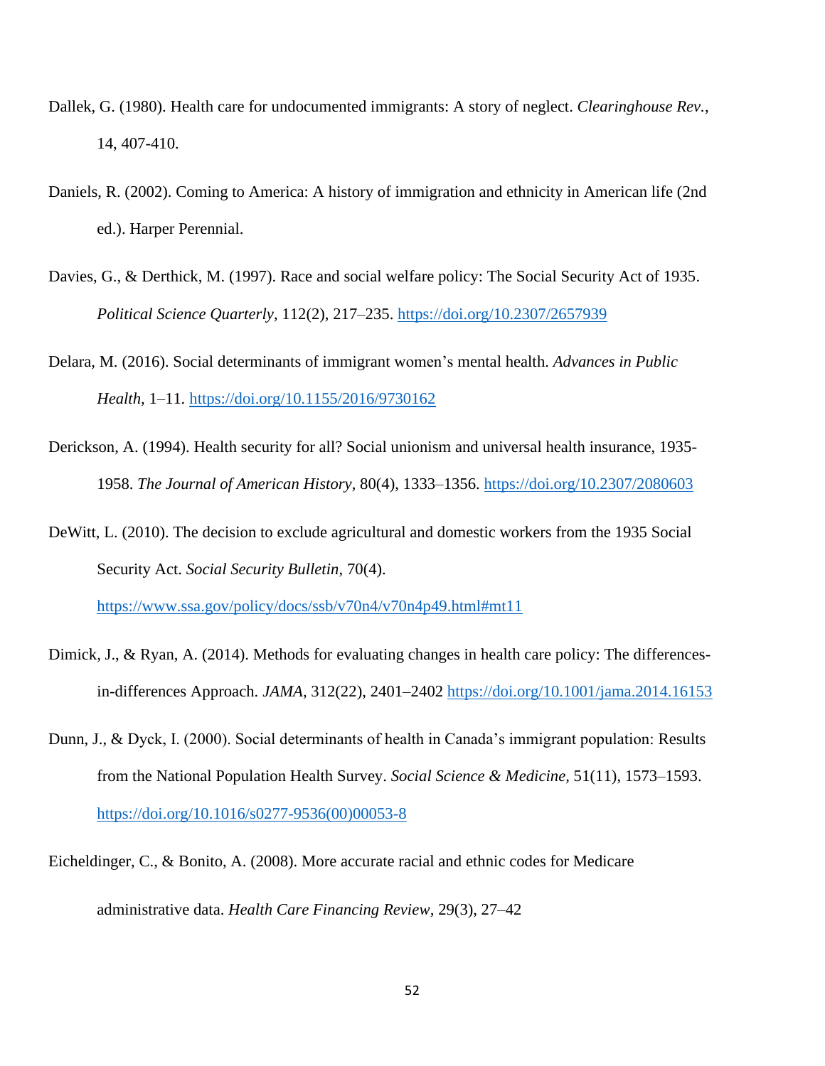Dallek, G. (1980). Health care for undocumented immigrants: A story of neglect. *Clearinghouse Rev.*, 14, 407-410.

Daniels, R. (2002). Coming to America: A history of immigration and ethnicity in American life (2nd ed.). Harper Perennial.

Davies, G., & Derthick, M. (1997). Race and social welfare policy: The Social Security Act of 1935. *Political Science Quarterly*, 112(2), 217–235. https://doi.org/10.2307/2657939

Delara, M. (2016). Social determinants of immigrant women's mental health. *Advances in Public Health,* 1–11. https://doi.org/10.1155/2016/9730162

Derickson, A. (1994). Health security for all? Social unionism and universal health insurance, 1935-1958. *The Journal of American History*, 80(4), 1333–1356. https://doi.org/10.2307/2080603

DeWitt, L. (2010). The decision to exclude agricultural and domestic workers from the 1935 Social Security Act. *Social Security Bulletin*, 70(4). https://www.ssa.gov/policy/docs/ssb/v70n4/v70n4p49.html#mt11

Dimick, J., & Ryan, A. (2014). Methods for evaluating changes in health care policy: The differences-in-differences Approach. *JAMA,* 312(22), 2401–2402 https://doi.org/10.1001/jama.2014.16153

Dunn, J., & Dyck, I. (2000). Social determinants of health in Canada's immigrant population: Results from the National Population Health Survey. *Social Science & Medicine*, 51(11), 1573–1593. https://doi.org/10.1016/s0277-9536(00)00053-8

Eicheldinger, C., & Bonito, A. (2008). More accurate racial and ethnic codes for Medicare administrative data. *Health Care Financing Review*, 29(3), 27–42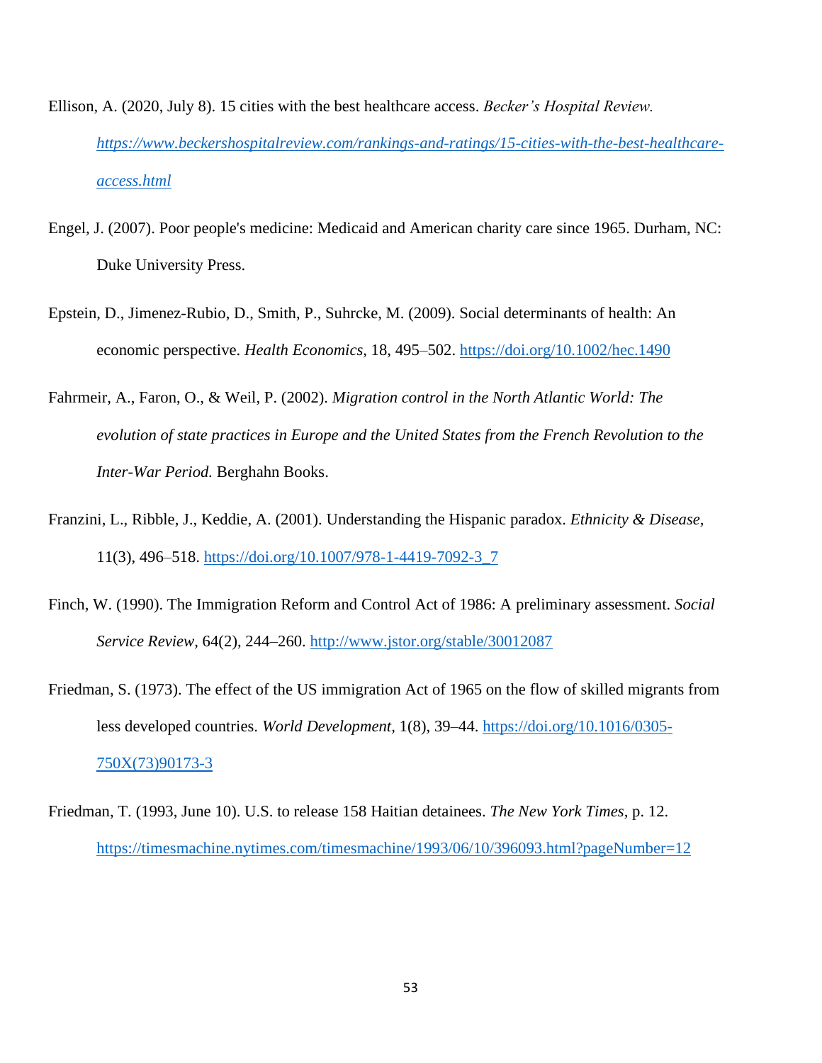Ellison, A. (2020, July 8). 15 cities with the best healthcare access. *Becker's Hospital Review.* *https://www.beckershospitalreview.com/rankings-and-ratings/15-cities-with-the-best-healthcare-access.html*

Engel, J. (2007). Poor people's medicine: Medicaid and American charity care since 1965. Durham, NC: Duke University Press.

Epstein, D., Jimenez-Rubio, D., Smith, P., Suhrcke, M. (2009). Social determinants of health: An economic perspective. *Health Economics*, 18, 495–502. https://doi.org/10.1002/hec.1490

Fahrmeir, A., Faron, O., & Weil, P. (2002). *Migration control in the North Atlantic World: The evolution of state practices in Europe and the United States from the French Revolution to the Inter-War Period.* Berghahn Books.

Franzini, L., Ribble, J., Keddie, A. (2001). Understanding the Hispanic paradox. *Ethnicity & Disease,* 11(3), 496–518. https://doi.org/10.1007/978-1-4419-7092-3_7

Finch, W. (1990). The Immigration Reform and Control Act of 1986: A preliminary assessment. *Social Service Review*, 64(2), 244–260. http://www.jstor.org/stable/30012087

Friedman, S. (1973). The effect of the US immigration Act of 1965 on the flow of skilled migrants from less developed countries. *World Development,* 1(8), 39–44. https://doi.org/10.1016/0305-750X(73)90173-3

Friedman, T. (1993, June 10). U.S. to release 158 Haitian detainees. *The New York Times,* p. 12. https://timesmachine.nytimes.com/timesmachine/1993/06/10/396093.html?pageNumber=12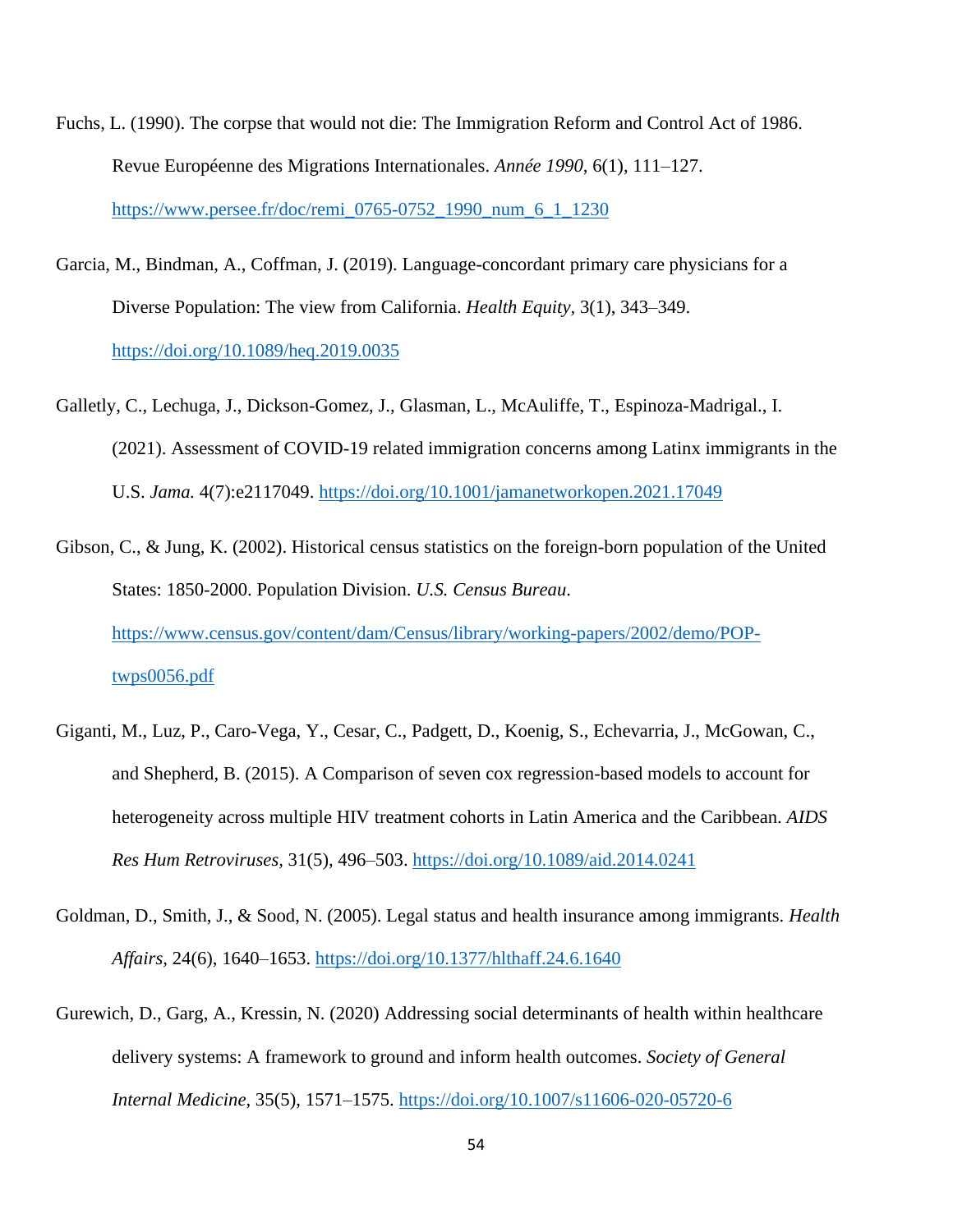Fuchs, L. (1990). The corpse that would not die: The Immigration Reform and Control Act of 1986. Revue Européenne des Migrations Internationales. *Année 1990*, 6(1), 111–127. https://www.persee.fr/doc/remi_0765-0752_1990_num_6_1_1230

Garcia, M., Bindman, A., Coffman, J. (2019). Language-concordant primary care physicians for a Diverse Population: The view from California. *Health Equity*, 3(1), 343–349. https://doi.org/10.1089/heq.2019.0035

Galletly, C., Lechuga, J., Dickson-Gomez, J., Glasman, L., McAuliffe, T., Espinoza-Madrigal., I. (2021). Assessment of COVID-19 related immigration concerns among Latinx immigrants in the U.S. *Jama.* 4(7):e2117049. https://doi.org/10.1001/jamanetworkopen.2021.17049

Gibson, C., & Jung, K. (2002). Historical census statistics on the foreign-born population of the United States: 1850-2000. Population Division. *U.S. Census Bureau*. https://www.census.gov/content/dam/Census/library/working-papers/2002/demo/POP-twps0056.pdf

Giganti, M., Luz, P., Caro-Vega, Y., Cesar, C., Padgett, D., Koenig, S., Echevarria, J., McGowan, C., and Shepherd, B. (2015). A Comparison of seven cox regression-based models to account for heterogeneity across multiple HIV treatment cohorts in Latin America and the Caribbean. *AIDS Res Hum Retroviruses*, 31(5), 496–503. https://doi.org/10.1089/aid.2014.0241

Goldman, D., Smith, J., & Sood, N. (2005). Legal status and health insurance among immigrants. *Health Affairs*, 24(6), 1640–1653. https://doi.org/10.1377/hlthaff.24.6.1640

Gurewich, D., Garg, A., Kressin, N. (2020) Addressing social determinants of health within healthcare delivery systems: A framework to ground and inform health outcomes. *Society of General Internal Medicine*, 35(5), 1571–1575. https://doi.org/10.1007/s11606-020-05720-6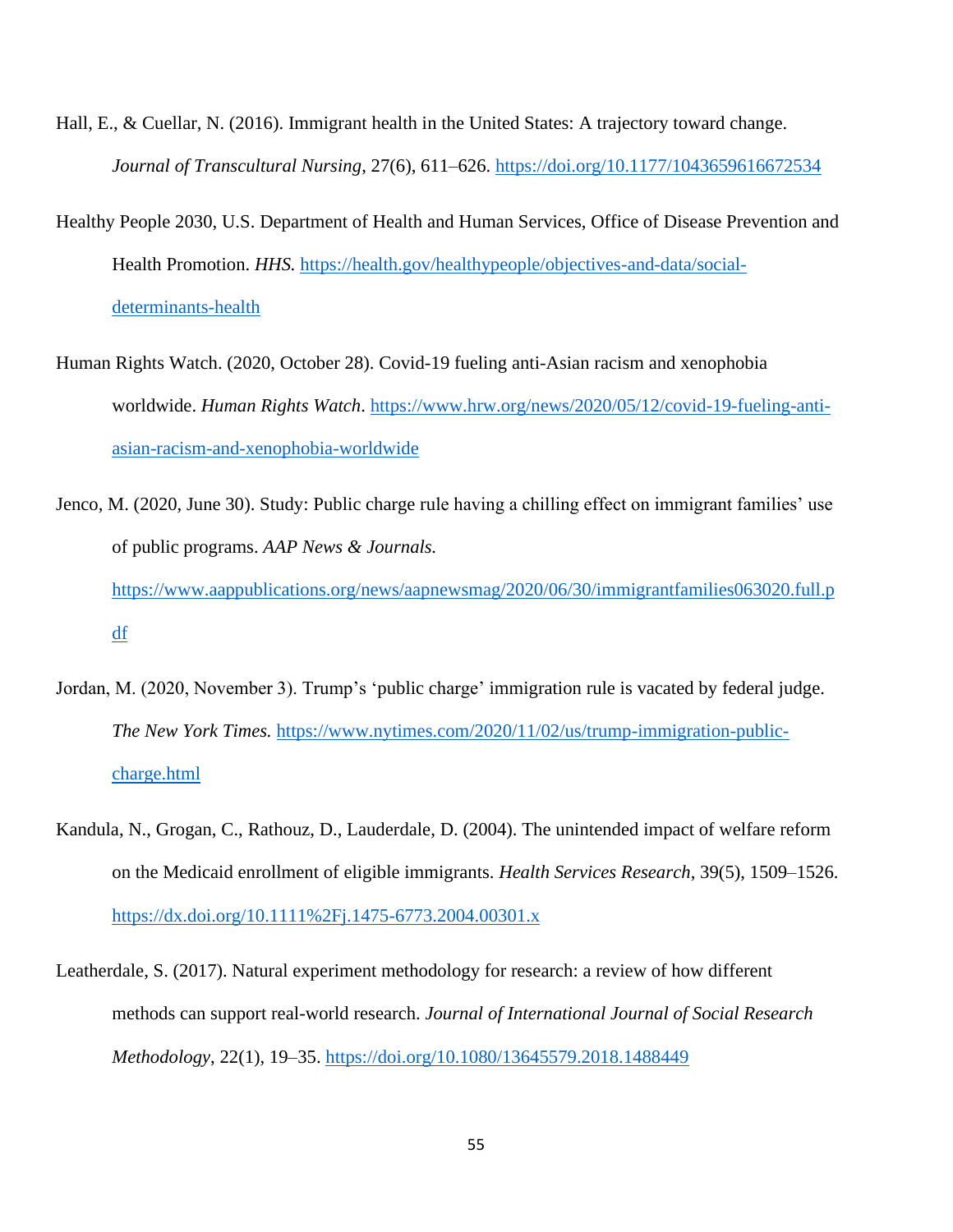Hall, E., & Cuellar, N. (2016). Immigrant health in the United States: A trajectory toward change. *Journal of Transcultural Nursing*, 27(6), 611–626. https://doi.org/10.1177/1043659616672534

Healthy People 2030, U.S. Department of Health and Human Services, Office of Disease Prevention and Health Promotion. *HHS.* https://health.gov/healthypeople/objectives-and-data/social-determinants-health

Human Rights Watch. (2020, October 28). Covid-19 fueling anti-Asian racism and xenophobia worldwide. *Human Rights Watch*. https://www.hrw.org/news/2020/05/12/covid-19-fueling-anti-asian-racism-and-xenophobia-worldwide

Jenco, M. (2020, June 30). Study: Public charge rule having a chilling effect on immigrant families' use of public programs. *AAP News & Journals.* https://www.aappublications.org/news/aapnewsmag/2020/06/30/immigrantfamilies063020.full.pdf

Jordan, M. (2020, November 3). Trump's 'public charge' immigration rule is vacated by federal judge. *The New York Times.* https://www.nytimes.com/2020/11/02/us/trump-immigration-public-charge.html

Kandula, N., Grogan, C., Rathouz, D., Lauderdale, D. (2004). The unintended impact of welfare reform on the Medicaid enrollment of eligible immigrants. *Health Services Research*, 39(5), 1509–1526. https://dx.doi.org/10.1111%2Fj.1475-6773.2004.00301.x

Leatherdale, S. (2017). Natural experiment methodology for research: a review of how different methods can support real-world research. *Journal of International Journal of Social Research Methodology*, 22(1), 19–35. https://doi.org/10.1080/13645579.2018.1488449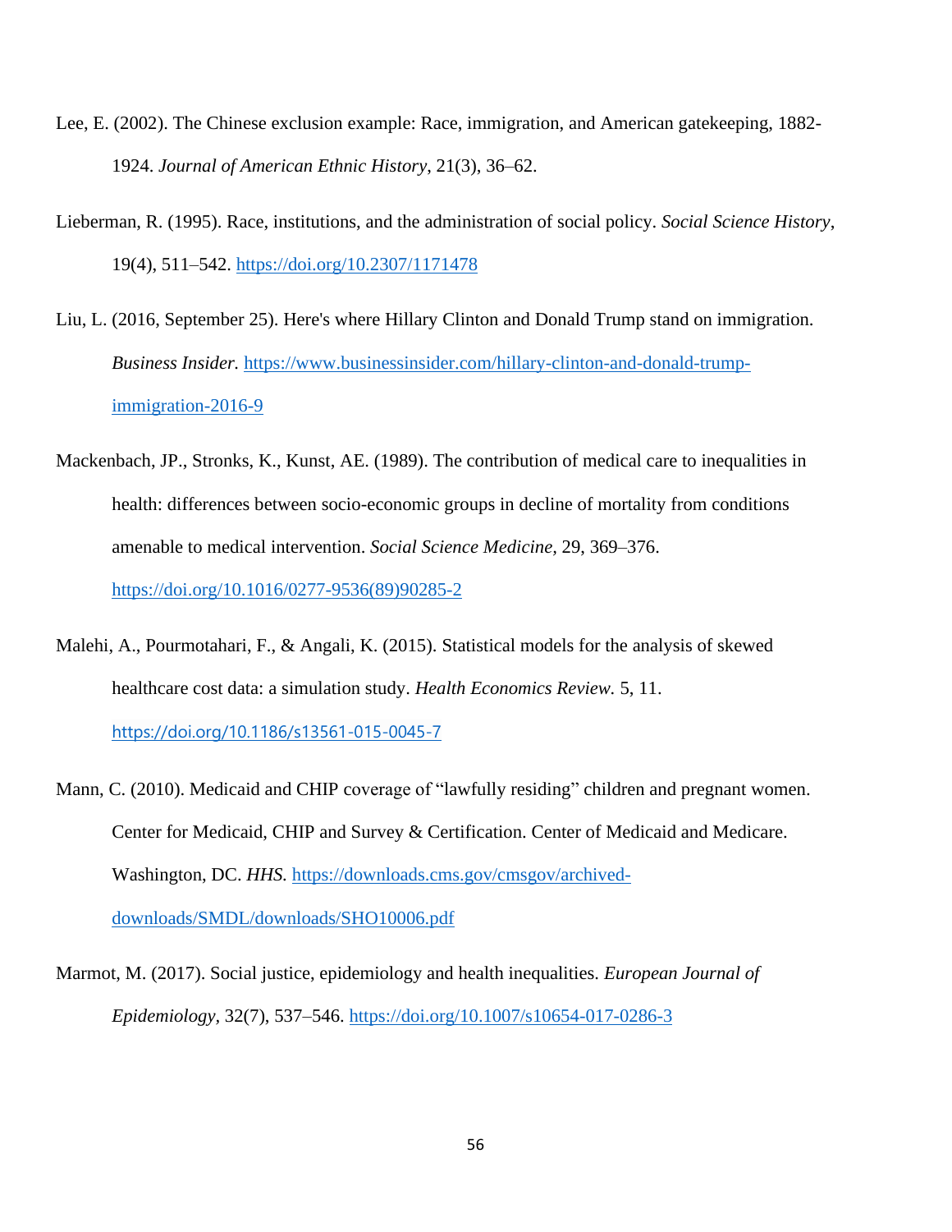Lee, E. (2002). The Chinese exclusion example: Race, immigration, and American gatekeeping, 1882-1924. *Journal of American Ethnic History*, 21(3), 36–62.

Lieberman, R. (1995). Race, institutions, and the administration of social policy. *Social Science History*, 19(4), 511–542. https://doi.org/10.2307/1171478

Liu, L. (2016, September 25). Here's where Hillary Clinton and Donald Trump stand on immigration. *Business Insider.* https://www.businessinsider.com/hillary-clinton-and-donald-trump-immigration-2016-9

Mackenbach, JP., Stronks, K., Kunst, AE. (1989). The contribution of medical care to inequalities in health: differences between socio-economic groups in decline of mortality from conditions amenable to medical intervention. *Social Science Medicine,* 29, 369–376. https://doi.org/10.1016/0277-9536(89)90285-2

Malehi, A., Pourmotahari, F., & Angali, K. (2015). Statistical models for the analysis of skewed healthcare cost data: a simulation study. *Health Economics Review.* 5, 11. https://doi.org/10.1186/s13561-015-0045-7

Mann, C. (2010). Medicaid and CHIP coverage of "lawfully residing" children and pregnant women. Center for Medicaid, CHIP and Survey & Certification. Center of Medicaid and Medicare. Washington, DC. *HHS.* https://downloads.cms.gov/cmsgov/archived-downloads/SMDL/downloads/SHO10006.pdf

Marmot, M. (2017). Social justice, epidemiology and health inequalities. *European Journal of Epidemiology*, 32(7), 537–546. https://doi.org/10.1007/s10654-017-0286-3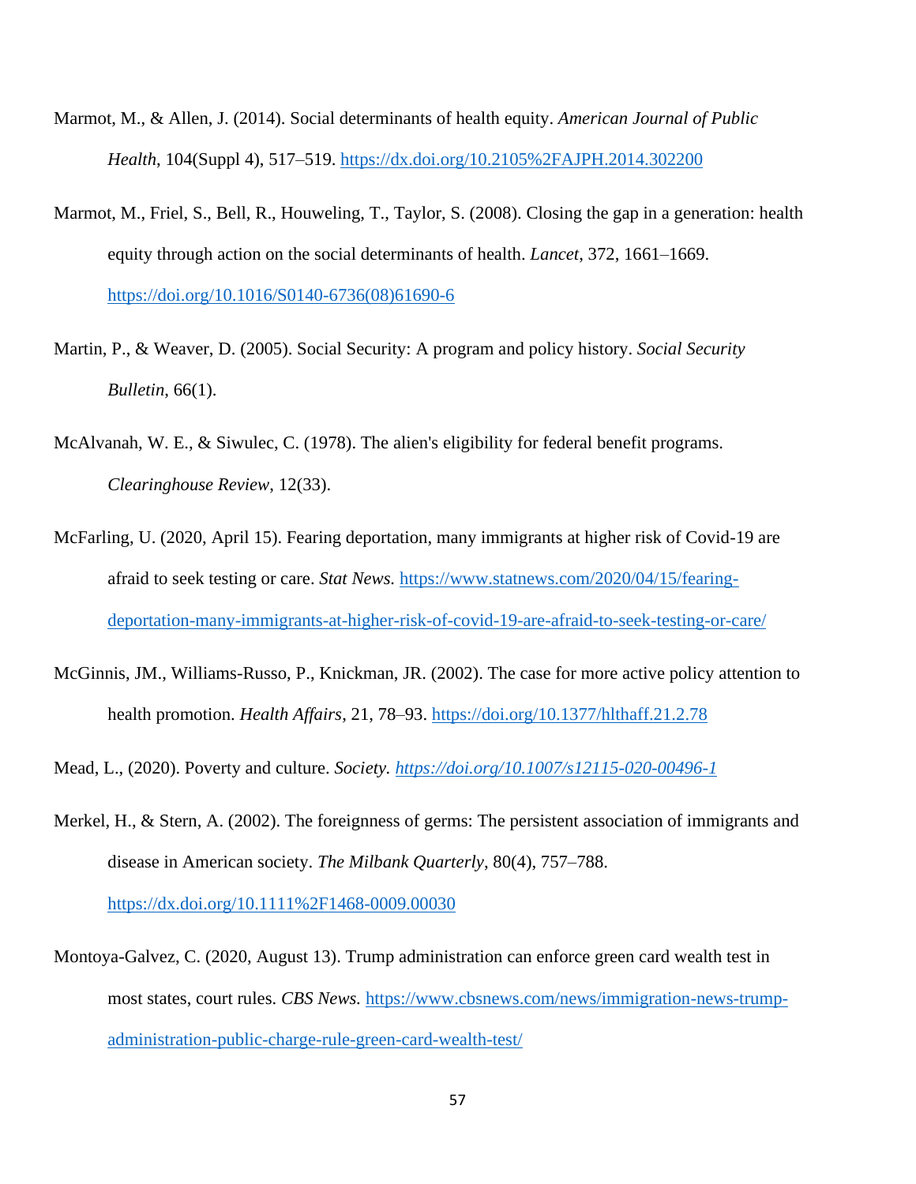Marmot, M., & Allen, J. (2014). Social determinants of health equity. *American Journal of Public Health*, 104(Suppl 4), 517–519. https://dx.doi.org/10.2105%2FAJPH.2014.302200

Marmot, M., Friel, S., Bell, R., Houweling, T., Taylor, S. (2008). Closing the gap in a generation: health equity through action on the social determinants of health. *Lancet*, 372, 1661–1669. https://doi.org/10.1016/S0140-6736(08)61690-6

Martin, P., & Weaver, D. (2005). Social Security: A program and policy history. *Social Security Bulletin*, 66(1).

McAlvanah, W. E., & Siwulec, C. (1978). The alien's eligibility for federal benefit programs. *Clearinghouse Review*, 12(33).

McFarling, U. (2020, April 15). Fearing deportation, many immigrants at higher risk of Covid-19 are afraid to seek testing or care. *Stat News.* https://www.statnews.com/2020/04/15/fearing-deportation-many-immigrants-at-higher-risk-of-covid-19-are-afraid-to-seek-testing-or-care/

McGinnis, JM., Williams-Russo, P., Knickman, JR. (2002). The case for more active policy attention to health promotion. *Health Affairs*, 21, 78–93. https://doi.org/10.1377/hlthaff.21.2.78

Mead, L., (2020). Poverty and culture. *Society. https://doi.org/10.1007/s12115-020-00496-1*

Merkel, H., & Stern, A. (2002). The foreignness of germs: The persistent association of immigrants and disease in American society. *The Milbank Quarterly*, 80(4), 757–788. https://dx.doi.org/10.1111%2F1468-0009.00030

Montoya-Galvez, C. (2020, August 13). Trump administration can enforce green card wealth test in most states, court rules. *CBS News.* https://www.cbsnews.com/news/immigration-news-trump-administration-public-charge-rule-green-card-wealth-test/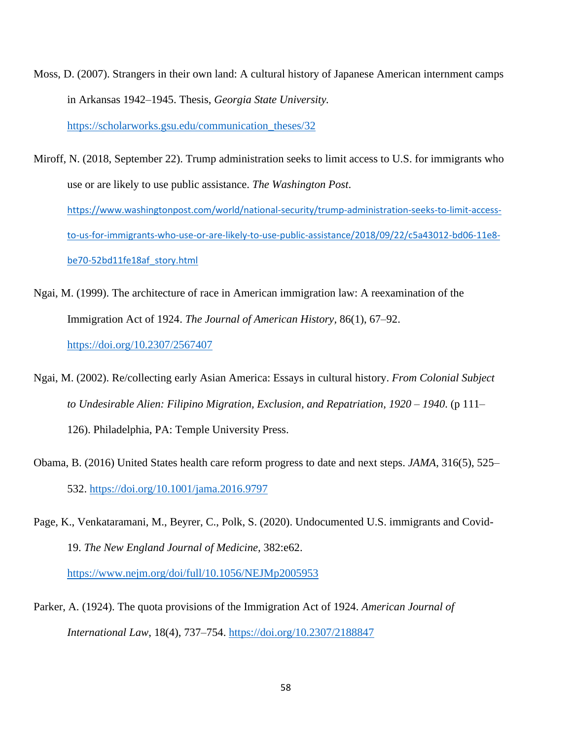Moss, D. (2007). Strangers in their own land: A cultural history of Japanese American internment camps in Arkansas 1942–1945. Thesis, *Georgia State University.* https://scholarworks.gsu.edu/communication_theses/32

Miroff, N. (2018, September 22). Trump administration seeks to limit access to U.S. for immigrants who use or are likely to use public assistance. *The Washington Post*. https://www.washingtonpost.com/world/national-security/trump-administration-seeks-to-limit-access-to-us-for-immigrants-who-use-or-are-likely-to-use-public-assistance/2018/09/22/c5a43012-bd06-11e8-be70-52bd11fe18af_story.html

Ngai, M. (1999). The architecture of race in American immigration law: A reexamination of the Immigration Act of 1924. *The Journal of American History*, 86(1), 67–92. https://doi.org/10.2307/2567407

Ngai, M. (2002). Re/collecting early Asian America: Essays in cultural history. *From Colonial Subject to Undesirable Alien: Filipino Migration, Exclusion, and Repatriation, 1920 – 1940*. (p 111–126). Philadelphia, PA: Temple University Press.

Obama, B. (2016) United States health care reform progress to date and next steps. *JAMA*, 316(5), 525–532. https://doi.org/10.1001/jama.2016.9797

Page, K., Venkataramani, M., Beyrer, C., Polk, S. (2020). Undocumented U.S. immigrants and Covid-19. *The New England Journal of Medicine,* 382:e62. https://www.nejm.org/doi/full/10.1056/NEJMp2005953

Parker, A. (1924). The quota provisions of the Immigration Act of 1924. *American Journal of International Law*, 18(4), 737–754. https://doi.org/10.2307/2188847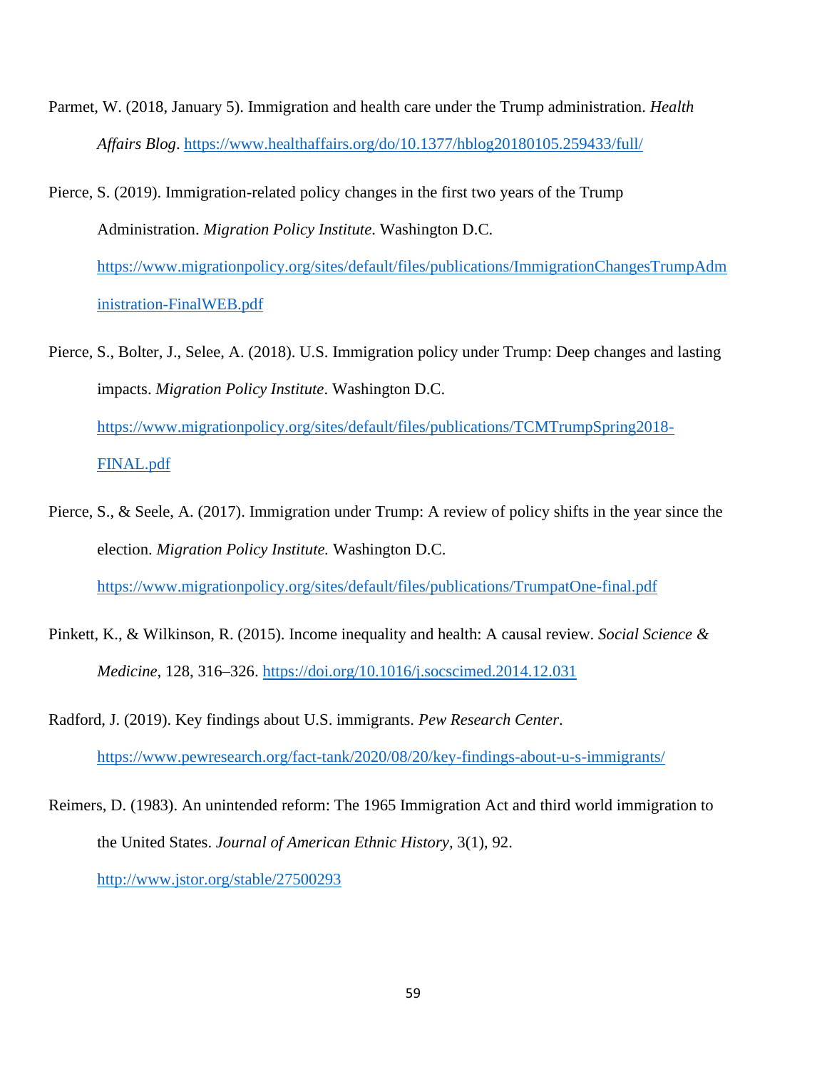Parmet, W. (2018, January 5). Immigration and health care under the Trump administration. *Health Affairs Blog*. https://www.healthaffairs.org/do/10.1377/hblog20180105.259433/full/

Pierce, S. (2019). Immigration-related policy changes in the first two years of the Trump Administration. *Migration Policy Institute*. Washington D.C. https://www.migrationpolicy.org/sites/default/files/publications/ImmigrationChangesTrumpAdministration-FinalWEB.pdf

Pierce, S., Bolter, J., Selee, A. (2018). U.S. Immigration policy under Trump: Deep changes and lasting impacts. *Migration Policy Institute*. Washington D.C. https://www.migrationpolicy.org/sites/default/files/publications/TCMTrumpSpring2018-FINAL.pdf

Pierce, S., & Seele, A. (2017). Immigration under Trump: A review of policy shifts in the year since the election. *Migration Policy Institute.* Washington D.C. https://www.migrationpolicy.org/sites/default/files/publications/TrumpatOne-final.pdf

Pinkett, K., & Wilkinson, R. (2015). Income inequality and health: A causal review. *Social Science & Medicine*, 128, 316–326. https://doi.org/10.1016/j.socscimed.2014.12.031

Radford, J. (2019). Key findings about U.S. immigrants. *Pew Research Center*. https://www.pewresearch.org/fact-tank/2020/08/20/key-findings-about-u-s-immigrants/

Reimers, D. (1983). An unintended reform: The 1965 Immigration Act and third world immigration to the United States. *Journal of American Ethnic History*, 3(1), 92. http://www.jstor.org/stable/27500293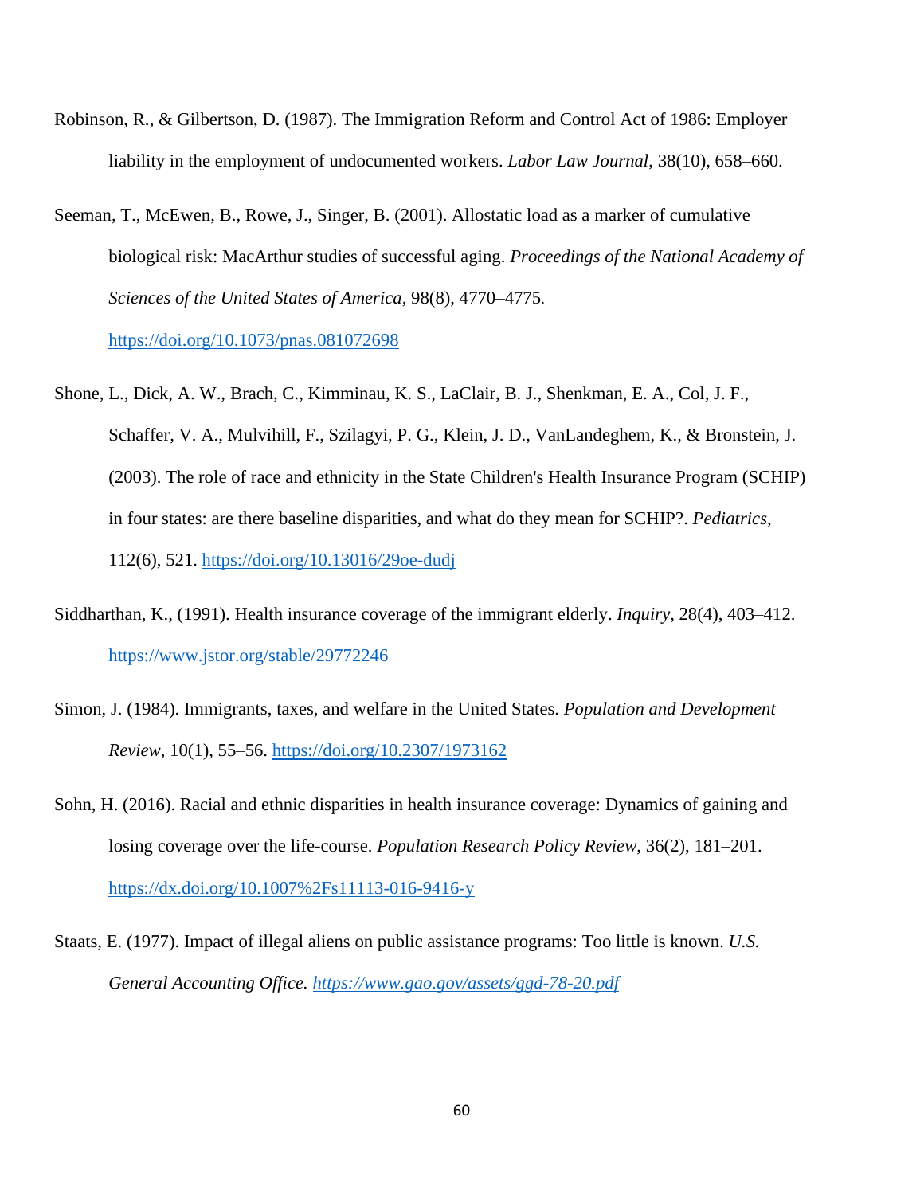Robinson, R., & Gilbertson, D. (1987). The Immigration Reform and Control Act of 1986: Employer liability in the employment of undocumented workers. *Labor Law Journal*, 38(10), 658–660.

Seeman, T., McEwen, B., Rowe, J., Singer, B. (2001). Allostatic load as a marker of cumulative biological risk: MacArthur studies of successful aging. *Proceedings of the National Academy of Sciences of the United States of America*, 98(8), 4770–4775. https://doi.org/10.1073/pnas.081072698

Shone, L., Dick, A. W., Brach, C., Kimminau, K. S., LaClair, B. J., Shenkman, E. A., Col, J. F., Schaffer, V. A., Mulvihill, F., Szilagyi, P. G., Klein, J. D., VanLandeghem, K., & Bronstein, J. (2003). The role of race and ethnicity in the State Children's Health Insurance Program (SCHIP) in four states: are there baseline disparities, and what do they mean for SCHIP?. *Pediatrics*, 112(6), 521. https://doi.org/10.13016/29oe-dudj

Siddharthan, K., (1991). Health insurance coverage of the immigrant elderly. *Inquiry*, 28(4), 403–412. https://www.jstor.org/stable/29772246

Simon, J. (1984). Immigrants, taxes, and welfare in the United States. *Population and Development Review*, 10(1), 55–56. https://doi.org/10.2307/1973162

Sohn, H. (2016). Racial and ethnic disparities in health insurance coverage: Dynamics of gaining and losing coverage over the life-course. *Population Research Policy Review*, 36(2), 181–201. https://dx.doi.org/10.1007%2Fs11113-016-9416-y

Staats, E. (1977). Impact of illegal aliens on public assistance programs: Too little is known. *U.S. General Accounting Office. https://www.gao.gov/assets/ggd-78-20.pdf*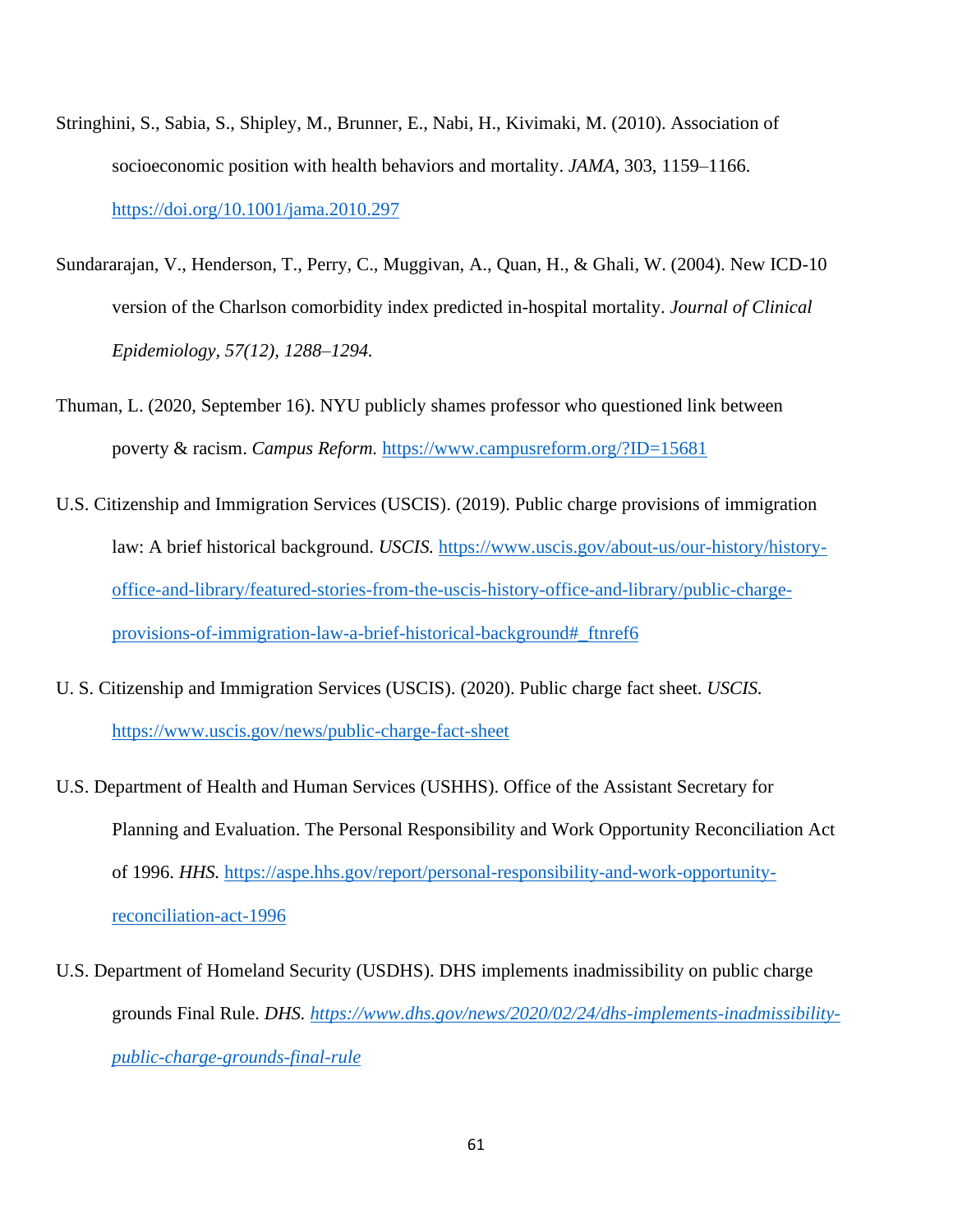Stringhini, S., Sabia, S., Shipley, M., Brunner, E., Nabi, H., Kivimaki, M. (2010). Association of socioeconomic position with health behaviors and mortality. *JAMA*, 303, 1159–1166. https://doi.org/10.1001/jama.2010.297

Sundararajan, V., Henderson, T., Perry, C., Muggivan, A., Quan, H., & Ghali, W. (2004). New ICD-10 version of the Charlson comorbidity index predicted in-hospital mortality. *Journal of Clinical Epidemiology, 57(12), 1288–1294.*

Thuman, L. (2020, September 16). NYU publicly shames professor who questioned link between poverty & racism. *Campus Reform.* https://www.campusreform.org/?ID=15681

U.S. Citizenship and Immigration Services (USCIS). (2019). Public charge provisions of immigration law: A brief historical background. *USCIS.* https://www.uscis.gov/about-us/our-history/history-office-and-library/featured-stories-from-the-uscis-history-office-and-library/public-charge-provisions-of-immigration-law-a-brief-historical-background#_ftnref6

U. S. Citizenship and Immigration Services (USCIS). (2020). Public charge fact sheet. *USCIS.* https://www.uscis.gov/news/public-charge-fact-sheet

U.S. Department of Health and Human Services (USHHS). Office of the Assistant Secretary for Planning and Evaluation. The Personal Responsibility and Work Opportunity Reconciliation Act of 1996. *HHS.* https://aspe.hhs.gov/report/personal-responsibility-and-work-opportunity-reconciliation-act-1996

U.S. Department of Homeland Security (USDHS). DHS implements inadmissibility on public charge grounds Final Rule. *DHS. https://www.dhs.gov/news/2020/02/24/dhs-implements-inadmissibility-public-charge-grounds-final-rule*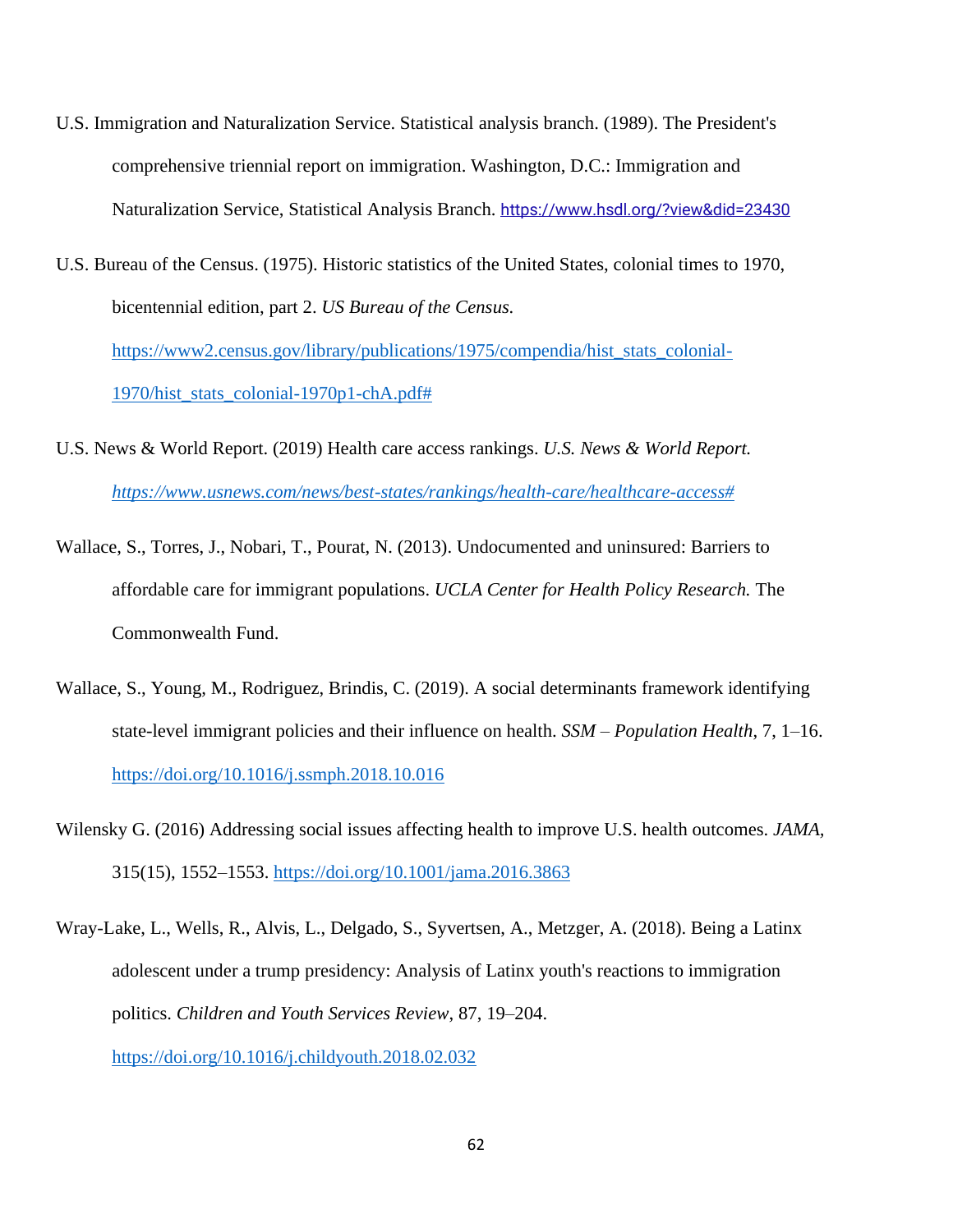U.S. Immigration and Naturalization Service. Statistical analysis branch. (1989). The President's comprehensive triennial report on immigration. Washington, D.C.: Immigration and Naturalization Service, Statistical Analysis Branch. https://www.hsdl.org/?view&did=23430

U.S. Bureau of the Census. (1975). Historic statistics of the United States, colonial times to 1970, bicentennial edition, part 2. *US Bureau of the Census.* https://www2.census.gov/library/publications/1975/compendia/hist_stats_colonial-1970/hist_stats_colonial-1970p1-chA.pdf#

U.S. News & World Report. (2019) Health care access rankings. *U.S. News & World Report.* *https://www.usnews.com/news/best-states/rankings/health-care/healthcare-access#*

Wallace, S., Torres, J., Nobari, T., Pourat, N. (2013). Undocumented and uninsured: Barriers to affordable care for immigrant populations. *UCLA Center for Health Policy Research.* The Commonwealth Fund.

Wallace, S., Young, M., Rodriguez, Brindis, C. (2019). A social determinants framework identifying state-level immigrant policies and their influence on health. *SSM – Population Health*, 7, 1–16. https://doi.org/10.1016/j.ssmph.2018.10.016

Wilensky G. (2016) Addressing social issues affecting health to improve U.S. health outcomes. *JAMA*, 315(15), 1552–1553. https://doi.org/10.1001/jama.2016.3863

Wray-Lake, L., Wells, R., Alvis, L., Delgado, S., Syvertsen, A., Metzger, A. (2018). Being a Latinx adolescent under a trump presidency: Analysis of Latinx youth's reactions to immigration politics. *Children and Youth Services Review*, 87, 19–204. https://doi.org/10.1016/j.childyouth.2018.02.032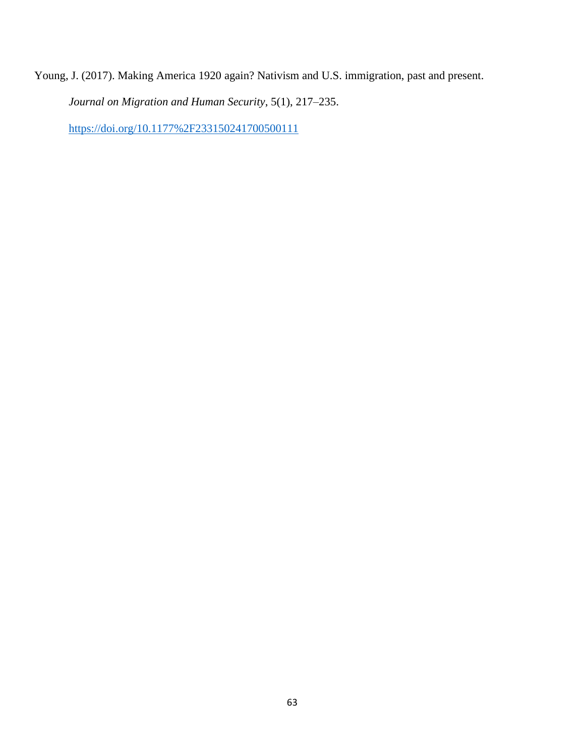Young, J. (2017). Making America 1920 again? Nativism and U.S. immigration, past and present. *Journal on Migration and Human Security*, 5(1), 217–235. https://doi.org/10.1177%2F233150241700500111